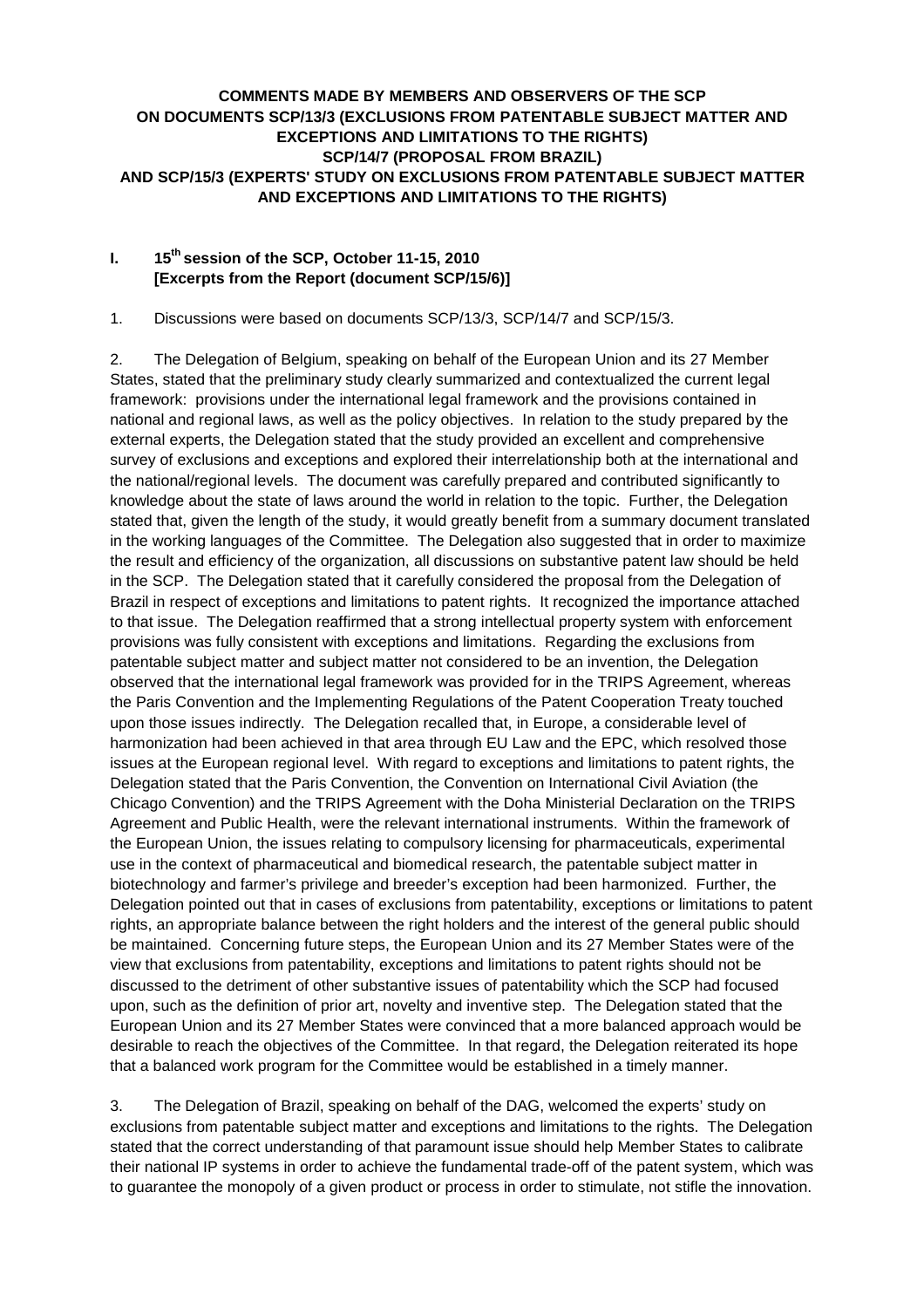# COMMENTS MADE BY MEMBERS AND OBSERVERS OF THE SCP ON DOCUMENTS SCP/13/3 (EXCLUSIONS FROM PATENTABLE SUBJECT MATTER AND EXCEPTIONS AND LIMITATIONS TO THE RIGHTS) SCP/14/7 (PROPOSAL FROM BRAZIL) AND SCP/15/3 (EXPERTS' STUDY ON EXCLUSIONS FROM PATENTABLE SUBJECT MATTER AND EXCEPTIONS AND LIMITATIONS TO THE RIGHTS)

## I. 15th session of the SCP, October 11-15, 2010 [Excerpts from the Report (document SCP/15/6)]

1. Discussions were based on documents SCP/13/3, SCP/14/7 and SCP/15/3.

2. The Delegation of Belgium, speaking on behalf of the European Union and its 27 Member States, stated that the preliminary study clearly summarized and contextualized the current legal framework: provisions under the international legal framework and the provisions contained in national and regional laws, as well as the policy objectives. In relation to the study prepared by the external experts, the Delegation stated that the study provided an excellent and comprehensive survey of exclusions and exceptions and explored their interrelationship both at the international and the national/regional levels. The document was carefully prepared and contributed significantly to knowledge about the state of laws around the world in relation to the topic. Further, the Delegation stated that, given the length of the study, it would greatly benefit from a summary document translated in the working languages of the Committee. The Delegation also suggested that in order to maximize the result and efficiency of the organization, all discussions on substantive patent law should be held in the SCP. The Delegation stated that it carefully considered the proposal from the Delegation of Brazil in respect of exceptions and limitations to patent rights. It recognized the importance attached to that issue. The Delegation reaffirmed that a strong intellectual property system with enforcement provisions was fully consistent with exceptions and limitations. Regarding the exclusions from patentable subject matter and subject matter not considered to be an invention, the Delegation observed that the international legal framework was provided for in the TRIPS Agreement, whereas the Paris Convention and the Implementing Regulations of the Patent Cooperation Treaty touched upon those issues indirectly. The Delegation recalled that, in Europe, a considerable level of harmonization had been achieved in that area through EU Law and the EPC, which resolved those issues at the European regional level. With regard to exceptions and limitations to patent rights, the Delegation stated that the Paris Convention, the Convention on International Civil Aviation (the Chicago Convention) and the TRIPS Agreement with the Doha Ministerial Declaration on the TRIPS Agreement and Public Health, were the relevant international instruments. Within the framework of the European Union, the issues relating to compulsory licensing for pharmaceuticals, experimental use in the context of pharmaceutical and biomedical research, the patentable subject matter in biotechnology and farmer's privilege and breeder's exception had been harmonized. Further, the Delegation pointed out that in cases of exclusions from patentability, exceptions or limitations to patent rights, an appropriate balance between the right holders and the interest of the general public should be maintained. Concerning future steps, the European Union and its 27 Member States were of the view that exclusions from patentability, exceptions and limitations to patent rights should not be discussed to the detriment of other substantive issues of patentability which the SCP had focused upon, such as the definition of prior art, novelty and inventive step. The Delegation stated that the European Union and its 27 Member States were convinced that a more balanced approach would be desirable to reach the objectives of the Committee. In that regard, the Delegation reiterated its hope that a balanced work program for the Committee would be established in a timely manner.

3. The Delegation of Brazil, speaking on behalf of the DAG, welcomed the experts' study on exclusions from patentable subject matter and exceptions and limitations to the rights. The Delegation stated that the correct understanding of that paramount issue should help Member States to calibrate their national IP systems in order to achieve the fundamental trade-off of the patent system, which was to guarantee the monopoly of a given product or process in order to stimulate, not stifle the innovation.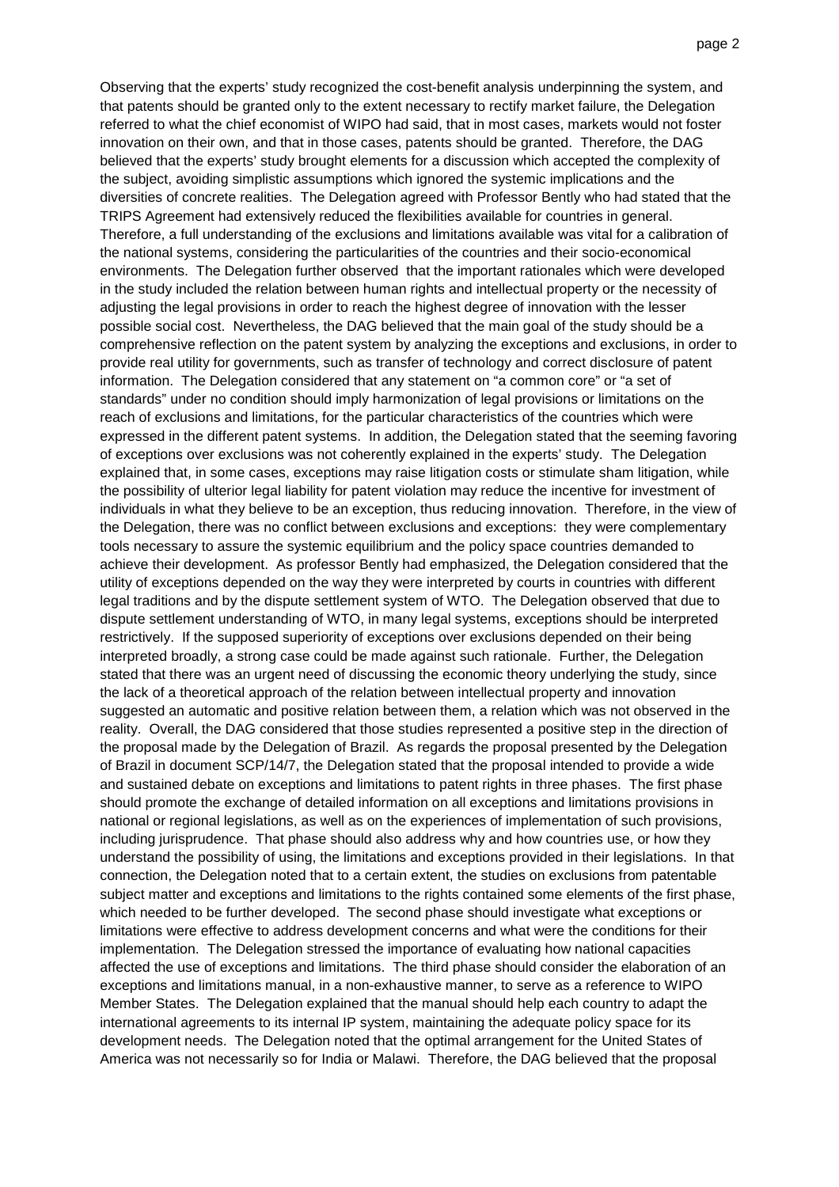Observing that the experts' study recognized the cost-benefit analysis underpinning the system, and that patents should be granted only to the extent necessary to rectify market failure, the Delegation referred to what the chief economist of WIPO had said, that in most cases, markets would not foster innovation on their own, and that in those cases, patents should be granted. Therefore, the DAG believed that the experts' study brought elements for a discussion which accepted the complexity of the subject, avoiding simplistic assumptions which ignored the systemic implications and the diversities of concrete realities. The Delegation agreed with Professor Bently who had stated that the TRIPS Agreement had extensively reduced the flexibilities available for countries in general. Therefore, a full understanding of the exclusions and limitations available was vital for a calibration of the national systems, considering the particularities of the countries and their socio-economical environments. The Delegation further observed that the important rationales which were developed in the study included the relation between human rights and intellectual property or the necessity of adjusting the legal provisions in order to reach the highest degree of innovation with the lesser possible social cost. Nevertheless, the DAG believed that the main goal of the study should be a comprehensive reflection on the patent system by analyzing the exceptions and exclusions, in order to provide real utility for governments, such as transfer of technology and correct disclosure of patent information. The Delegation considered that any statement on "a common core" or "a set of standards" under no condition should imply harmonization of legal provisions or limitations on the reach of exclusions and limitations, for the particular characteristics of the countries which were expressed in the different patent systems. In addition, the Delegation stated that the seeming favoring of exceptions over exclusions was not coherently explained in the experts' study. The Delegation explained that, in some cases, exceptions may raise litigation costs or stimulate sham litigation, while the possibility of ulterior legal liability for patent violation may reduce the incentive for investment of individuals in what they believe to be an exception, thus reducing innovation. Therefore, in the view of the Delegation, there was no conflict between exclusions and exceptions: they were complementary tools necessary to assure the systemic equilibrium and the policy space countries demanded to achieve their development. As professor Bently had emphasized, the Delegation considered that the utility of exceptions depended on the way they were interpreted by courts in countries with different legal traditions and by the dispute settlement system of WTO. The Delegation observed that due to dispute settlement understanding of WTO, in many legal systems, exceptions should be interpreted restrictively. If the supposed superiority of exceptions over exclusions depended on their being interpreted broadly, a strong case could be made against such rationale. Further, the Delegation stated that there was an urgent need of discussing the economic theory underlying the study, since the lack of a theoretical approach of the relation between intellectual property and innovation suggested an automatic and positive relation between them, a relation which was not observed in the reality. Overall, the DAG considered that those studies represented a positive step in the direction of the proposal made by the Delegation of Brazil. As regards the proposal presented by the Delegation of Brazil in document SCP/14/7, the Delegation stated that the proposal intended to provide a wide and sustained debate on exceptions and limitations to patent rights in three phases. The first phase should promote the exchange of detailed information on all exceptions and limitations provisions in national or regional legislations, as well as on the experiences of implementation of such provisions, including jurisprudence. That phase should also address why and how countries use, or how they understand the possibility of using, the limitations and exceptions provided in their legislations. In that connection, the Delegation noted that to a certain extent, the studies on exclusions from patentable subject matter and exceptions and limitations to the rights contained some elements of the first phase, which needed to be further developed. The second phase should investigate what exceptions or limitations were effective to address development concerns and what were the conditions for their implementation. The Delegation stressed the importance of evaluating how national capacities affected the use of exceptions and limitations. The third phase should consider the elaboration of an exceptions and limitations manual, in a non-exhaustive manner, to serve as a reference to WIPO Member States. The Delegation explained that the manual should help each country to adapt the international agreements to its internal IP system, maintaining the adequate policy space for its development needs. The Delegation noted that the optimal arrangement for the United States of America was not necessarily so for India or Malawi. Therefore, the DAG believed that the proposal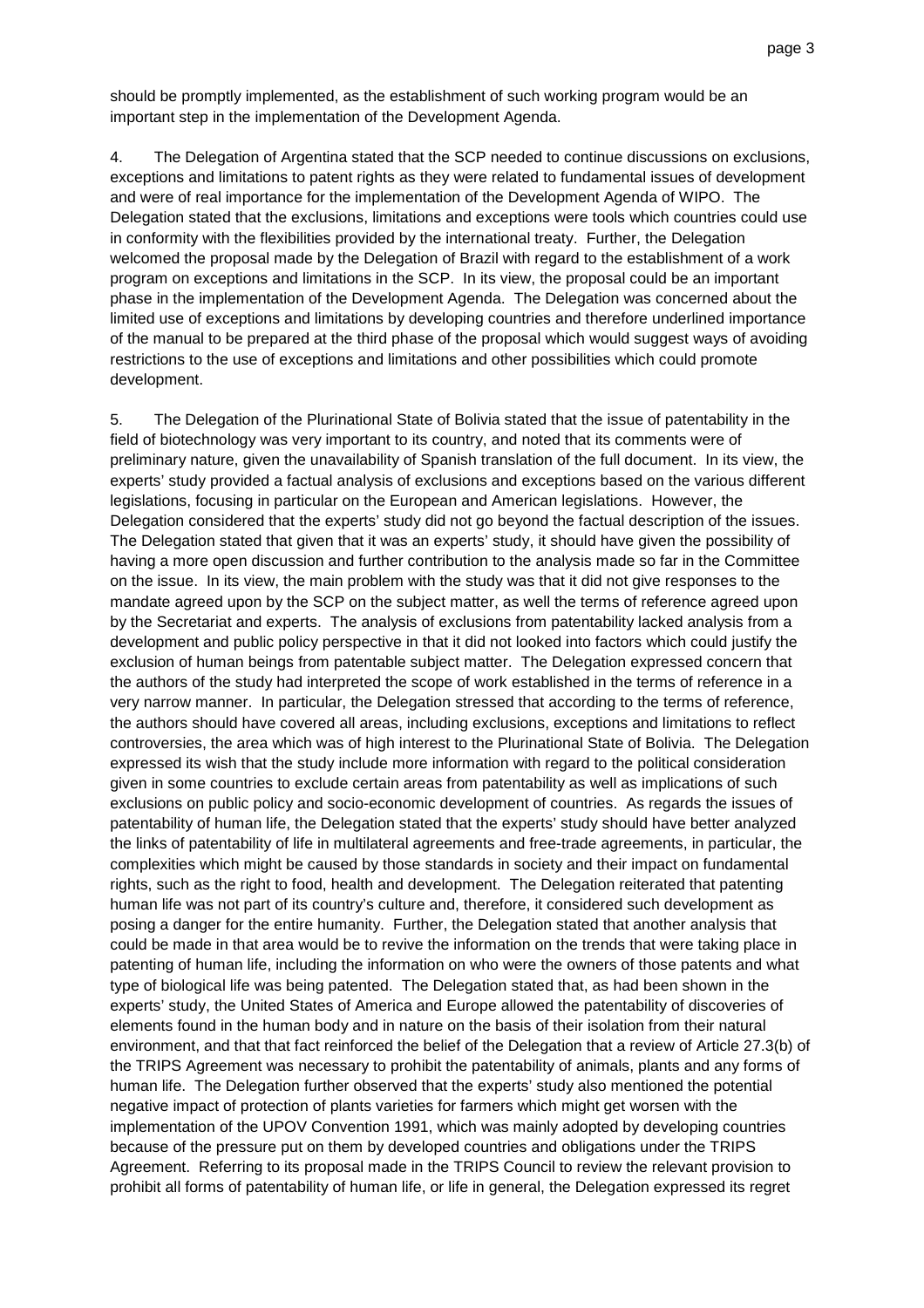should be promptly implemented, as the establishment of such working program would be an important step in the implementation of the Development Agenda.

4. The Delegation of Argentina stated that the SCP needed to continue discussions on exclusions, exceptions and limitations to patent rights as they were related to fundamental issues of development and were of real importance for the implementation of the Development Agenda of WIPO. The Delegation stated that the exclusions, limitations and exceptions were tools which countries could use in conformity with the flexibilities provided by the international treaty. Further, the Delegation welcomed the proposal made by the Delegation of Brazil with regard to the establishment of a work program on exceptions and limitations in the SCP. In its view, the proposal could be an important phase in the implementation of the Development Agenda. The Delegation was concerned about the limited use of exceptions and limitations by developing countries and therefore underlined importance of the manual to be prepared at the third phase of the proposal which would suggest ways of avoiding restrictions to the use of exceptions and limitations and other possibilities which could promote development.

5. The Delegation of the Plurinational State of Bolivia stated that the issue of patentability in the field of biotechnology was very important to its country, and noted that its comments were of preliminary nature, given the unavailability of Spanish translation of the full document. In its view, the experts' study provided a factual analysis of exclusions and exceptions based on the various different legislations, focusing in particular on the European and American legislations. However, the Delegation considered that the experts' study did not go beyond the factual description of the issues. The Delegation stated that given that it was an experts' study, it should have given the possibility of having a more open discussion and further contribution to the analysis made so far in the Committee on the issue. In its view, the main problem with the study was that it did not give responses to the mandate agreed upon by the SCP on the subject matter, as well the terms of reference agreed upon by the Secretariat and experts. The analysis of exclusions from patentability lacked analysis from a development and public policy perspective in that it did not looked into factors which could justify the exclusion of human beings from patentable subject matter. The Delegation expressed concern that the authors of the study had interpreted the scope of work established in the terms of reference in a very narrow manner. In particular, the Delegation stressed that according to the terms of reference, the authors should have covered all areas, including exclusions, exceptions and limitations to reflect controversies, the area which was of high interest to the Plurinational State of Bolivia. The Delegation expressed its wish that the study include more information with regard to the political consideration given in some countries to exclude certain areas from patentability as well as implications of such exclusions on public policy and socio-economic development of countries. As regards the issues of patentability of human life, the Delegation stated that the experts' study should have better analyzed the links of patentability of life in multilateral agreements and free-trade agreements, in particular, the complexities which might be caused by those standards in society and their impact on fundamental rights, such as the right to food, health and development. The Delegation reiterated that patenting human life was not part of its country's culture and, therefore, it considered such development as posing a danger for the entire humanity. Further, the Delegation stated that another analysis that could be made in that area would be to revive the information on the trends that were taking place in patenting of human life, including the information on who were the owners of those patents and what type of biological life was being patented. The Delegation stated that, as had been shown in the experts' study, the United States of America and Europe allowed the patentability of discoveries of elements found in the human body and in nature on the basis of their isolation from their natural environment, and that that fact reinforced the belief of the Delegation that a review of Article 27.3(b) of the TRIPS Agreement was necessary to prohibit the patentability of animals, plants and any forms of human life. The Delegation further observed that the experts' study also mentioned the potential negative impact of protection of plants varieties for farmers which might get worsen with the implementation of the UPOV Convention 1991, which was mainly adopted by developing countries because of the pressure put on them by developed countries and obligations under the TRIPS Agreement. Referring to its proposal made in the TRIPS Council to review the relevant provision to prohibit all forms of patentability of human life, or life in general, the Delegation expressed its regret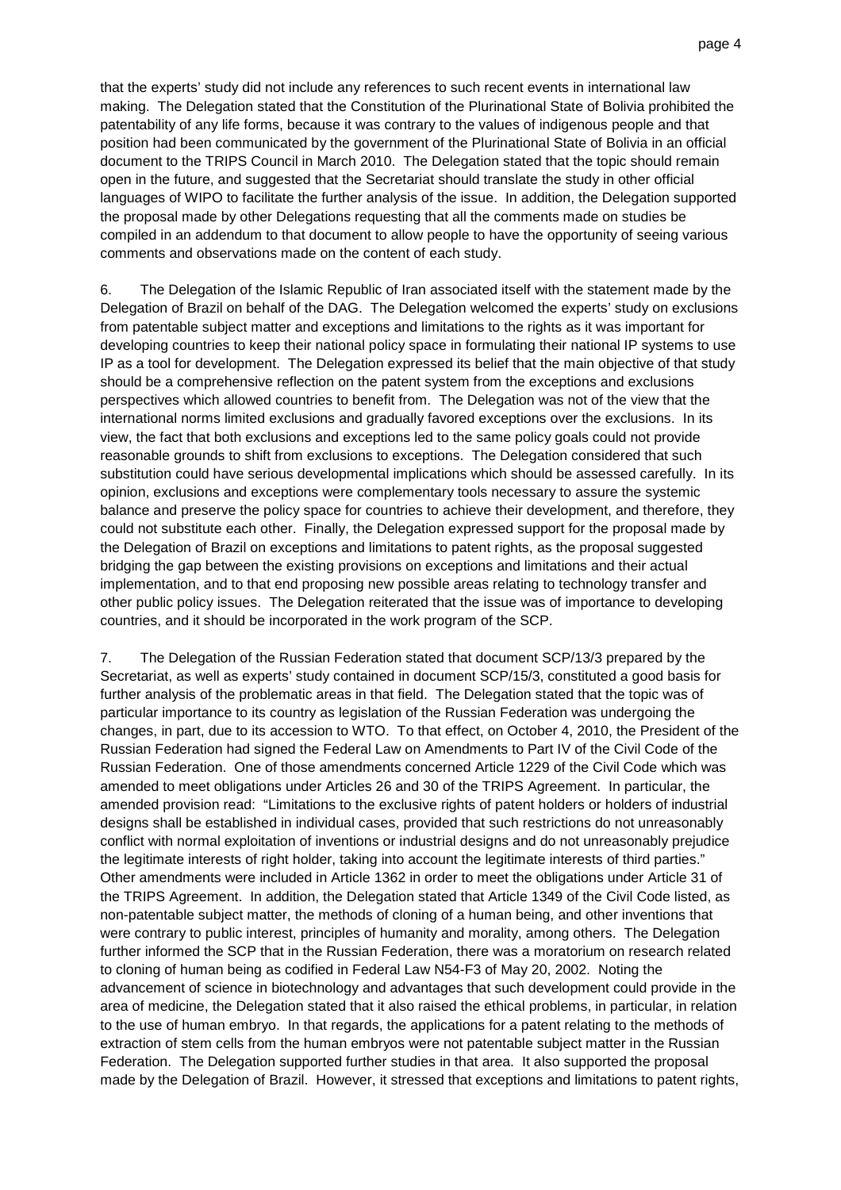that the experts' study did not include any references to such recent events in international law making. The Delegation stated that the Constitution of the Plurinational State of Bolivia prohibited the patentability of any life forms, because it was contrary to the values of indigenous people and that position had been communicated by the government of the Plurinational State of Bolivia in an official document to the TRIPS Council in March 2010. The Delegation stated that the topic should remain open in the future, and suggested that the Secretariat should translate the study in other official languages of WIPO to facilitate the further analysis of the issue. In addition, the Delegation supported the proposal made by other Delegations requesting that all the comments made on studies be compiled in an addendum to that document to allow people to have the opportunity of seeing various comments and observations made on the content of each study.

6. The Delegation of the Islamic Republic of Iran associated itself with the statement made by the Delegation of Brazil on behalf of the DAG. The Delegation welcomed the experts' study on exclusions from patentable subject matter and exceptions and limitations to the rights as it was important for developing countries to keep their national policy space in formulating their national IP systems to use IP as a tool for development. The Delegation expressed its belief that the main objective of that study should be a comprehensive reflection on the patent system from the exceptions and exclusions perspectives which allowed countries to benefit from. The Delegation was not of the view that the international norms limited exclusions and gradually favored exceptions over the exclusions. In its view, the fact that both exclusions and exceptions led to the same policy goals could not provide reasonable grounds to shift from exclusions to exceptions. The Delegation considered that such substitution could have serious developmental implications which should be assessed carefully. In its opinion, exclusions and exceptions were complementary tools necessary to assure the systemic balance and preserve the policy space for countries to achieve their development, and therefore, they could not substitute each other. Finally, the Delegation expressed support for the proposal made by the Delegation of Brazil on exceptions and limitations to patent rights, as the proposal suggested bridging the gap between the existing provisions on exceptions and limitations and their actual implementation, and to that end proposing new possible areas relating to technology transfer and other public policy issues. The Delegation reiterated that the issue was of importance to developing countries, and it should be incorporated in the work program of the SCP.

7. The Delegation of the Russian Federation stated that document SCP/13/3 prepared by the Secretariat, as well as experts' study contained in document SCP/15/3, constituted a good basis for further analysis of the problematic areas in that field. The Delegation stated that the topic was of particular importance to its country as legislation of the Russian Federation was undergoing the changes, in part, due to its accession to WTO. To that effect, on October 4, 2010, the President of the Russian Federation had signed the Federal Law on Amendments to Part IV of the Civil Code of the Russian Federation. One of those amendments concerned Article 1229 of the Civil Code which was amended to meet obligations under Articles 26 and 30 of the TRIPS Agreement. In particular, the amended provision read: "Limitations to the exclusive rights of patent holders or holders of industrial designs shall be established in individual cases, provided that such restrictions do not unreasonably conflict with normal exploitation of inventions or industrial designs and do not unreasonably prejudice the legitimate interests of right holder, taking into account the legitimate interests of third parties." Other amendments were included in Article 1362 in order to meet the obligations under Article 31 of the TRIPS Agreement. In addition, the Delegation stated that Article 1349 of the Civil Code listed, as non-patentable subject matter, the methods of cloning of a human being, and other inventions that were contrary to public interest, principles of humanity and morality, among others. The Delegation further informed the SCP that in the Russian Federation, there was a moratorium on research related to cloning of human being as codified in Federal Law N54-F3 of May 20, 2002. Noting the advancement of science in biotechnology and advantages that such development could provide in the area of medicine, the Delegation stated that it also raised the ethical problems, in particular, in relation to the use of human embryo. In that regards, the applications for a patent relating to the methods of extraction of stem cells from the human embryos were not patentable subject matter in the Russian Federation. The Delegation supported further studies in that area. It also supported the proposal made by the Delegation of Brazil. However, it stressed that exceptions and limitations to patent rights,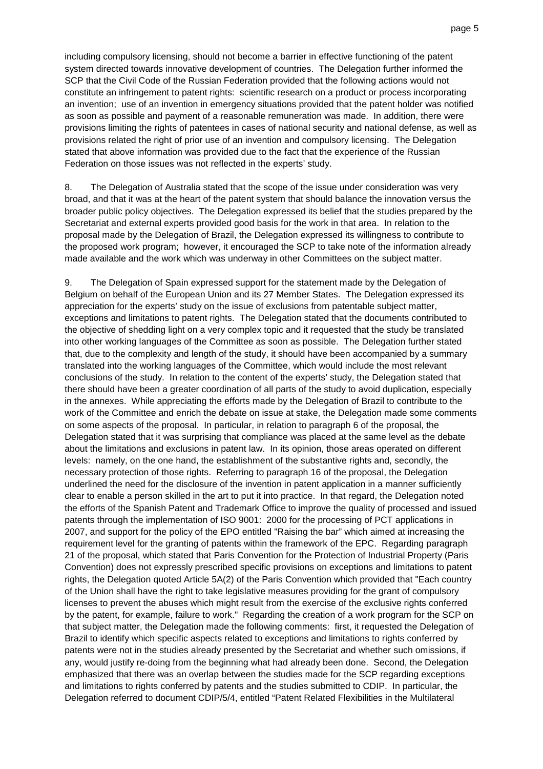including compulsory licensing, should not become a barrier in effective functioning of the patent system directed towards innovative development of countries. The Delegation further informed the SCP that the Civil Code of the Russian Federation provided that the following actions would not constitute an infringement to patent rights: scientific research on a product or process incorporating an invention; use of an invention in emergency situations provided that the patent holder was notified as soon as possible and payment of a reasonable remuneration was made. In addition, there were provisions limiting the rights of patentees in cases of national security and national defense, as well as provisions related the right of prior use of an invention and compulsory licensing. The Delegation stated that above information was provided due to the fact that the experience of the Russian Federation on those issues was not reflected in the experts' study.

8. The Delegation of Australia stated that the scope of the issue under consideration was very broad, and that it was at the heart of the patent system that should balance the innovation versus the broader public policy objectives. The Delegation expressed its belief that the studies prepared by the Secretariat and external experts provided good basis for the work in that area. In relation to the proposal made by the Delegation of Brazil, the Delegation expressed its willingness to contribute to the proposed work program; however, it encouraged the SCP to take note of the information already made available and the work which was underway in other Committees on the subject matter.

9. The Delegation of Spain expressed support for the statement made by the Delegation of Belgium on behalf of the European Union and its 27 Member States. The Delegation expressed its appreciation for the experts' study on the issue of exclusions from patentable subject matter, exceptions and limitations to patent rights. The Delegation stated that the documents contributed to the objective of shedding light on a very complex topic and it requested that the study be translated into other working languages of the Committee as soon as possible. The Delegation further stated that, due to the complexity and length of the study, it should have been accompanied by a summary translated into the working languages of the Committee, which would include the most relevant conclusions of the study. In relation to the content of the experts' study, the Delegation stated that there should have been a greater coordination of all parts of the study to avoid duplication, especially in the annexes. While appreciating the efforts made by the Delegation of Brazil to contribute to the work of the Committee and enrich the debate on issue at stake, the Delegation made some comments on some aspects of the proposal. In particular, in relation to paragraph 6 of the proposal, the Delegation stated that it was surprising that compliance was placed at the same level as the debate about the limitations and exclusions in patent law. In its opinion, those areas operated on different levels: namely, on the one hand, the establishment of the substantive rights and, secondly, the necessary protection of those rights. Referring to paragraph 16 of the proposal, the Delegation underlined the need for the disclosure of the invention in patent application in a manner sufficiently clear to enable a person skilled in the art to put it into practice. In that regard, the Delegation noted the efforts of the Spanish Patent and Trademark Office to improve the quality of processed and issued patents through the implementation of ISO 9001: 2000 for the processing of PCT applications in 2007, and support for the policy of the EPO entitled "Raising the bar" which aimed at increasing the requirement level for the granting of patents within the framework of the EPC. Regarding paragraph 21 of the proposal, which stated that Paris Convention for the Protection of Industrial Property (Paris Convention) does not expressly prescribed specific provisions on exceptions and limitations to patent rights, the Delegation quoted Article 5A(2) of the Paris Convention which provided that "Each country of the Union shall have the right to take legislative measures providing for the grant of compulsory licenses to prevent the abuses which might result from the exercise of the exclusive rights conferred by the patent, for example, failure to work." Regarding the creation of a work program for the SCP on that subject matter, the Delegation made the following comments: first, it requested the Delegation of Brazil to identify which specific aspects related to exceptions and limitations to rights conferred by patents were not in the studies already presented by the Secretariat and whether such omissions, if any, would justify re-doing from the beginning what had already been done. Second, the Delegation emphasized that there was an overlap between the studies made for the SCP regarding exceptions and limitations to rights conferred by patents and the studies submitted to CDIP. In particular, the Delegation referred to document CDIP/5/4, entitled "Patent Related Flexibilities in the Multilateral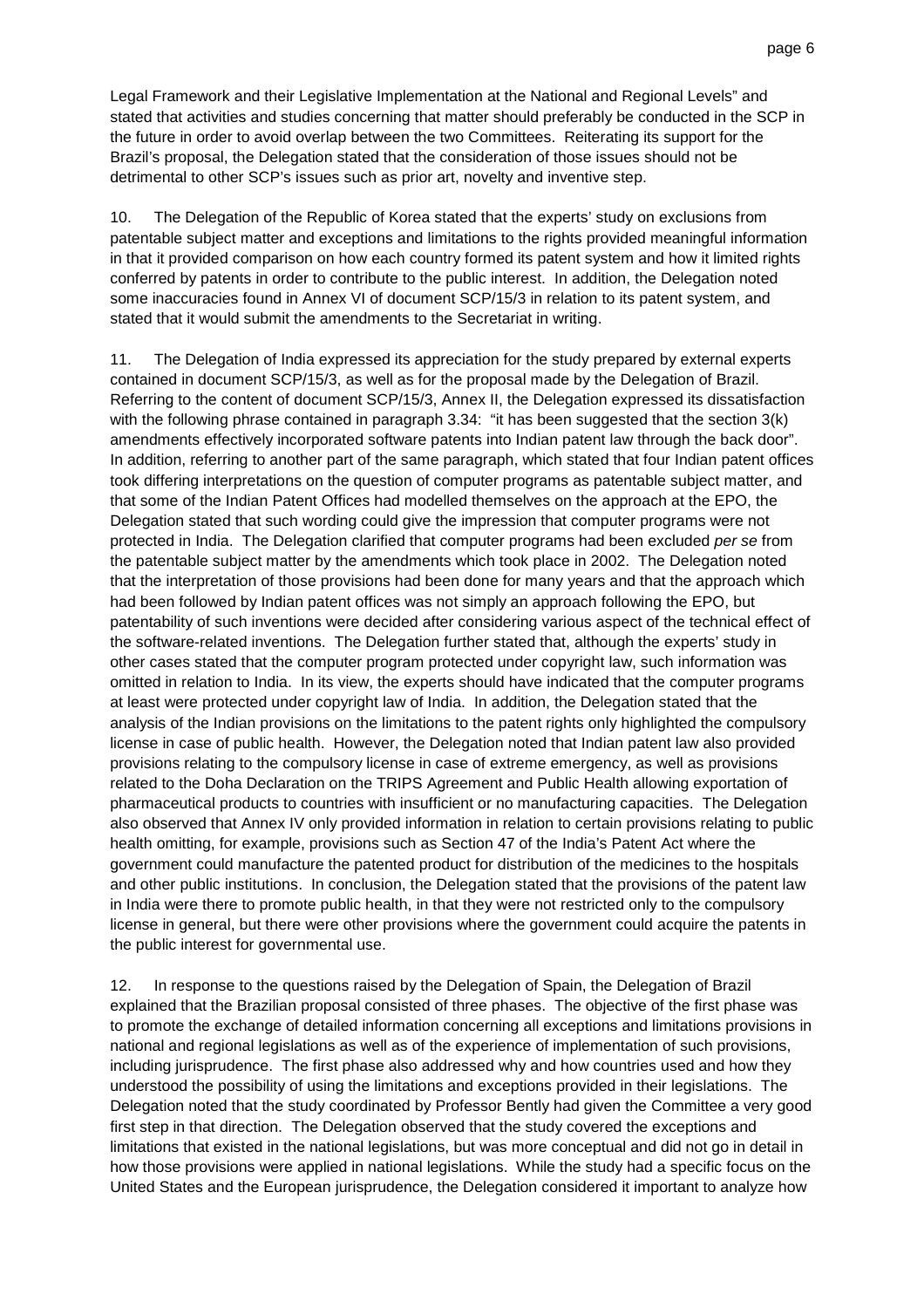Legal Framework and their Legislative Implementation at the National and Regional Levels" and stated that activities and studies concerning that matter should preferably be conducted in the SCP in the future in order to avoid overlap between the two Committees. Reiterating its support for the Brazil's proposal, the Delegation stated that the consideration of those issues should not be detrimental to other SCP's issues such as prior art, novelty and inventive step.

10. The Delegation of the Republic of Korea stated that the experts' study on exclusions from patentable subject matter and exceptions and limitations to the rights provided meaningful information in that it provided comparison on how each country formed its patent system and how it limited rights conferred by patents in order to contribute to the public interest. In addition, the Delegation noted some inaccuracies found in Annex VI of document SCP/15/3 in relation to its patent system, and stated that it would submit the amendments to the Secretariat in writing.

11. The Delegation of India expressed its appreciation for the study prepared by external experts contained in document SCP/15/3, as well as for the proposal made by the Delegation of Brazil. Referring to the content of document SCP/15/3, Annex II, the Delegation expressed its dissatisfaction with the following phrase contained in paragraph 3.34: "it has been suggested that the section 3(k) amendments effectively incorporated software patents into Indian patent law through the back door". In addition, referring to another part of the same paragraph, which stated that four Indian patent offices took differing interpretations on the question of computer programs as patentable subject matter, and that some of the Indian Patent Offices had modelled themselves on the approach at the EPO, the Delegation stated that such wording could give the impression that computer programs were not protected in India. The Delegation clarified that computer programs had been excluded *per se* from the patentable subject matter by the amendments which took place in 2002. The Delegation noted that the interpretation of those provisions had been done for many years and that the approach which had been followed by Indian patent offices was not simply an approach following the EPO, but patentability of such inventions were decided after considering various aspect of the technical effect of the software-related inventions. The Delegation further stated that, although the experts' study in other cases stated that the computer program protected under copyright law, such information was omitted in relation to India. In its view, the experts should have indicated that the computer programs at least were protected under copyright law of India. In addition, the Delegation stated that the analysis of the Indian provisions on the limitations to the patent rights only highlighted the compulsory license in case of public health. However, the Delegation noted that Indian patent law also provided provisions relating to the compulsory license in case of extreme emergency, as well as provisions related to the Doha Declaration on the TRIPS Agreement and Public Health allowing exportation of pharmaceutical products to countries with insufficient or no manufacturing capacities. The Delegation also observed that Annex IV only provided information in relation to certain provisions relating to public health omitting, for example, provisions such as Section 47 of the India's Patent Act where the government could manufacture the patented product for distribution of the medicines to the hospitals and other public institutions. In conclusion, the Delegation stated that the provisions of the patent law in India were there to promote public health, in that they were not restricted only to the compulsory license in general, but there were other provisions where the government could acquire the patents in the public interest for governmental use.

12. In response to the questions raised by the Delegation of Spain, the Delegation of Brazil explained that the Brazilian proposal consisted of three phases. The objective of the first phase was to promote the exchange of detailed information concerning all exceptions and limitations provisions in national and regional legislations as well as of the experience of implementation of such provisions, including jurisprudence. The first phase also addressed why and how countries used and how they understood the possibility of using the limitations and exceptions provided in their legislations. The Delegation noted that the study coordinated by Professor Bently had given the Committee a very good first step in that direction. The Delegation observed that the study covered the exceptions and limitations that existed in the national legislations, but was more conceptual and did not go in detail in how those provisions were applied in national legislations. While the study had a specific focus on the United States and the European jurisprudence, the Delegation considered it important to analyze how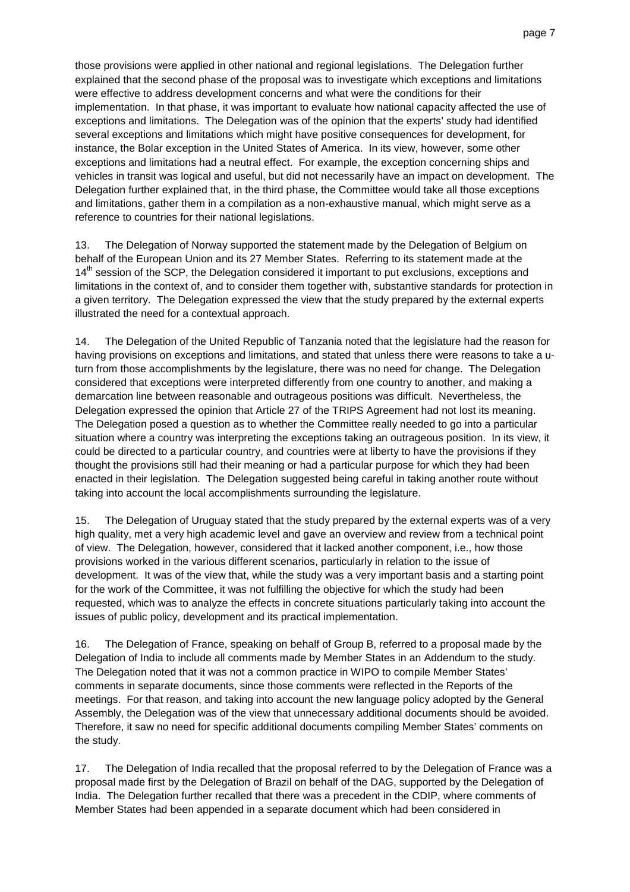those provisions were applied in other national and regional legislations. The Delegation further explained that the second phase of the proposal was to investigate which exceptions and limitations were effective to address development concerns and what were the conditions for their implementation. In that phase, it was important to evaluate how national capacity affected the use of exceptions and limitations. The Delegation was of the opinion that the experts' study had identified several exceptions and limitations which might have positive consequences for development, for instance, the Bolar exception in the United States of America. In its view, however, some other exceptions and limitations had a neutral effect. For example, the exception concerning ships and vehicles in transit was logical and useful, but did not necessarily have an impact on development. The Delegation further explained that, in the third phase, the Committee would take all those exceptions and limitations, gather them in a compilation as a non-exhaustive manual, which might serve as a reference to countries for their national legislations.

13. The Delegation of Norway supported the statement made by the Delegation of Belgium on behalf of the European Union and its 27 Member States. Referring to its statement made at the 14th session of the SCP, the Delegation considered it important to put exclusions, exceptions and limitations in the context of, and to consider them together with, substantive standards for protection in a given territory. The Delegation expressed the view that the study prepared by the external experts illustrated the need for a contextual approach.

14. The Delegation of the United Republic of Tanzania noted that the legislature had the reason for having provisions on exceptions and limitations, and stated that unless there were reasons to take a u-turn from those accomplishments by the legislature, there was no need for change. The Delegation considered that exceptions were interpreted differently from one country to another, and making a demarcation line between reasonable and outrageous positions was difficult. Nevertheless, the Delegation expressed the opinion that Article 27 of the TRIPS Agreement had not lost its meaning. The Delegation posed a question as to whether the Committee really needed to go into a particular situation where a country was interpreting the exceptions taking an outrageous position. In its view, it could be directed to a particular country, and countries were at liberty to have the provisions if they thought the provisions still had their meaning or had a particular purpose for which they had been enacted in their legislation. The Delegation suggested being careful in taking another route without taking into account the local accomplishments surrounding the legislature.

15. The Delegation of Uruguay stated that the study prepared by the external experts was of a very high quality, met a very high academic level and gave an overview and review from a technical point of view. The Delegation, however, considered that it lacked another component, i.e., how those provisions worked in the various different scenarios, particularly in relation to the issue of development. It was of the view that, while the study was a very important basis and a starting point for the work of the Committee, it was not fulfilling the objective for which the study had been requested, which was to analyze the effects in concrete situations particularly taking into account the issues of public policy, development and its practical implementation.

16. The Delegation of France, speaking on behalf of Group B, referred to a proposal made by the Delegation of India to include all comments made by Member States in an Addendum to the study. The Delegation noted that it was not a common practice in WIPO to compile Member States' comments in separate documents, since those comments were reflected in the Reports of the meetings. For that reason, and taking into account the new language policy adopted by the General Assembly, the Delegation was of the view that unnecessary additional documents should be avoided. Therefore, it saw no need for specific additional documents compiling Member States' comments on the study.

17. The Delegation of India recalled that the proposal referred to by the Delegation of France was a proposal made first by the Delegation of Brazil on behalf of the DAG, supported by the Delegation of India. The Delegation further recalled that there was a precedent in the CDIP, where comments of Member States had been appended in a separate document which had been considered in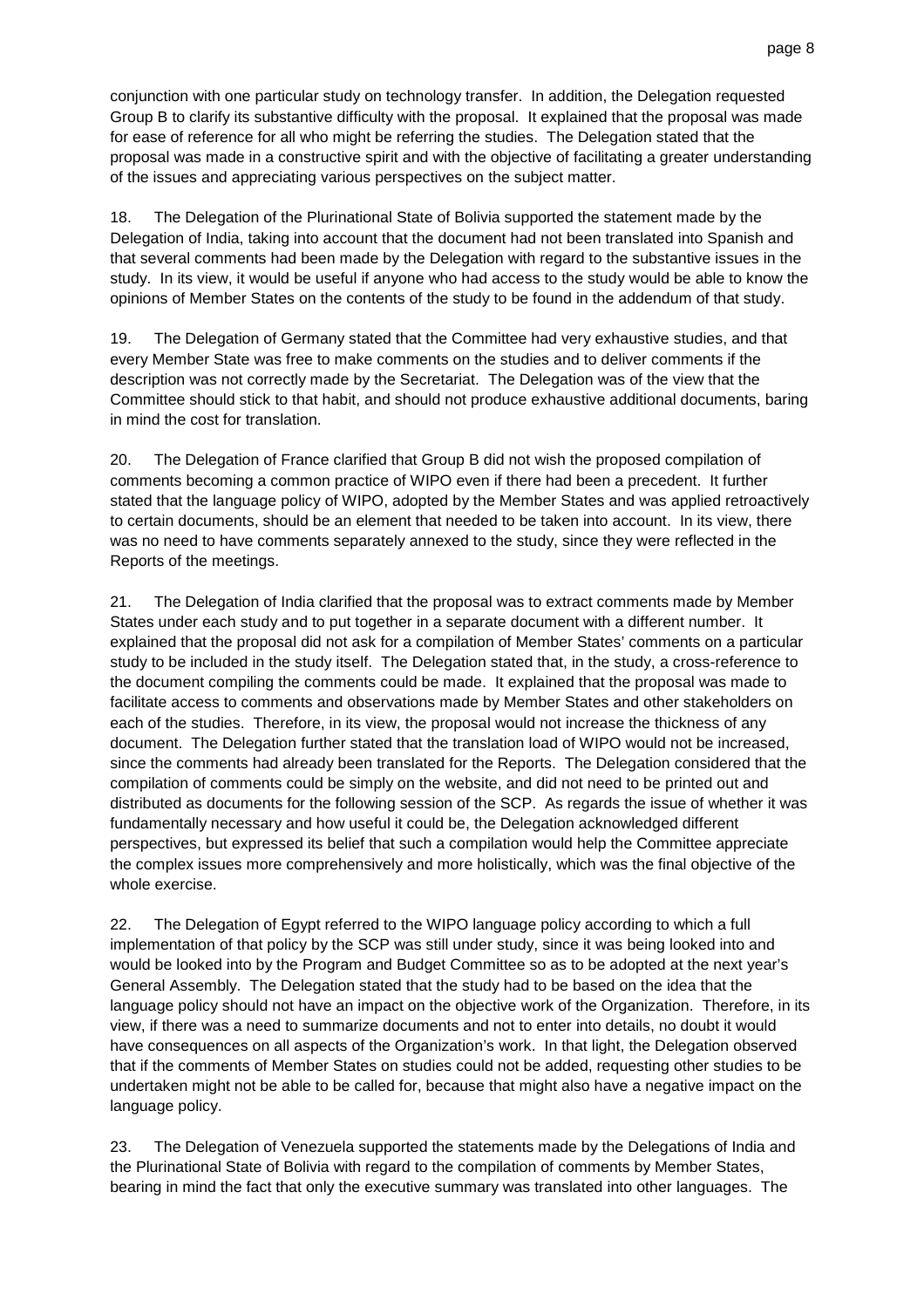conjunction with one particular study on technology transfer. In addition, the Delegation requested Group B to clarify its substantive difficulty with the proposal. It explained that the proposal was made for ease of reference for all who might be referring the studies. The Delegation stated that the proposal was made in a constructive spirit and with the objective of facilitating a greater understanding of the issues and appreciating various perspectives on the subject matter.

18. The Delegation of the Plurinational State of Bolivia supported the statement made by the Delegation of India, taking into account that the document had not been translated into Spanish and that several comments had been made by the Delegation with regard to the substantive issues in the study. In its view, it would be useful if anyone who had access to the study would be able to know the opinions of Member States on the contents of the study to be found in the addendum of that study.

19. The Delegation of Germany stated that the Committee had very exhaustive studies, and that every Member State was free to make comments on the studies and to deliver comments if the description was not correctly made by the Secretariat. The Delegation was of the view that the Committee should stick to that habit, and should not produce exhaustive additional documents, baring in mind the cost for translation.

20. The Delegation of France clarified that Group B did not wish the proposed compilation of comments becoming a common practice of WIPO even if there had been a precedent. It further stated that the language policy of WIPO, adopted by the Member States and was applied retroactively to certain documents, should be an element that needed to be taken into account. In its view, there was no need to have comments separately annexed to the study, since they were reflected in the Reports of the meetings.

21. The Delegation of India clarified that the proposal was to extract comments made by Member States under each study and to put together in a separate document with a different number. It explained that the proposal did not ask for a compilation of Member States' comments on a particular study to be included in the study itself. The Delegation stated that, in the study, a cross-reference to the document compiling the comments could be made. It explained that the proposal was made to facilitate access to comments and observations made by Member States and other stakeholders on each of the studies. Therefore, in its view, the proposal would not increase the thickness of any document. The Delegation further stated that the translation load of WIPO would not be increased, since the comments had already been translated for the Reports. The Delegation considered that the compilation of comments could be simply on the website, and did not need to be printed out and distributed as documents for the following session of the SCP. As regards the issue of whether it was fundamentally necessary and how useful it could be, the Delegation acknowledged different perspectives, but expressed its belief that such a compilation would help the Committee appreciate the complex issues more comprehensively and more holistically, which was the final objective of the whole exercise.

22. The Delegation of Egypt referred to the WIPO language policy according to which a full implementation of that policy by the SCP was still under study, since it was being looked into and would be looked into by the Program and Budget Committee so as to be adopted at the next year's General Assembly. The Delegation stated that the study had to be based on the idea that the language policy should not have an impact on the objective work of the Organization. Therefore, in its view, if there was a need to summarize documents and not to enter into details, no doubt it would have consequences on all aspects of the Organization's work. In that light, the Delegation observed that if the comments of Member States on studies could not be added, requesting other studies to be undertaken might not be able to be called for, because that might also have a negative impact on the language policy.

23. The Delegation of Venezuela supported the statements made by the Delegations of India and the Plurinational State of Bolivia with regard to the compilation of comments by Member States, bearing in mind the fact that only the executive summary was translated into other languages. The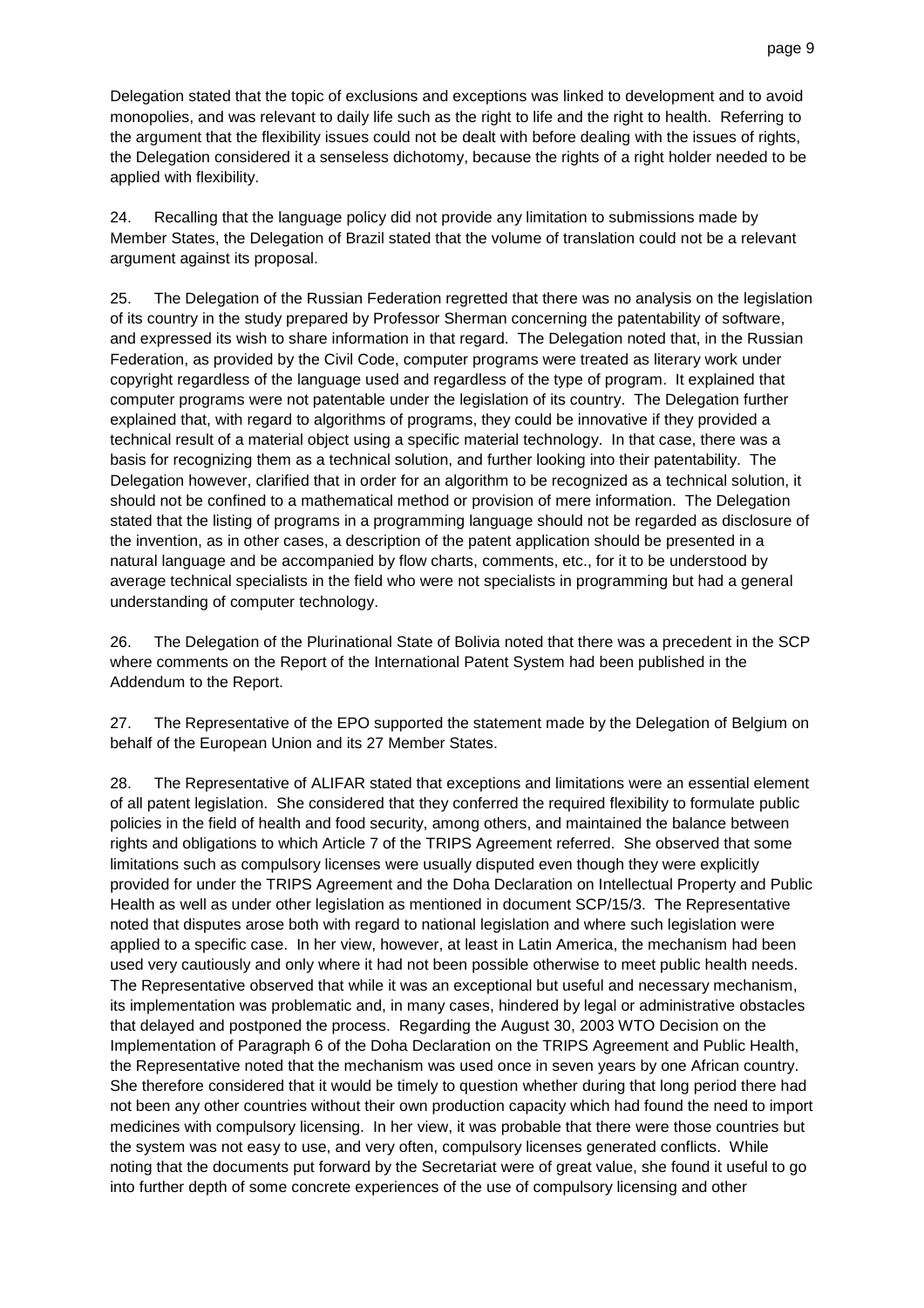Delegation stated that the topic of exclusions and exceptions was linked to development and to avoid monopolies, and was relevant to daily life such as the right to life and the right to health. Referring to the argument that the flexibility issues could not be dealt with before dealing with the issues of rights, the Delegation considered it a senseless dichotomy, because the rights of a right holder needed to be applied with flexibility.

24. Recalling that the language policy did not provide any limitation to submissions made by Member States, the Delegation of Brazil stated that the volume of translation could not be a relevant argument against its proposal.

25. The Delegation of the Russian Federation regretted that there was no analysis on the legislation of its country in the study prepared by Professor Sherman concerning the patentability of software, and expressed its wish to share information in that regard. The Delegation noted that, in the Russian Federation, as provided by the Civil Code, computer programs were treated as literary work under copyright regardless of the language used and regardless of the type of program. It explained that computer programs were not patentable under the legislation of its country. The Delegation further explained that, with regard to algorithms of programs, they could be innovative if they provided a technical result of a material object using a specific material technology. In that case, there was a basis for recognizing them as a technical solution, and further looking into their patentability. The Delegation however, clarified that in order for an algorithm to be recognized as a technical solution, it should not be confined to a mathematical method or provision of mere information. The Delegation stated that the listing of programs in a programming language should not be regarded as disclosure of the invention, as in other cases, a description of the patent application should be presented in a natural language and be accompanied by flow charts, comments, etc., for it to be understood by average technical specialists in the field who were not specialists in programming but had a general understanding of computer technology.

26. The Delegation of the Plurinational State of Bolivia noted that there was a precedent in the SCP where comments on the Report of the International Patent System had been published in the Addendum to the Report.

27. The Representative of the EPO supported the statement made by the Delegation of Belgium on behalf of the European Union and its 27 Member States.

28. The Representative of ALIFAR stated that exceptions and limitations were an essential element of all patent legislation. She considered that they conferred the required flexibility to formulate public policies in the field of health and food security, among others, and maintained the balance between rights and obligations to which Article 7 of the TRIPS Agreement referred. She observed that some limitations such as compulsory licenses were usually disputed even though they were explicitly provided for under the TRIPS Agreement and the Doha Declaration on Intellectual Property and Public Health as well as under other legislation as mentioned in document SCP/15/3. The Representative noted that disputes arose both with regard to national legislation and where such legislation were applied to a specific case. In her view, however, at least in Latin America, the mechanism had been used very cautiously and only where it had not been possible otherwise to meet public health needs. The Representative observed that while it was an exceptional but useful and necessary mechanism, its implementation was problematic and, in many cases, hindered by legal or administrative obstacles that delayed and postponed the process. Regarding the August 30, 2003 WTO Decision on the Implementation of Paragraph 6 of the Doha Declaration on the TRIPS Agreement and Public Health, the Representative noted that the mechanism was used once in seven years by one African country. She therefore considered that it would be timely to question whether during that long period there had not been any other countries without their own production capacity which had found the need to import medicines with compulsory licensing. In her view, it was probable that there were those countries but the system was not easy to use, and very often, compulsory licenses generated conflicts. While noting that the documents put forward by the Secretariat were of great value, she found it useful to go into further depth of some concrete experiences of the use of compulsory licensing and other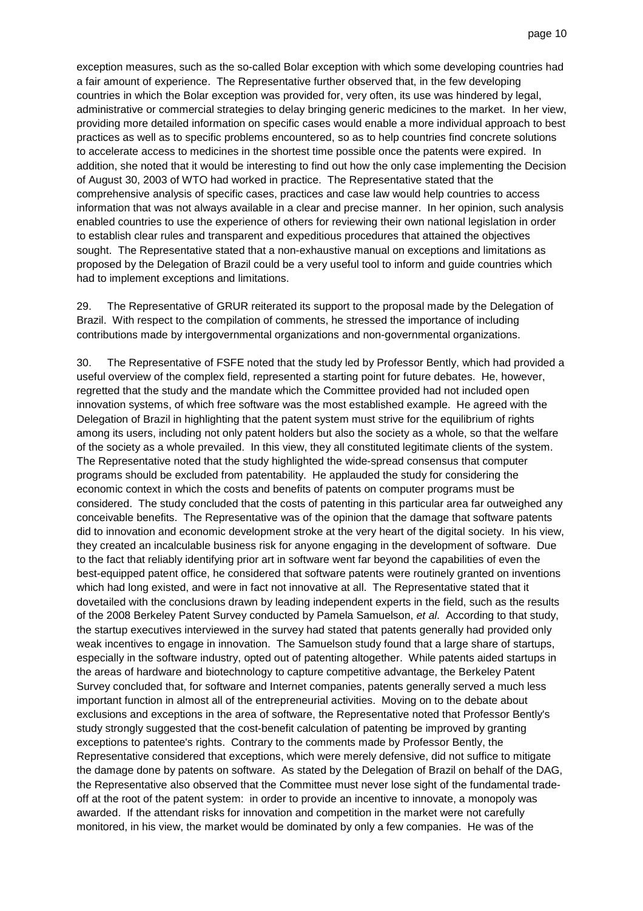exception measures, such as the so-called Bolar exception with which some developing countries had a fair amount of experience. The Representative further observed that, in the few developing countries in which the Bolar exception was provided for, very often, its use was hindered by legal, administrative or commercial strategies to delay bringing generic medicines to the market. In her view, providing more detailed information on specific cases would enable a more individual approach to best practices as well as to specific problems encountered, so as to help countries find concrete solutions to accelerate access to medicines in the shortest time possible once the patents were expired. In addition, she noted that it would be interesting to find out how the only case implementing the Decision of August 30, 2003 of WTO had worked in practice. The Representative stated that the comprehensive analysis of specific cases, practices and case law would help countries to access information that was not always available in a clear and precise manner. In her opinion, such analysis enabled countries to use the experience of others for reviewing their own national legislation in order to establish clear rules and transparent and expeditious procedures that attained the objectives sought. The Representative stated that a non-exhaustive manual on exceptions and limitations as proposed by the Delegation of Brazil could be a very useful tool to inform and guide countries which had to implement exceptions and limitations.

29. The Representative of GRUR reiterated its support to the proposal made by the Delegation of Brazil. With respect to the compilation of comments, he stressed the importance of including contributions made by intergovernmental organizations and non-governmental organizations.

30. The Representative of FSFE noted that the study led by Professor Bently, which had provided a useful overview of the complex field, represented a starting point for future debates. He, however, regretted that the study and the mandate which the Committee provided had not included open innovation systems, of which free software was the most established example. He agreed with the Delegation of Brazil in highlighting that the patent system must strive for the equilibrium of rights among its users, including not only patent holders but also the society as a whole, so that the welfare of the society as a whole prevailed. In this view, they all constituted legitimate clients of the system. The Representative noted that the study highlighted the wide-spread consensus that computer programs should be excluded from patentability. He applauded the study for considering the economic context in which the costs and benefits of patents on computer programs must be considered. The study concluded that the costs of patenting in this particular area far outweighed any conceivable benefits. The Representative was of the opinion that the damage that software patents did to innovation and economic development stroke at the very heart of the digital society. In his view, they created an incalculable business risk for anyone engaging in the development of software. Due to the fact that reliably identifying prior art in software went far beyond the capabilities of even the best-equipped patent office, he considered that software patents were routinely granted on inventions which had long existed, and were in fact not innovative at all. The Representative stated that it dovetailed with the conclusions drawn by leading independent experts in the field, such as the results of the 2008 Berkeley Patent Survey conducted by Pamela Samuelson, *et al*. According to that study, the startup executives interviewed in the survey had stated that patents generally had provided only weak incentives to engage in innovation. The Samuelson study found that a large share of startups, especially in the software industry, opted out of patenting altogether. While patents aided startups in the areas of hardware and biotechnology to capture competitive advantage, the Berkeley Patent Survey concluded that, for software and Internet companies, patents generally served a much less important function in almost all of the entrepreneurial activities. Moving on to the debate about exclusions and exceptions in the area of software, the Representative noted that Professor Bently's study strongly suggested that the cost-benefit calculation of patenting be improved by granting exceptions to patentee's rights. Contrary to the comments made by Professor Bently, the Representative considered that exceptions, which were merely defensive, did not suffice to mitigate the damage done by patents on software. As stated by the Delegation of Brazil on behalf of the DAG, the Representative also observed that the Committee must never lose sight of the fundamental trade-off at the root of the patent system: in order to provide an incentive to innovate, a monopoly was awarded. If the attendant risks for innovation and competition in the market were not carefully monitored, in his view, the market would be dominated by only a few companies. He was of the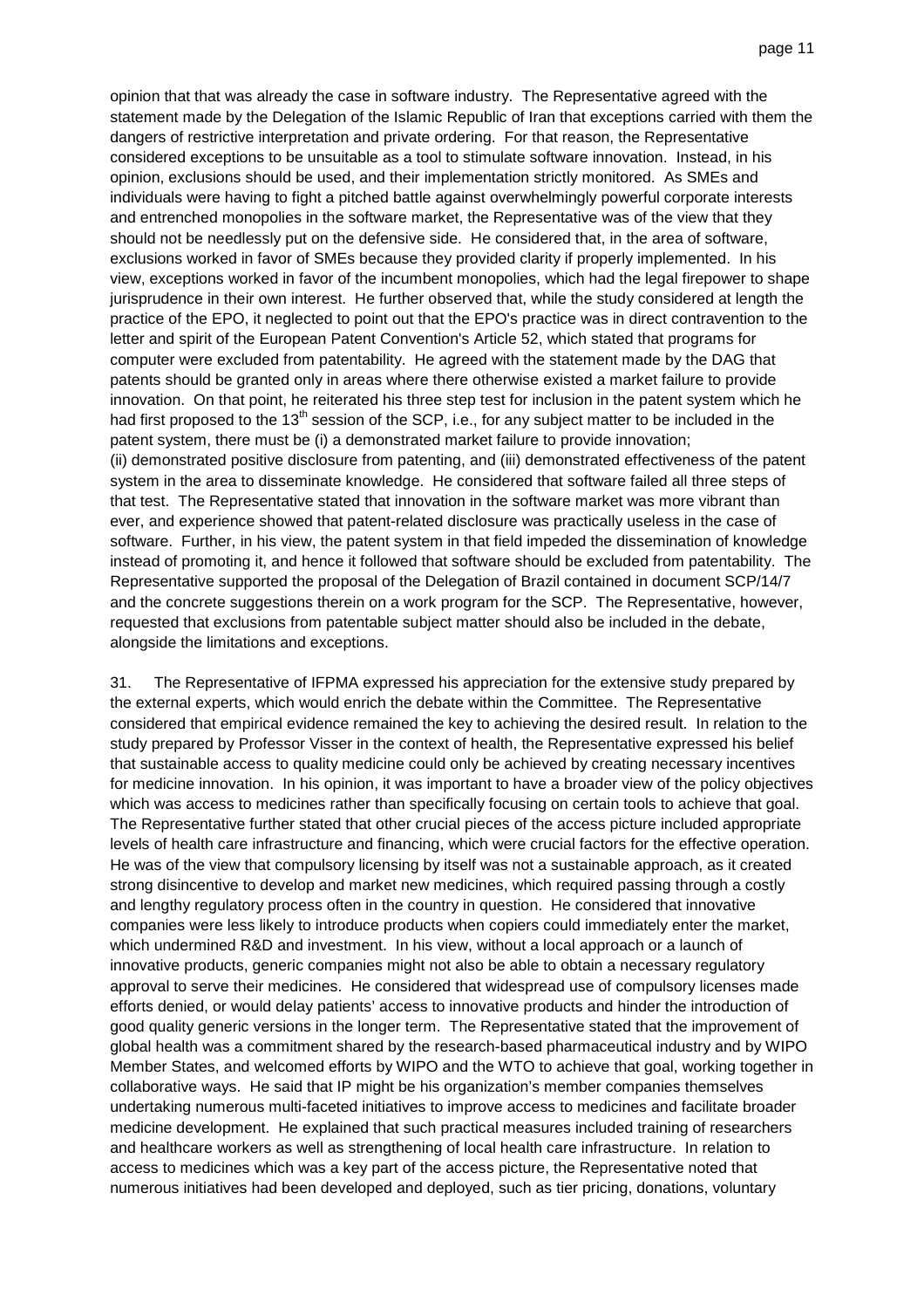opinion that that was already the case in software industry. The Representative agreed with the statement made by the Delegation of the Islamic Republic of Iran that exceptions carried with them the dangers of restrictive interpretation and private ordering. For that reason, the Representative considered exceptions to be unsuitable as a tool to stimulate software innovation. Instead, in his opinion, exclusions should be used, and their implementation strictly monitored. As SMEs and individuals were having to fight a pitched battle against overwhelmingly powerful corporate interests and entrenched monopolies in the software market, the Representative was of the view that they should not be needlessly put on the defensive side. He considered that, in the area of software, exclusions worked in favor of SMEs because they provided clarity if properly implemented. In his view, exceptions worked in favor of the incumbent monopolies, which had the legal firepower to shape jurisprudence in their own interest. He further observed that, while the study considered at length the practice of the EPO, it neglected to point out that the EPO's practice was in direct contravention to the letter and spirit of the European Patent Convention's Article 52, which stated that programs for computer were excluded from patentability. He agreed with the statement made by the DAG that patents should be granted only in areas where there otherwise existed a market failure to provide innovation. On that point, he reiterated his three step test for inclusion in the patent system which he had first proposed to the 13th session of the SCP, i.e., for any subject matter to be included in the patent system, there must be (i) a demonstrated market failure to provide innovation; (ii) demonstrated positive disclosure from patenting, and (iii) demonstrated effectiveness of the patent system in the area to disseminate knowledge. He considered that software failed all three steps of that test. The Representative stated that innovation in the software market was more vibrant than ever, and experience showed that patent-related disclosure was practically useless in the case of software. Further, in his view, the patent system in that field impeded the dissemination of knowledge instead of promoting it, and hence it followed that software should be excluded from patentability. The Representative supported the proposal of the Delegation of Brazil contained in document SCP/14/7 and the concrete suggestions therein on a work program for the SCP. The Representative, however, requested that exclusions from patentable subject matter should also be included in the debate, alongside the limitations and exceptions.

31. The Representative of IFPMA expressed his appreciation for the extensive study prepared by the external experts, which would enrich the debate within the Committee. The Representative considered that empirical evidence remained the key to achieving the desired result. In relation to the study prepared by Professor Visser in the context of health, the Representative expressed his belief that sustainable access to quality medicine could only be achieved by creating necessary incentives for medicine innovation. In his opinion, it was important to have a broader view of the policy objectives which was access to medicines rather than specifically focusing on certain tools to achieve that goal. The Representative further stated that other crucial pieces of the access picture included appropriate levels of health care infrastructure and financing, which were crucial factors for the effective operation. He was of the view that compulsory licensing by itself was not a sustainable approach, as it created strong disincentive to develop and market new medicines, which required passing through a costly and lengthy regulatory process often in the country in question. He considered that innovative companies were less likely to introduce products when copiers could immediately enter the market, which undermined R&D and investment. In his view, without a local approach or a launch of innovative products, generic companies might not also be able to obtain a necessary regulatory approval to serve their medicines. He considered that widespread use of compulsory licenses made efforts denied, or would delay patients' access to innovative products and hinder the introduction of good quality generic versions in the longer term. The Representative stated that the improvement of global health was a commitment shared by the research-based pharmaceutical industry and by WIPO Member States, and welcomed efforts by WIPO and the WTO to achieve that goal, working together in collaborative ways. He said that IP might be his organization's member companies themselves undertaking numerous multi-faceted initiatives to improve access to medicines and facilitate broader medicine development. He explained that such practical measures included training of researchers and healthcare workers as well as strengthening of local health care infrastructure. In relation to access to medicines which was a key part of the access picture, the Representative noted that numerous initiatives had been developed and deployed, such as tier pricing, donations, voluntary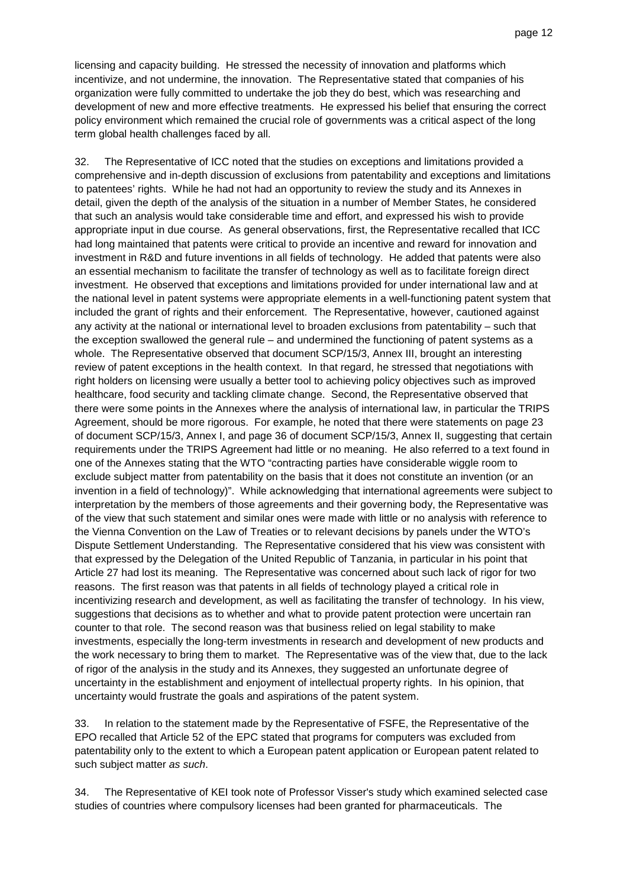licensing and capacity building. He stressed the necessity of innovation and platforms which incentivize, and not undermine, the innovation. The Representative stated that companies of his organization were fully committed to undertake the job they do best, which was researching and development of new and more effective treatments. He expressed his belief that ensuring the correct policy environment which remained the crucial role of governments was a critical aspect of the long term global health challenges faced by all.

32. The Representative of ICC noted that the studies on exceptions and limitations provided a comprehensive and in-depth discussion of exclusions from patentability and exceptions and limitations to patentees' rights. While he had not had an opportunity to review the study and its Annexes in detail, given the depth of the analysis of the situation in a number of Member States, he considered that such an analysis would take considerable time and effort, and expressed his wish to provide appropriate input in due course. As general observations, first, the Representative recalled that ICC had long maintained that patents were critical to provide an incentive and reward for innovation and investment in R&D and future inventions in all fields of technology. He added that patents were also an essential mechanism to facilitate the transfer of technology as well as to facilitate foreign direct investment. He observed that exceptions and limitations provided for under international law and at the national level in patent systems were appropriate elements in a well-functioning patent system that included the grant of rights and their enforcement. The Representative, however, cautioned against any activity at the national or international level to broaden exclusions from patentability – such that the exception swallowed the general rule – and undermined the functioning of patent systems as a whole. The Representative observed that document SCP/15/3, Annex III, brought an interesting review of patent exceptions in the health context. In that regard, he stressed that negotiations with right holders on licensing were usually a better tool to achieving policy objectives such as improved healthcare, food security and tackling climate change. Second, the Representative observed that there were some points in the Annexes where the analysis of international law, in particular the TRIPS Agreement, should be more rigorous. For example, he noted that there were statements on page 23 of document SCP/15/3, Annex I, and page 36 of document SCP/15/3, Annex II, suggesting that certain requirements under the TRIPS Agreement had little or no meaning. He also referred to a text found in one of the Annexes stating that the WTO "contracting parties have considerable wiggle room to exclude subject matter from patentability on the basis that it does not constitute an invention (or an invention in a field of technology)". While acknowledging that international agreements were subject to interpretation by the members of those agreements and their governing body, the Representative was of the view that such statement and similar ones were made with little or no analysis with reference to the Vienna Convention on the Law of Treaties or to relevant decisions by panels under the WTO's Dispute Settlement Understanding. The Representative considered that his view was consistent with that expressed by the Delegation of the United Republic of Tanzania, in particular in his point that Article 27 had lost its meaning. The Representative was concerned about such lack of rigor for two reasons. The first reason was that patents in all fields of technology played a critical role in incentivizing research and development, as well as facilitating the transfer of technology. In his view, suggestions that decisions as to whether and what to provide patent protection were uncertain ran counter to that role. The second reason was that business relied on legal stability to make investments, especially the long-term investments in research and development of new products and the work necessary to bring them to market. The Representative was of the view that, due to the lack of rigor of the analysis in the study and its Annexes, they suggested an unfortunate degree of uncertainty in the establishment and enjoyment of intellectual property rights. In his opinion, that uncertainty would frustrate the goals and aspirations of the patent system.

33. In relation to the statement made by the Representative of FSFE, the Representative of the EPO recalled that Article 52 of the EPC stated that programs for computers was excluded from patentability only to the extent to which a European patent application or European patent related to such subject matter *as such*.

34. The Representative of KEI took note of Professor Visser's study which examined selected case studies of countries where compulsory licenses had been granted for pharmaceuticals. The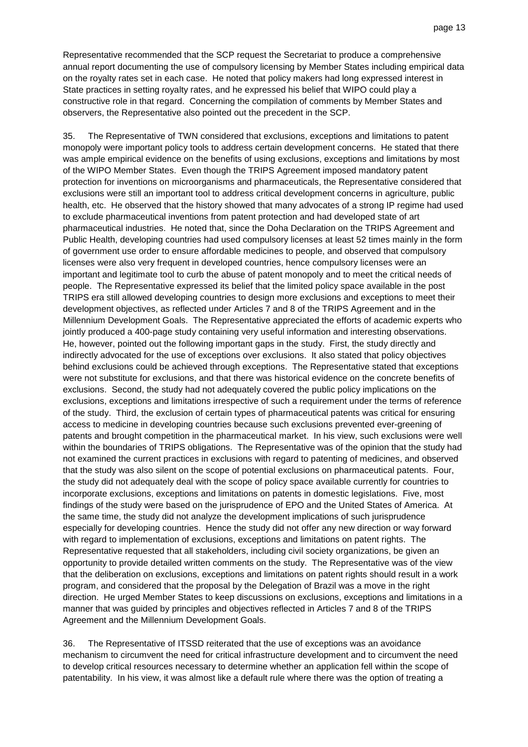Representative recommended that the SCP request the Secretariat to produce a comprehensive annual report documenting the use of compulsory licensing by Member States including empirical data on the royalty rates set in each case. He noted that policy makers had long expressed interest in State practices in setting royalty rates, and he expressed his belief that WIPO could play a constructive role in that regard. Concerning the compilation of comments by Member States and observers, the Representative also pointed out the precedent in the SCP.

35. The Representative of TWN considered that exclusions, exceptions and limitations to patent monopoly were important policy tools to address certain development concerns. He stated that there was ample empirical evidence on the benefits of using exclusions, exceptions and limitations by most of the WIPO Member States. Even though the TRIPS Agreement imposed mandatory patent protection for inventions on microorganisms and pharmaceuticals, the Representative considered that exclusions were still an important tool to address critical development concerns in agriculture, public health, etc. He observed that the history showed that many advocates of a strong IP regime had used to exclude pharmaceutical inventions from patent protection and had developed state of art pharmaceutical industries. He noted that, since the Doha Declaration on the TRIPS Agreement and Public Health, developing countries had used compulsory licenses at least 52 times mainly in the form of government use order to ensure affordable medicines to people, and observed that compulsory licenses were also very frequent in developed countries, hence compulsory licenses were an important and legitimate tool to curb the abuse of patent monopoly and to meet the critical needs of people. The Representative expressed its belief that the limited policy space available in the post TRIPS era still allowed developing countries to design more exclusions and exceptions to meet their development objectives, as reflected under Articles 7 and 8 of the TRIPS Agreement and in the Millennium Development Goals. The Representative appreciated the efforts of academic experts who jointly produced a 400-page study containing very useful information and interesting observations. He, however, pointed out the following important gaps in the study. First, the study directly and indirectly advocated for the use of exceptions over exclusions. It also stated that policy objectives behind exclusions could be achieved through exceptions. The Representative stated that exceptions were not substitute for exclusions, and that there was historical evidence on the concrete benefits of exclusions. Second, the study had not adequately covered the public policy implications on the exclusions, exceptions and limitations irrespective of such a requirement under the terms of reference of the study. Third, the exclusion of certain types of pharmaceutical patents was critical for ensuring access to medicine in developing countries because such exclusions prevented ever-greening of patents and brought competition in the pharmaceutical market. In his view, such exclusions were well within the boundaries of TRIPS obligations. The Representative was of the opinion that the study had not examined the current practices in exclusions with regard to patenting of medicines, and observed that the study was also silent on the scope of potential exclusions on pharmaceutical patents. Four, the study did not adequately deal with the scope of policy space available currently for countries to incorporate exclusions, exceptions and limitations on patents in domestic legislations. Five, most findings of the study were based on the jurisprudence of EPO and the United States of America. At the same time, the study did not analyze the development implications of such jurisprudence especially for developing countries. Hence the study did not offer any new direction or way forward with regard to implementation of exclusions, exceptions and limitations on patent rights. The Representative requested that all stakeholders, including civil society organizations, be given an opportunity to provide detailed written comments on the study. The Representative was of the view that the deliberation on exclusions, exceptions and limitations on patent rights should result in a work program, and considered that the proposal by the Delegation of Brazil was a move in the right direction. He urged Member States to keep discussions on exclusions, exceptions and limitations in a manner that was guided by principles and objectives reflected in Articles 7 and 8 of the TRIPS Agreement and the Millennium Development Goals.

36. The Representative of ITSSD reiterated that the use of exceptions was an avoidance mechanism to circumvent the need for critical infrastructure development and to circumvent the need to develop critical resources necessary to determine whether an application fell within the scope of patentability. In his view, it was almost like a default rule where there was the option of treating a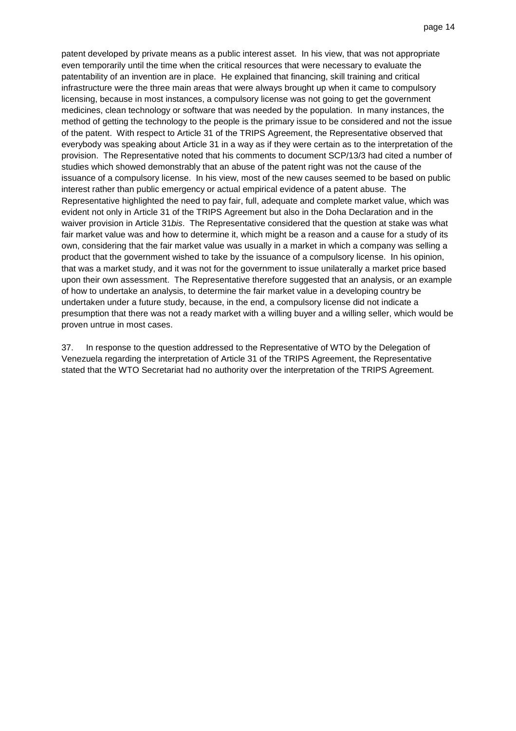patent developed by private means as a public interest asset. In his view, that was not appropriate even temporarily until the time when the critical resources that were necessary to evaluate the patentability of an invention are in place. He explained that financing, skill training and critical infrastructure were the three main areas that were always brought up when it came to compulsory licensing, because in most instances, a compulsory license was not going to get the government medicines, clean technology or software that was needed by the population. In many instances, the method of getting the technology to the people is the primary issue to be considered and not the issue of the patent. With respect to Article 31 of the TRIPS Agreement, the Representative observed that everybody was speaking about Article 31 in a way as if they were certain as to the interpretation of the provision. The Representative noted that his comments to document SCP/13/3 had cited a number of studies which showed demonstrably that an abuse of the patent right was not the cause of the issuance of a compulsory license. In his view, most of the new causes seemed to be based on public interest rather than public emergency or actual empirical evidence of a patent abuse. The Representative highlighted the need to pay fair, full, adequate and complete market value, which was evident not only in Article 31 of the TRIPS Agreement but also in the Doha Declaration and in the waiver provision in Article 31*bis*. The Representative considered that the question at stake was what fair market value was and how to determine it, which might be a reason and a cause for a study of its own, considering that the fair market value was usually in a market in which a company was selling a product that the government wished to take by the issuance of a compulsory license. In his opinion, that was a market study, and it was not for the government to issue unilaterally a market price based upon their own assessment. The Representative therefore suggested that an analysis, or an example of how to undertake an analysis, to determine the fair market value in a developing country be undertaken under a future study, because, in the end, a compulsory license did not indicate a presumption that there was not a ready market with a willing buyer and a willing seller, which would be proven untrue in most cases.

37. In response to the question addressed to the Representative of WTO by the Delegation of Venezuela regarding the interpretation of Article 31 of the TRIPS Agreement, the Representative stated that the WTO Secretariat had no authority over the interpretation of the TRIPS Agreement.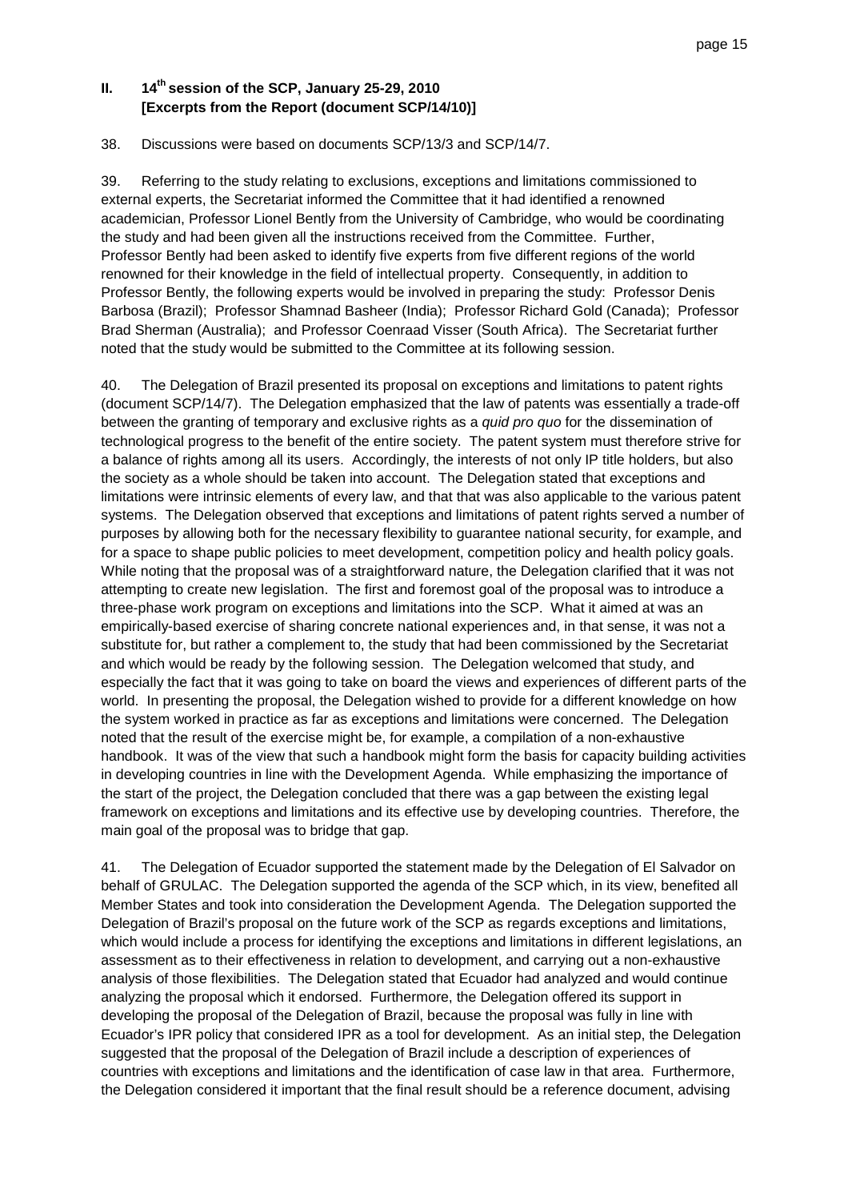## II. 14th session of the SCP, January 25-29, 2010 [Excerpts from the Report (document SCP/14/10)]

38. Discussions were based on documents SCP/13/3 and SCP/14/7.

39. Referring to the study relating to exclusions, exceptions and limitations commissioned to external experts, the Secretariat informed the Committee that it had identified a renowned academician, Professor Lionel Bently from the University of Cambridge, who would be coordinating the study and had been given all the instructions received from the Committee. Further, Professor Bently had been asked to identify five experts from five different regions of the world renowned for their knowledge in the field of intellectual property. Consequently, in addition to Professor Bently, the following experts would be involved in preparing the study: Professor Denis Barbosa (Brazil); Professor Shamnad Basheer (India); Professor Richard Gold (Canada); Professor Brad Sherman (Australia); and Professor Coenraad Visser (South Africa). The Secretariat further noted that the study would be submitted to the Committee at its following session.

40. The Delegation of Brazil presented its proposal on exceptions and limitations to patent rights (document SCP/14/7). The Delegation emphasized that the law of patents was essentially a trade-off between the granting of temporary and exclusive rights as a *quid pro quo* for the dissemination of technological progress to the benefit of the entire society. The patent system must therefore strive for a balance of rights among all its users. Accordingly, the interests of not only IP title holders, but also the society as a whole should be taken into account. The Delegation stated that exceptions and limitations were intrinsic elements of every law, and that that was also applicable to the various patent systems. The Delegation observed that exceptions and limitations of patent rights served a number of purposes by allowing both for the necessary flexibility to guarantee national security, for example, and for a space to shape public policies to meet development, competition policy and health policy goals. While noting that the proposal was of a straightforward nature, the Delegation clarified that it was not attempting to create new legislation. The first and foremost goal of the proposal was to introduce a three-phase work program on exceptions and limitations into the SCP. What it aimed at was an empirically-based exercise of sharing concrete national experiences and, in that sense, it was not a substitute for, but rather a complement to, the study that had been commissioned by the Secretariat and which would be ready by the following session. The Delegation welcomed that study, and especially the fact that it was going to take on board the views and experiences of different parts of the world. In presenting the proposal, the Delegation wished to provide for a different knowledge on how the system worked in practice as far as exceptions and limitations were concerned. The Delegation noted that the result of the exercise might be, for example, a compilation of a non-exhaustive handbook. It was of the view that such a handbook might form the basis for capacity building activities in developing countries in line with the Development Agenda. While emphasizing the importance of the start of the project, the Delegation concluded that there was a gap between the existing legal framework on exceptions and limitations and its effective use by developing countries. Therefore, the main goal of the proposal was to bridge that gap.

41. The Delegation of Ecuador supported the statement made by the Delegation of El Salvador on behalf of GRULAC. The Delegation supported the agenda of the SCP which, in its view, benefited all Member States and took into consideration the Development Agenda. The Delegation supported the Delegation of Brazil's proposal on the future work of the SCP as regards exceptions and limitations, which would include a process for identifying the exceptions and limitations in different legislations, an assessment as to their effectiveness in relation to development, and carrying out a non-exhaustive analysis of those flexibilities. The Delegation stated that Ecuador had analyzed and would continue analyzing the proposal which it endorsed. Furthermore, the Delegation offered its support in developing the proposal of the Delegation of Brazil, because the proposal was fully in line with Ecuador's IPR policy that considered IPR as a tool for development. As an initial step, the Delegation suggested that the proposal of the Delegation of Brazil include a description of experiences of countries with exceptions and limitations and the identification of case law in that area. Furthermore, the Delegation considered it important that the final result should be a reference document, advising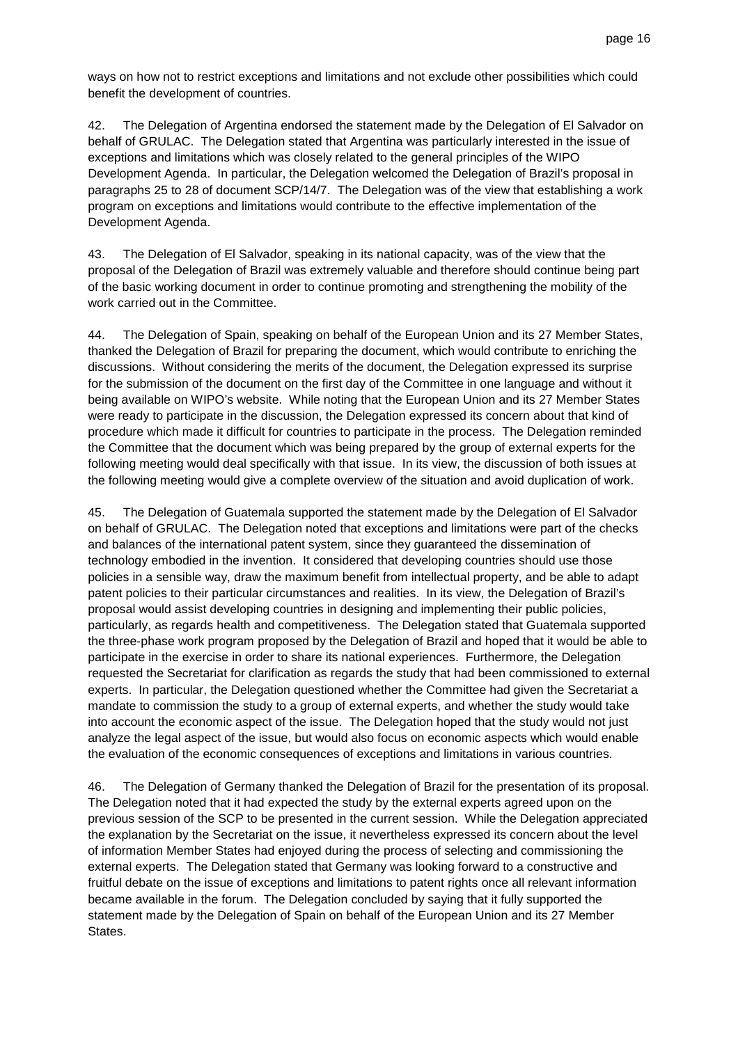ways on how not to restrict exceptions and limitations and not exclude other possibilities which could benefit the development of countries.

42. The Delegation of Argentina endorsed the statement made by the Delegation of El Salvador on behalf of GRULAC. The Delegation stated that Argentina was particularly interested in the issue of exceptions and limitations which was closely related to the general principles of the WIPO Development Agenda. In particular, the Delegation welcomed the Delegation of Brazil's proposal in paragraphs 25 to 28 of document SCP/14/7. The Delegation was of the view that establishing a work program on exceptions and limitations would contribute to the effective implementation of the Development Agenda.

43. The Delegation of El Salvador, speaking in its national capacity, was of the view that the proposal of the Delegation of Brazil was extremely valuable and therefore should continue being part of the basic working document in order to continue promoting and strengthening the mobility of the work carried out in the Committee.

44. The Delegation of Spain, speaking on behalf of the European Union and its 27 Member States, thanked the Delegation of Brazil for preparing the document, which would contribute to enriching the discussions. Without considering the merits of the document, the Delegation expressed its surprise for the submission of the document on the first day of the Committee in one language and without it being available on WIPO's website. While noting that the European Union and its 27 Member States were ready to participate in the discussion, the Delegation expressed its concern about that kind of procedure which made it difficult for countries to participate in the process. The Delegation reminded the Committee that the document which was being prepared by the group of external experts for the following meeting would deal specifically with that issue. In its view, the discussion of both issues at the following meeting would give a complete overview of the situation and avoid duplication of work.

45. The Delegation of Guatemala supported the statement made by the Delegation of El Salvador on behalf of GRULAC. The Delegation noted that exceptions and limitations were part of the checks and balances of the international patent system, since they guaranteed the dissemination of technology embodied in the invention. It considered that developing countries should use those policies in a sensible way, draw the maximum benefit from intellectual property, and be able to adapt patent policies to their particular circumstances and realities. In its view, the Delegation of Brazil's proposal would assist developing countries in designing and implementing their public policies, particularly, as regards health and competitiveness. The Delegation stated that Guatemala supported the three-phase work program proposed by the Delegation of Brazil and hoped that it would be able to participate in the exercise in order to share its national experiences. Furthermore, the Delegation requested the Secretariat for clarification as regards the study that had been commissioned to external experts. In particular, the Delegation questioned whether the Committee had given the Secretariat a mandate to commission the study to a group of external experts, and whether the study would take into account the economic aspect of the issue. The Delegation hoped that the study would not just analyze the legal aspect of the issue, but would also focus on economic aspects which would enable the evaluation of the economic consequences of exceptions and limitations in various countries.

46. The Delegation of Germany thanked the Delegation of Brazil for the presentation of its proposal. The Delegation noted that it had expected the study by the external experts agreed upon on the previous session of the SCP to be presented in the current session. While the Delegation appreciated the explanation by the Secretariat on the issue, it nevertheless expressed its concern about the level of information Member States had enjoyed during the process of selecting and commissioning the external experts. The Delegation stated that Germany was looking forward to a constructive and fruitful debate on the issue of exceptions and limitations to patent rights once all relevant information became available in the forum. The Delegation concluded by saying that it fully supported the statement made by the Delegation of Spain on behalf of the European Union and its 27 Member States.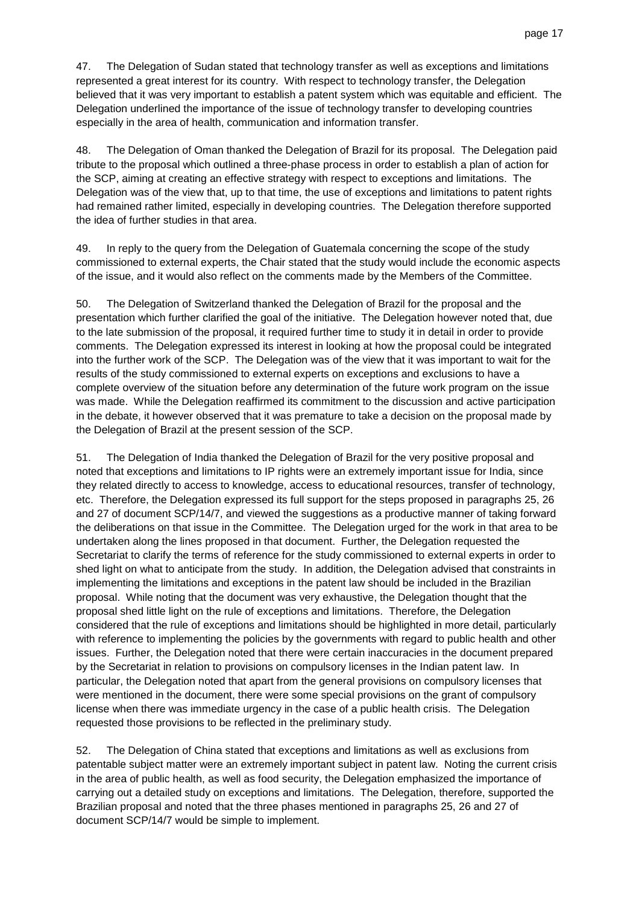47. The Delegation of Sudan stated that technology transfer as well as exceptions and limitations represented a great interest for its country. With respect to technology transfer, the Delegation believed that it was very important to establish a patent system which was equitable and efficient. The Delegation underlined the importance of the issue of technology transfer to developing countries especially in the area of health, communication and information transfer.

48. The Delegation of Oman thanked the Delegation of Brazil for its proposal. The Delegation paid tribute to the proposal which outlined a three-phase process in order to establish a plan of action for the SCP, aiming at creating an effective strategy with respect to exceptions and limitations. The Delegation was of the view that, up to that time, the use of exceptions and limitations to patent rights had remained rather limited, especially in developing countries. The Delegation therefore supported the idea of further studies in that area.

49. In reply to the query from the Delegation of Guatemala concerning the scope of the study commissioned to external experts, the Chair stated that the study would include the economic aspects of the issue, and it would also reflect on the comments made by the Members of the Committee.

50. The Delegation of Switzerland thanked the Delegation of Brazil for the proposal and the presentation which further clarified the goal of the initiative. The Delegation however noted that, due to the late submission of the proposal, it required further time to study it in detail in order to provide comments. The Delegation expressed its interest in looking at how the proposal could be integrated into the further work of the SCP. The Delegation was of the view that it was important to wait for the results of the study commissioned to external experts on exceptions and exclusions to have a complete overview of the situation before any determination of the future work program on the issue was made. While the Delegation reaffirmed its commitment to the discussion and active participation in the debate, it however observed that it was premature to take a decision on the proposal made by the Delegation of Brazil at the present session of the SCP.

51. The Delegation of India thanked the Delegation of Brazil for the very positive proposal and noted that exceptions and limitations to IP rights were an extremely important issue for India, since they related directly to access to knowledge, access to educational resources, transfer of technology, etc. Therefore, the Delegation expressed its full support for the steps proposed in paragraphs 25, 26 and 27 of document SCP/14/7, and viewed the suggestions as a productive manner of taking forward the deliberations on that issue in the Committee. The Delegation urged for the work in that area to be undertaken along the lines proposed in that document. Further, the Delegation requested the Secretariat to clarify the terms of reference for the study commissioned to external experts in order to shed light on what to anticipate from the study. In addition, the Delegation advised that constraints in implementing the limitations and exceptions in the patent law should be included in the Brazilian proposal. While noting that the document was very exhaustive, the Delegation thought that the proposal shed little light on the rule of exceptions and limitations. Therefore, the Delegation considered that the rule of exceptions and limitations should be highlighted in more detail, particularly with reference to implementing the policies by the governments with regard to public health and other issues. Further, the Delegation noted that there were certain inaccuracies in the document prepared by the Secretariat in relation to provisions on compulsory licenses in the Indian patent law. In particular, the Delegation noted that apart from the general provisions on compulsory licenses that were mentioned in the document, there were some special provisions on the grant of compulsory license when there was immediate urgency in the case of a public health crisis. The Delegation requested those provisions to be reflected in the preliminary study.

52. The Delegation of China stated that exceptions and limitations as well as exclusions from patentable subject matter were an extremely important subject in patent law. Noting the current crisis in the area of public health, as well as food security, the Delegation emphasized the importance of carrying out a detailed study on exceptions and limitations. The Delegation, therefore, supported the Brazilian proposal and noted that the three phases mentioned in paragraphs 25, 26 and 27 of document SCP/14/7 would be simple to implement.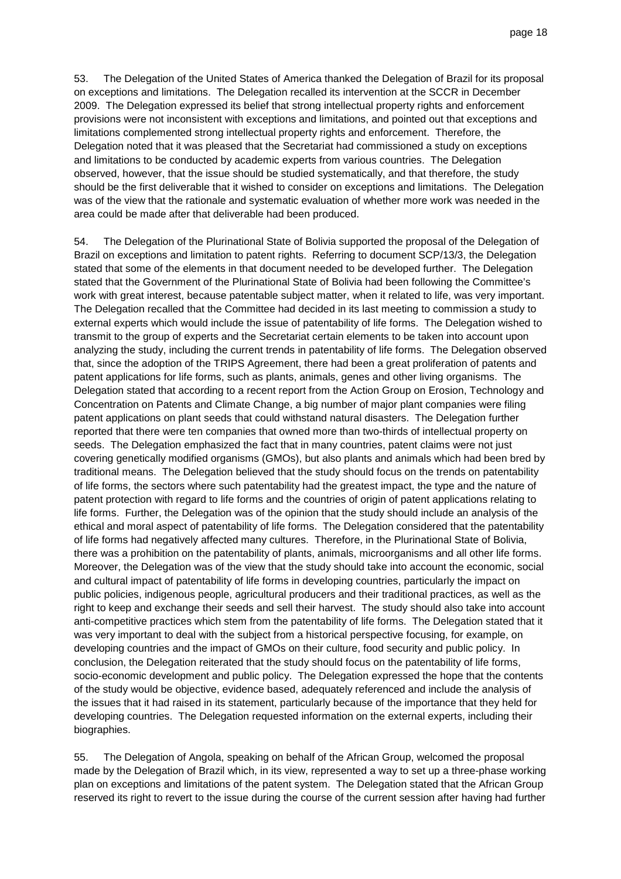53. The Delegation of the United States of America thanked the Delegation of Brazil for its proposal on exceptions and limitations. The Delegation recalled its intervention at the SCCR in December 2009. The Delegation expressed its belief that strong intellectual property rights and enforcement provisions were not inconsistent with exceptions and limitations, and pointed out that exceptions and limitations complemented strong intellectual property rights and enforcement. Therefore, the Delegation noted that it was pleased that the Secretariat had commissioned a study on exceptions and limitations to be conducted by academic experts from various countries. The Delegation observed, however, that the issue should be studied systematically, and that therefore, the study should be the first deliverable that it wished to consider on exceptions and limitations. The Delegation was of the view that the rationale and systematic evaluation of whether more work was needed in the area could be made after that deliverable had been produced.

54. The Delegation of the Plurinational State of Bolivia supported the proposal of the Delegation of Brazil on exceptions and limitation to patent rights. Referring to document SCP/13/3, the Delegation stated that some of the elements in that document needed to be developed further. The Delegation stated that the Government of the Plurinational State of Bolivia had been following the Committee's work with great interest, because patentable subject matter, when it related to life, was very important. The Delegation recalled that the Committee had decided in its last meeting to commission a study to external experts which would include the issue of patentability of life forms. The Delegation wished to transmit to the group of experts and the Secretariat certain elements to be taken into account upon analyzing the study, including the current trends in patentability of life forms. The Delegation observed that, since the adoption of the TRIPS Agreement, there had been a great proliferation of patents and patent applications for life forms, such as plants, animals, genes and other living organisms. The Delegation stated that according to a recent report from the Action Group on Erosion, Technology and Concentration on Patents and Climate Change, a big number of major plant companies were filing patent applications on plant seeds that could withstand natural disasters. The Delegation further reported that there were ten companies that owned more than two-thirds of intellectual property on seeds. The Delegation emphasized the fact that in many countries, patent claims were not just covering genetically modified organisms (GMOs), but also plants and animals which had been bred by traditional means. The Delegation believed that the study should focus on the trends on patentability of life forms, the sectors where such patentability had the greatest impact, the type and the nature of patent protection with regard to life forms and the countries of origin of patent applications relating to life forms. Further, the Delegation was of the opinion that the study should include an analysis of the ethical and moral aspect of patentability of life forms. The Delegation considered that the patentability of life forms had negatively affected many cultures. Therefore, in the Plurinational State of Bolivia, there was a prohibition on the patentability of plants, animals, microorganisms and all other life forms. Moreover, the Delegation was of the view that the study should take into account the economic, social and cultural impact of patentability of life forms in developing countries, particularly the impact on public policies, indigenous people, agricultural producers and their traditional practices, as well as the right to keep and exchange their seeds and sell their harvest. The study should also take into account anti-competitive practices which stem from the patentability of life forms. The Delegation stated that it was very important to deal with the subject from a historical perspective focusing, for example, on developing countries and the impact of GMOs on their culture, food security and public policy. In conclusion, the Delegation reiterated that the study should focus on the patentability of life forms, socio-economic development and public policy. The Delegation expressed the hope that the contents of the study would be objective, evidence based, adequately referenced and include the analysis of the issues that it had raised in its statement, particularly because of the importance that they held for developing countries. The Delegation requested information on the external experts, including their biographies.

55. The Delegation of Angola, speaking on behalf of the African Group, welcomed the proposal made by the Delegation of Brazil which, in its view, represented a way to set up a three-phase working plan on exceptions and limitations of the patent system. The Delegation stated that the African Group reserved its right to revert to the issue during the course of the current session after having had further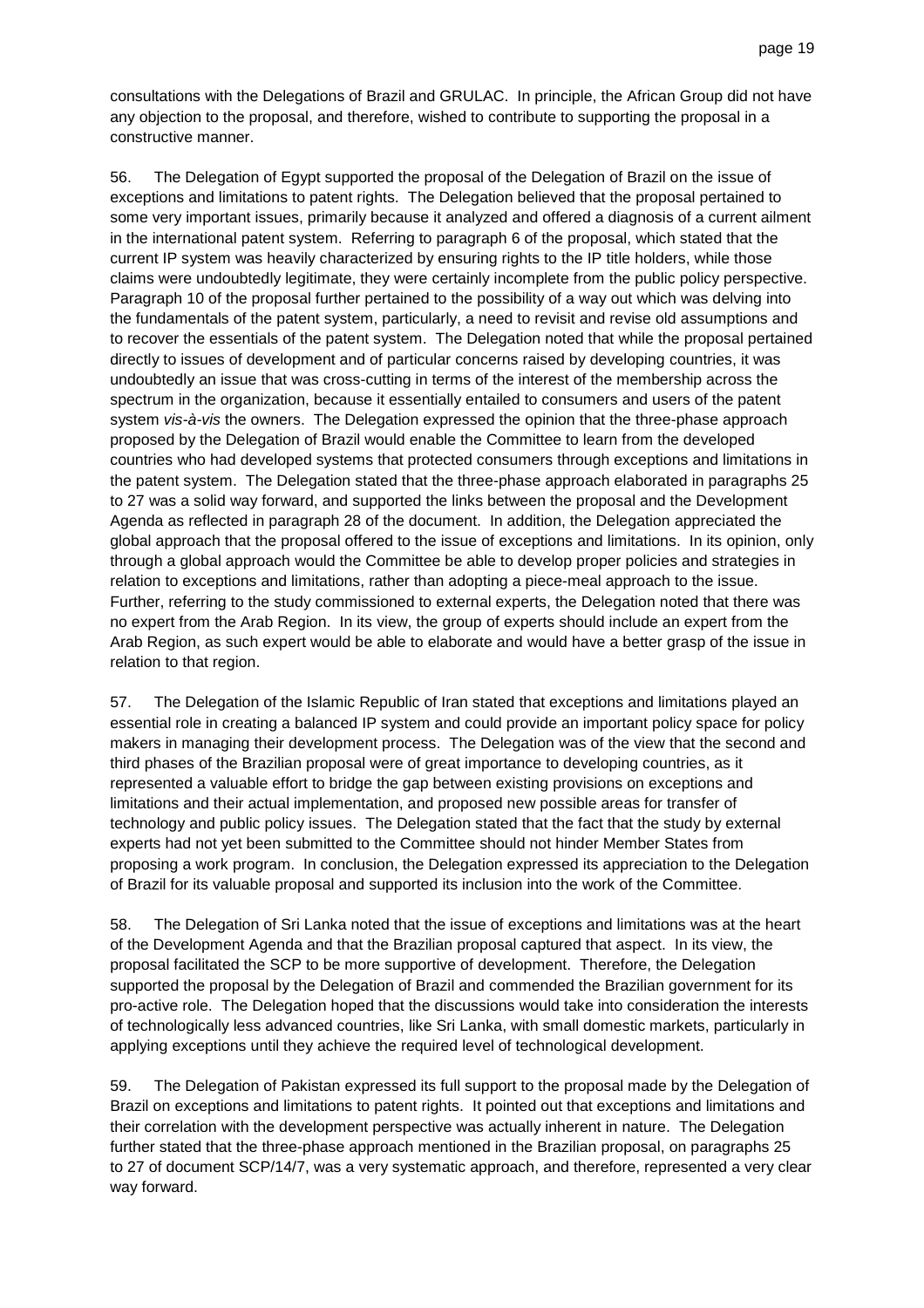consultations with the Delegations of Brazil and GRULAC. In principle, the African Group did not have any objection to the proposal, and therefore, wished to contribute to supporting the proposal in a constructive manner.

56. The Delegation of Egypt supported the proposal of the Delegation of Brazil on the issue of exceptions and limitations to patent rights. The Delegation believed that the proposal pertained to some very important issues, primarily because it analyzed and offered a diagnosis of a current ailment in the international patent system. Referring to paragraph 6 of the proposal, which stated that the current IP system was heavily characterized by ensuring rights to the IP title holders, while those claims were undoubtedly legitimate, they were certainly incomplete from the public policy perspective. Paragraph 10 of the proposal further pertained to the possibility of a way out which was delving into the fundamentals of the patent system, particularly, a need to revisit and revise old assumptions and to recover the essentials of the patent system. The Delegation noted that while the proposal pertained directly to issues of development and of particular concerns raised by developing countries, it was undoubtedly an issue that was cross-cutting in terms of the interest of the membership across the spectrum in the organization, because it essentially entailed to consumers and users of the patent system *vis-à-vis* the owners. The Delegation expressed the opinion that the three-phase approach proposed by the Delegation of Brazil would enable the Committee to learn from the developed countries who had developed systems that protected consumers through exceptions and limitations in the patent system. The Delegation stated that the three-phase approach elaborated in paragraphs 25 to 27 was a solid way forward, and supported the links between the proposal and the Development Agenda as reflected in paragraph 28 of the document. In addition, the Delegation appreciated the global approach that the proposal offered to the issue of exceptions and limitations. In its opinion, only through a global approach would the Committee be able to develop proper policies and strategies in relation to exceptions and limitations, rather than adopting a piece-meal approach to the issue. Further, referring to the study commissioned to external experts, the Delegation noted that there was no expert from the Arab Region. In its view, the group of experts should include an expert from the Arab Region, as such expert would be able to elaborate and would have a better grasp of the issue in relation to that region.

57. The Delegation of the Islamic Republic of Iran stated that exceptions and limitations played an essential role in creating a balanced IP system and could provide an important policy space for policy makers in managing their development process. The Delegation was of the view that the second and third phases of the Brazilian proposal were of great importance to developing countries, as it represented a valuable effort to bridge the gap between existing provisions on exceptions and limitations and their actual implementation, and proposed new possible areas for transfer of technology and public policy issues. The Delegation stated that the fact that the study by external experts had not yet been submitted to the Committee should not hinder Member States from proposing a work program. In conclusion, the Delegation expressed its appreciation to the Delegation of Brazil for its valuable proposal and supported its inclusion into the work of the Committee.

58. The Delegation of Sri Lanka noted that the issue of exceptions and limitations was at the heart of the Development Agenda and that the Brazilian proposal captured that aspect. In its view, the proposal facilitated the SCP to be more supportive of development. Therefore, the Delegation supported the proposal by the Delegation of Brazil and commended the Brazilian government for its pro-active role. The Delegation hoped that the discussions would take into consideration the interests of technologically less advanced countries, like Sri Lanka, with small domestic markets, particularly in applying exceptions until they achieve the required level of technological development.

59. The Delegation of Pakistan expressed its full support to the proposal made by the Delegation of Brazil on exceptions and limitations to patent rights. It pointed out that exceptions and limitations and their correlation with the development perspective was actually inherent in nature. The Delegation further stated that the three-phase approach mentioned in the Brazilian proposal, on paragraphs 25 to 27 of document SCP/14/7, was a very systematic approach, and therefore, represented a very clear way forward.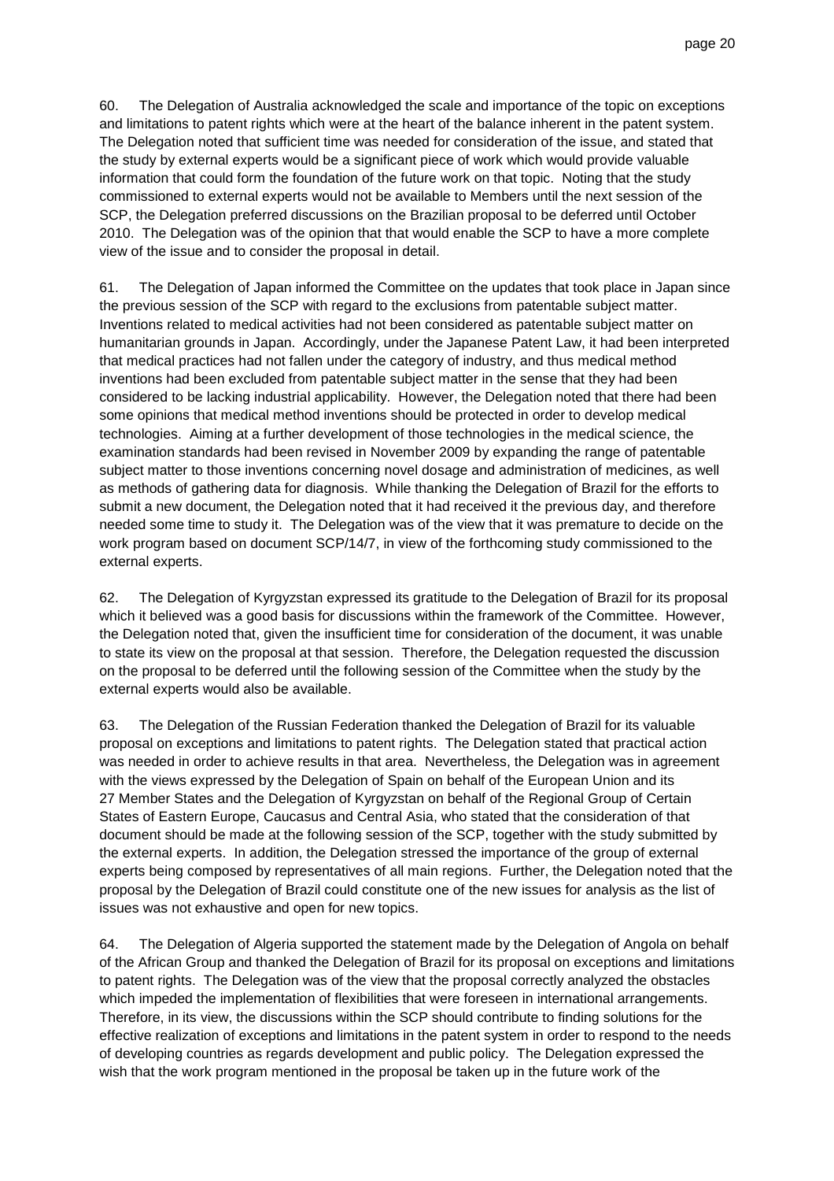60. The Delegation of Australia acknowledged the scale and importance of the topic on exceptions and limitations to patent rights which were at the heart of the balance inherent in the patent system. The Delegation noted that sufficient time was needed for consideration of the issue, and stated that the study by external experts would be a significant piece of work which would provide valuable information that could form the foundation of the future work on that topic. Noting that the study commissioned to external experts would not be available to Members until the next session of the SCP, the Delegation preferred discussions on the Brazilian proposal to be deferred until October 2010. The Delegation was of the opinion that that would enable the SCP to have a more complete view of the issue and to consider the proposal in detail.

61. The Delegation of Japan informed the Committee on the updates that took place in Japan since the previous session of the SCP with regard to the exclusions from patentable subject matter. Inventions related to medical activities had not been considered as patentable subject matter on humanitarian grounds in Japan. Accordingly, under the Japanese Patent Law, it had been interpreted that medical practices had not fallen under the category of industry, and thus medical method inventions had been excluded from patentable subject matter in the sense that they had been considered to be lacking industrial applicability. However, the Delegation noted that there had been some opinions that medical method inventions should be protected in order to develop medical technologies. Aiming at a further development of those technologies in the medical science, the examination standards had been revised in November 2009 by expanding the range of patentable subject matter to those inventions concerning novel dosage and administration of medicines, as well as methods of gathering data for diagnosis. While thanking the Delegation of Brazil for the efforts to submit a new document, the Delegation noted that it had received it the previous day, and therefore needed some time to study it. The Delegation was of the view that it was premature to decide on the work program based on document SCP/14/7, in view of the forthcoming study commissioned to the external experts.

62. The Delegation of Kyrgyzstan expressed its gratitude to the Delegation of Brazil for its proposal which it believed was a good basis for discussions within the framework of the Committee. However, the Delegation noted that, given the insufficient time for consideration of the document, it was unable to state its view on the proposal at that session. Therefore, the Delegation requested the discussion on the proposal to be deferred until the following session of the Committee when the study by the external experts would also be available.

63. The Delegation of the Russian Federation thanked the Delegation of Brazil for its valuable proposal on exceptions and limitations to patent rights. The Delegation stated that practical action was needed in order to achieve results in that area. Nevertheless, the Delegation was in agreement with the views expressed by the Delegation of Spain on behalf of the European Union and its 27 Member States and the Delegation of Kyrgyzstan on behalf of the Regional Group of Certain States of Eastern Europe, Caucasus and Central Asia, who stated that the consideration of that document should be made at the following session of the SCP, together with the study submitted by the external experts. In addition, the Delegation stressed the importance of the group of external experts being composed by representatives of all main regions. Further, the Delegation noted that the proposal by the Delegation of Brazil could constitute one of the new issues for analysis as the list of issues was not exhaustive and open for new topics.

64. The Delegation of Algeria supported the statement made by the Delegation of Angola on behalf of the African Group and thanked the Delegation of Brazil for its proposal on exceptions and limitations to patent rights. The Delegation was of the view that the proposal correctly analyzed the obstacles which impeded the implementation of flexibilities that were foreseen in international arrangements. Therefore, in its view, the discussions within the SCP should contribute to finding solutions for the effective realization of exceptions and limitations in the patent system in order to respond to the needs of developing countries as regards development and public policy. The Delegation expressed the wish that the work program mentioned in the proposal be taken up in the future work of the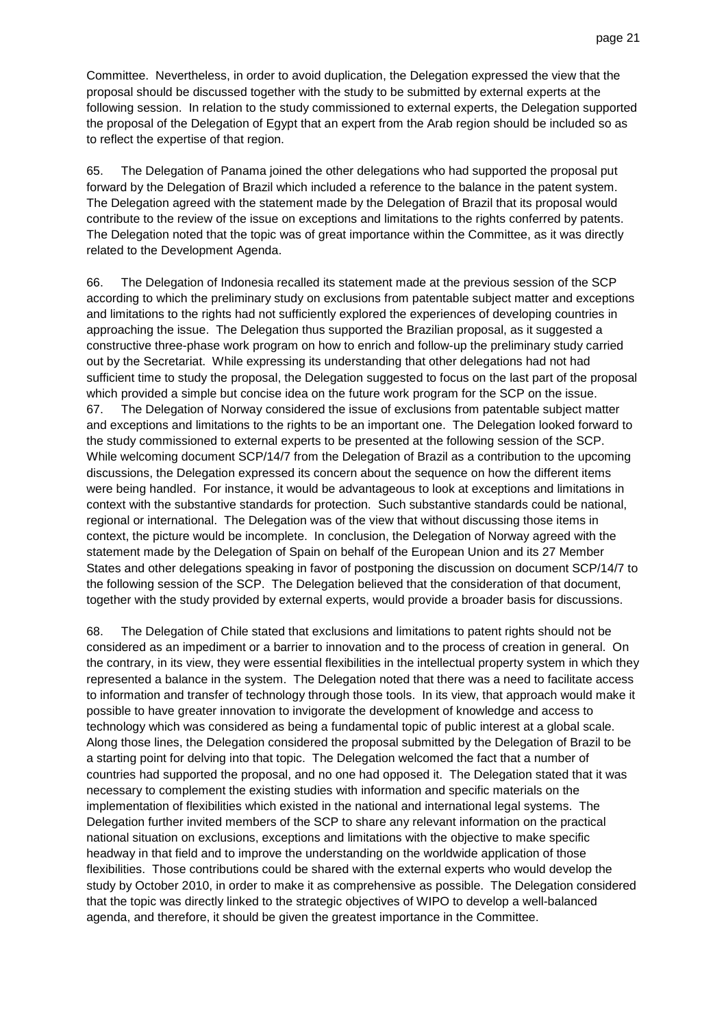Committee. Nevertheless, in order to avoid duplication, the Delegation expressed the view that the proposal should be discussed together with the study to be submitted by external experts at the following session. In relation to the study commissioned to external experts, the Delegation supported the proposal of the Delegation of Egypt that an expert from the Arab region should be included so as to reflect the expertise of that region.

65. The Delegation of Panama joined the other delegations who had supported the proposal put forward by the Delegation of Brazil which included a reference to the balance in the patent system. The Delegation agreed with the statement made by the Delegation of Brazil that its proposal would contribute to the review of the issue on exceptions and limitations to the rights conferred by patents. The Delegation noted that the topic was of great importance within the Committee, as it was directly related to the Development Agenda.

66. The Delegation of Indonesia recalled its statement made at the previous session of the SCP according to which the preliminary study on exclusions from patentable subject matter and exceptions and limitations to the rights had not sufficiently explored the experiences of developing countries in approaching the issue. The Delegation thus supported the Brazilian proposal, as it suggested a constructive three-phase work program on how to enrich and follow-up the preliminary study carried out by the Secretariat. While expressing its understanding that other delegations had not had sufficient time to study the proposal, the Delegation suggested to focus on the last part of the proposal which provided a simple but concise idea on the future work program for the SCP on the issue.

67. The Delegation of Norway considered the issue of exclusions from patentable subject matter and exceptions and limitations to the rights to be an important one. The Delegation looked forward to the study commissioned to external experts to be presented at the following session of the SCP. While welcoming document SCP/14/7 from the Delegation of Brazil as a contribution to the upcoming discussions, the Delegation expressed its concern about the sequence on how the different items were being handled. For instance, it would be advantageous to look at exceptions and limitations in context with the substantive standards for protection. Such substantive standards could be national, regional or international. The Delegation was of the view that without discussing those items in context, the picture would be incomplete. In conclusion, the Delegation of Norway agreed with the statement made by the Delegation of Spain on behalf of the European Union and its 27 Member States and other delegations speaking in favor of postponing the discussion on document SCP/14/7 to the following session of the SCP. The Delegation believed that the consideration of that document, together with the study provided by external experts, would provide a broader basis for discussions.

68. The Delegation of Chile stated that exclusions and limitations to patent rights should not be considered as an impediment or a barrier to innovation and to the process of creation in general. On the contrary, in its view, they were essential flexibilities in the intellectual property system in which they represented a balance in the system. The Delegation noted that there was a need to facilitate access to information and transfer of technology through those tools. In its view, that approach would make it possible to have greater innovation to invigorate the development of knowledge and access to technology which was considered as being a fundamental topic of public interest at a global scale. Along those lines, the Delegation considered the proposal submitted by the Delegation of Brazil to be a starting point for delving into that topic. The Delegation welcomed the fact that a number of countries had supported the proposal, and no one had opposed it. The Delegation stated that it was necessary to complement the existing studies with information and specific materials on the implementation of flexibilities which existed in the national and international legal systems. The Delegation further invited members of the SCP to share any relevant information on the practical national situation on exclusions, exceptions and limitations with the objective to make specific headway in that field and to improve the understanding on the worldwide application of those flexibilities. Those contributions could be shared with the external experts who would develop the study by October 2010, in order to make it as comprehensive as possible. The Delegation considered that the topic was directly linked to the strategic objectives of WIPO to develop a well-balanced agenda, and therefore, it should be given the greatest importance in the Committee.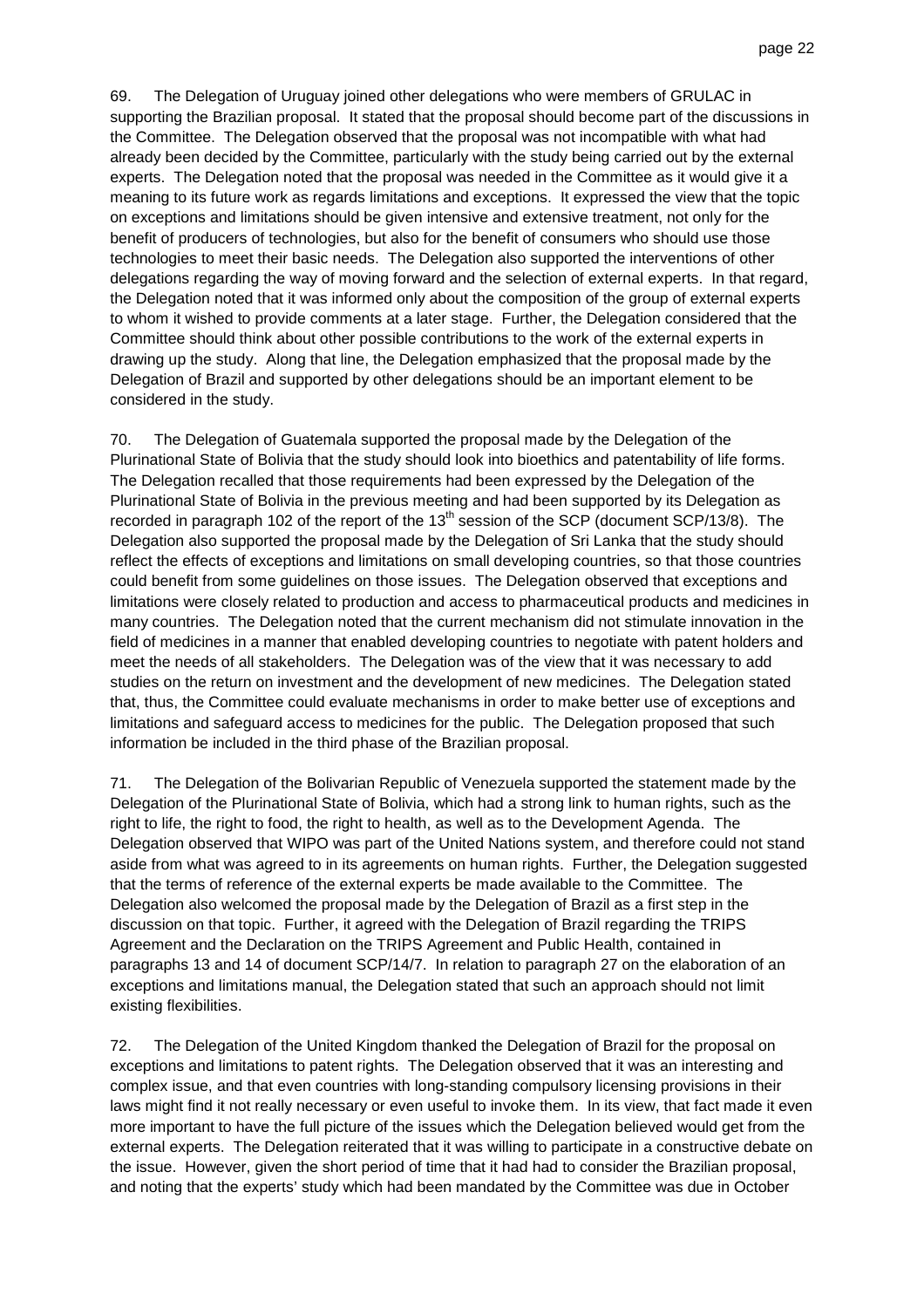69. The Delegation of Uruguay joined other delegations who were members of GRULAC in supporting the Brazilian proposal. It stated that the proposal should become part of the discussions in the Committee. The Delegation observed that the proposal was not incompatible with what had already been decided by the Committee, particularly with the study being carried out by the external experts. The Delegation noted that the proposal was needed in the Committee as it would give it a meaning to its future work as regards limitations and exceptions. It expressed the view that the topic on exceptions and limitations should be given intensive and extensive treatment, not only for the benefit of producers of technologies, but also for the benefit of consumers who should use those technologies to meet their basic needs. The Delegation also supported the interventions of other delegations regarding the way of moving forward and the selection of external experts. In that regard, the Delegation noted that it was informed only about the composition of the group of external experts to whom it wished to provide comments at a later stage. Further, the Delegation considered that the Committee should think about other possible contributions to the work of the external experts in drawing up the study. Along that line, the Delegation emphasized that the proposal made by the Delegation of Brazil and supported by other delegations should be an important element to be considered in the study.

70. The Delegation of Guatemala supported the proposal made by the Delegation of the Plurinational State of Bolivia that the study should look into bioethics and patentability of life forms. The Delegation recalled that those requirements had been expressed by the Delegation of the Plurinational State of Bolivia in the previous meeting and had been supported by its Delegation as recorded in paragraph 102 of the report of the 13th session of the SCP (document SCP/13/8). The Delegation also supported the proposal made by the Delegation of Sri Lanka that the study should reflect the effects of exceptions and limitations on small developing countries, so that those countries could benefit from some guidelines on those issues. The Delegation observed that exceptions and limitations were closely related to production and access to pharmaceutical products and medicines in many countries. The Delegation noted that the current mechanism did not stimulate innovation in the field of medicines in a manner that enabled developing countries to negotiate with patent holders and meet the needs of all stakeholders. The Delegation was of the view that it was necessary to add studies on the return on investment and the development of new medicines. The Delegation stated that, thus, the Committee could evaluate mechanisms in order to make better use of exceptions and limitations and safeguard access to medicines for the public. The Delegation proposed that such information be included in the third phase of the Brazilian proposal.

71. The Delegation of the Bolivarian Republic of Venezuela supported the statement made by the Delegation of the Plurinational State of Bolivia, which had a strong link to human rights, such as the right to life, the right to food, the right to health, as well as to the Development Agenda. The Delegation observed that WIPO was part of the United Nations system, and therefore could not stand aside from what was agreed to in its agreements on human rights. Further, the Delegation suggested that the terms of reference of the external experts be made available to the Committee. The Delegation also welcomed the proposal made by the Delegation of Brazil as a first step in the discussion on that topic. Further, it agreed with the Delegation of Brazil regarding the TRIPS Agreement and the Declaration on the TRIPS Agreement and Public Health, contained in paragraphs 13 and 14 of document SCP/14/7. In relation to paragraph 27 on the elaboration of an exceptions and limitations manual, the Delegation stated that such an approach should not limit existing flexibilities.

72. The Delegation of the United Kingdom thanked the Delegation of Brazil for the proposal on exceptions and limitations to patent rights. The Delegation observed that it was an interesting and complex issue, and that even countries with long-standing compulsory licensing provisions in their laws might find it not really necessary or even useful to invoke them. In its view, that fact made it even more important to have the full picture of the issues which the Delegation believed would get from the external experts. The Delegation reiterated that it was willing to participate in a constructive debate on the issue. However, given the short period of time that it had had to consider the Brazilian proposal, and noting that the experts' study which had been mandated by the Committee was due in October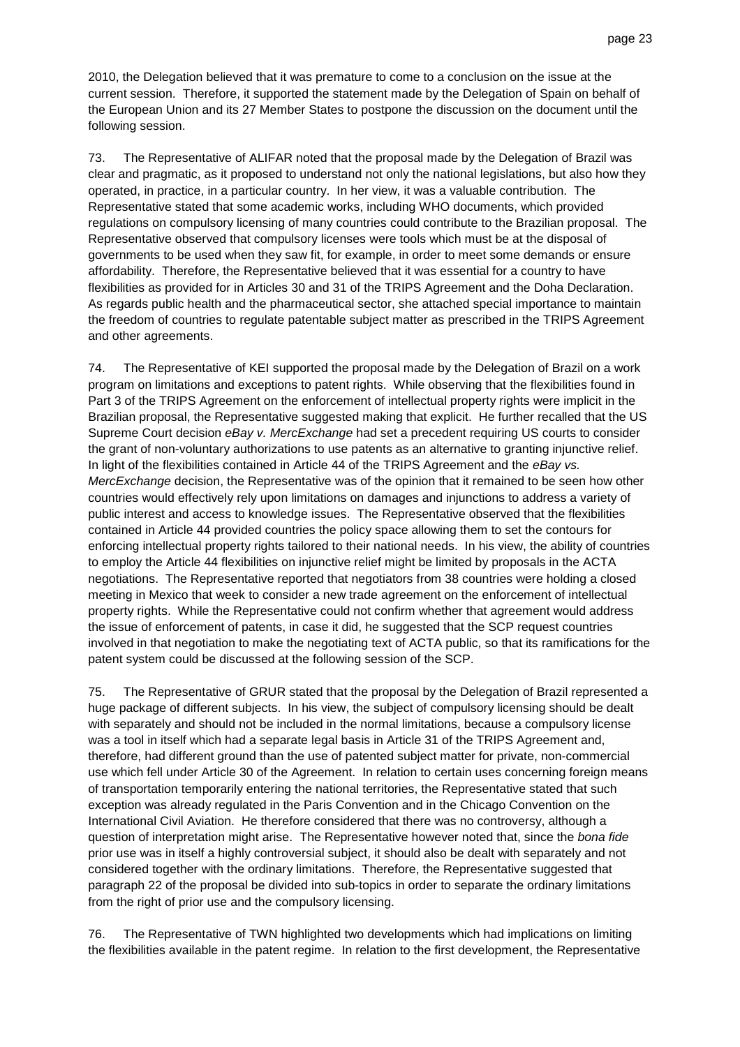2010, the Delegation believed that it was premature to come to a conclusion on the issue at the current session. Therefore, it supported the statement made by the Delegation of Spain on behalf of the European Union and its 27 Member States to postpone the discussion on the document until the following session.

73. The Representative of ALIFAR noted that the proposal made by the Delegation of Brazil was clear and pragmatic, as it proposed to understand not only the national legislations, but also how they operated, in practice, in a particular country. In her view, it was a valuable contribution. The Representative stated that some academic works, including WHO documents, which provided regulations on compulsory licensing of many countries could contribute to the Brazilian proposal. The Representative observed that compulsory licenses were tools which must be at the disposal of governments to be used when they saw fit, for example, in order to meet some demands or ensure affordability. Therefore, the Representative believed that it was essential for a country to have flexibilities as provided for in Articles 30 and 31 of the TRIPS Agreement and the Doha Declaration. As regards public health and the pharmaceutical sector, she attached special importance to maintain the freedom of countries to regulate patentable subject matter as prescribed in the TRIPS Agreement and other agreements.

74. The Representative of KEI supported the proposal made by the Delegation of Brazil on a work program on limitations and exceptions to patent rights. While observing that the flexibilities found in Part 3 of the TRIPS Agreement on the enforcement of intellectual property rights were implicit in the Brazilian proposal, the Representative suggested making that explicit. He further recalled that the US Supreme Court decision *eBay v. MercExchange* had set a precedent requiring US courts to consider the grant of non-voluntary authorizations to use patents as an alternative to granting injunctive relief. In light of the flexibilities contained in Article 44 of the TRIPS Agreement and the *eBay vs. MercExchange* decision, the Representative was of the opinion that it remained to be seen how other countries would effectively rely upon limitations on damages and injunctions to address a variety of public interest and access to knowledge issues. The Representative observed that the flexibilities contained in Article 44 provided countries the policy space allowing them to set the contours for enforcing intellectual property rights tailored to their national needs. In his view, the ability of countries to employ the Article 44 flexibilities on injunctive relief might be limited by proposals in the ACTA negotiations. The Representative reported that negotiators from 38 countries were holding a closed meeting in Mexico that week to consider a new trade agreement on the enforcement of intellectual property rights. While the Representative could not confirm whether that agreement would address the issue of enforcement of patents, in case it did, he suggested that the SCP request countries involved in that negotiation to make the negotiating text of ACTA public, so that its ramifications for the patent system could be discussed at the following session of the SCP.

75. The Representative of GRUR stated that the proposal by the Delegation of Brazil represented a huge package of different subjects. In his view, the subject of compulsory licensing should be dealt with separately and should not be included in the normal limitations, because a compulsory license was a tool in itself which had a separate legal basis in Article 31 of the TRIPS Agreement and, therefore, had different ground than the use of patented subject matter for private, non-commercial use which fell under Article 30 of the Agreement. In relation to certain uses concerning foreign means of transportation temporarily entering the national territories, the Representative stated that such exception was already regulated in the Paris Convention and in the Chicago Convention on the International Civil Aviation. He therefore considered that there was no controversy, although a question of interpretation might arise. The Representative however noted that, since the *bona fide* prior use was in itself a highly controversial subject, it should also be dealt with separately and not considered together with the ordinary limitations. Therefore, the Representative suggested that paragraph 22 of the proposal be divided into sub-topics in order to separate the ordinary limitations from the right of prior use and the compulsory licensing.

76. The Representative of TWN highlighted two developments which had implications on limiting the flexibilities available in the patent regime. In relation to the first development, the Representative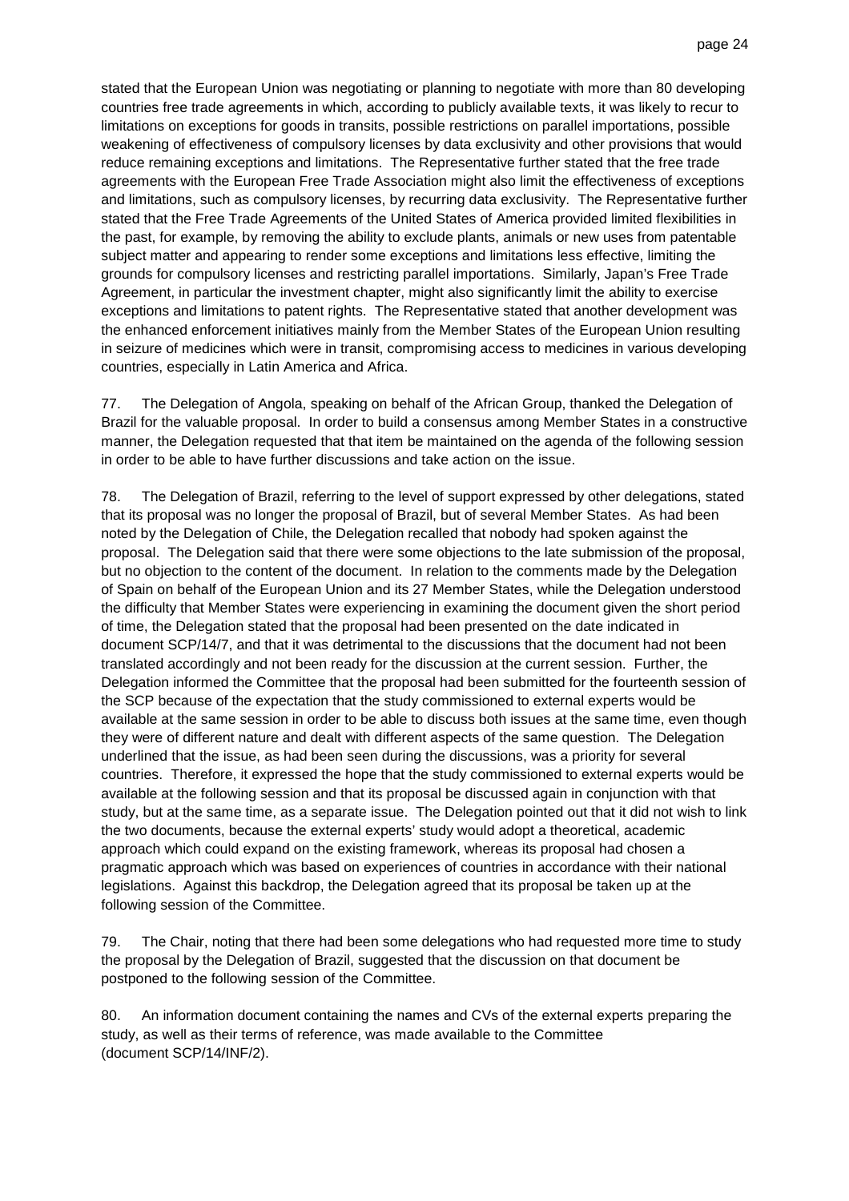stated that the European Union was negotiating or planning to negotiate with more than 80 developing countries free trade agreements in which, according to publicly available texts, it was likely to recur to limitations on exceptions for goods in transits, possible restrictions on parallel importations, possible weakening of effectiveness of compulsory licenses by data exclusivity and other provisions that would reduce remaining exceptions and limitations. The Representative further stated that the free trade agreements with the European Free Trade Association might also limit the effectiveness of exceptions and limitations, such as compulsory licenses, by recurring data exclusivity. The Representative further stated that the Free Trade Agreements of the United States of America provided limited flexibilities in the past, for example, by removing the ability to exclude plants, animals or new uses from patentable subject matter and appearing to render some exceptions and limitations less effective, limiting the grounds for compulsory licenses and restricting parallel importations. Similarly, Japan's Free Trade Agreement, in particular the investment chapter, might also significantly limit the ability to exercise exceptions and limitations to patent rights. The Representative stated that another development was the enhanced enforcement initiatives mainly from the Member States of the European Union resulting in seizure of medicines which were in transit, compromising access to medicines in various developing countries, especially in Latin America and Africa.

77. The Delegation of Angola, speaking on behalf of the African Group, thanked the Delegation of Brazil for the valuable proposal. In order to build a consensus among Member States in a constructive manner, the Delegation requested that that item be maintained on the agenda of the following session in order to be able to have further discussions and take action on the issue.

78. The Delegation of Brazil, referring to the level of support expressed by other delegations, stated that its proposal was no longer the proposal of Brazil, but of several Member States. As had been noted by the Delegation of Chile, the Delegation recalled that nobody had spoken against the proposal. The Delegation said that there were some objections to the late submission of the proposal, but no objection to the content of the document. In relation to the comments made by the Delegation of Spain on behalf of the European Union and its 27 Member States, while the Delegation understood the difficulty that Member States were experiencing in examining the document given the short period of time, the Delegation stated that the proposal had been presented on the date indicated in document SCP/14/7, and that it was detrimental to the discussions that the document had not been translated accordingly and not been ready for the discussion at the current session. Further, the Delegation informed the Committee that the proposal had been submitted for the fourteenth session of the SCP because of the expectation that the study commissioned to external experts would be available at the same session in order to be able to discuss both issues at the same time, even though they were of different nature and dealt with different aspects of the same question. The Delegation underlined that the issue, as had been seen during the discussions, was a priority for several countries. Therefore, it expressed the hope that the study commissioned to external experts would be available at the following session and that its proposal be discussed again in conjunction with that study, but at the same time, as a separate issue. The Delegation pointed out that it did not wish to link the two documents, because the external experts' study would adopt a theoretical, academic approach which could expand on the existing framework, whereas its proposal had chosen a pragmatic approach which was based on experiences of countries in accordance with their national legislations. Against this backdrop, the Delegation agreed that its proposal be taken up at the following session of the Committee.

79. The Chair, noting that there had been some delegations who had requested more time to study the proposal by the Delegation of Brazil, suggested that the discussion on that document be postponed to the following session of the Committee.

80. An information document containing the names and CVs of the external experts preparing the study, as well as their terms of reference, was made available to the Committee (document SCP/14/INF/2).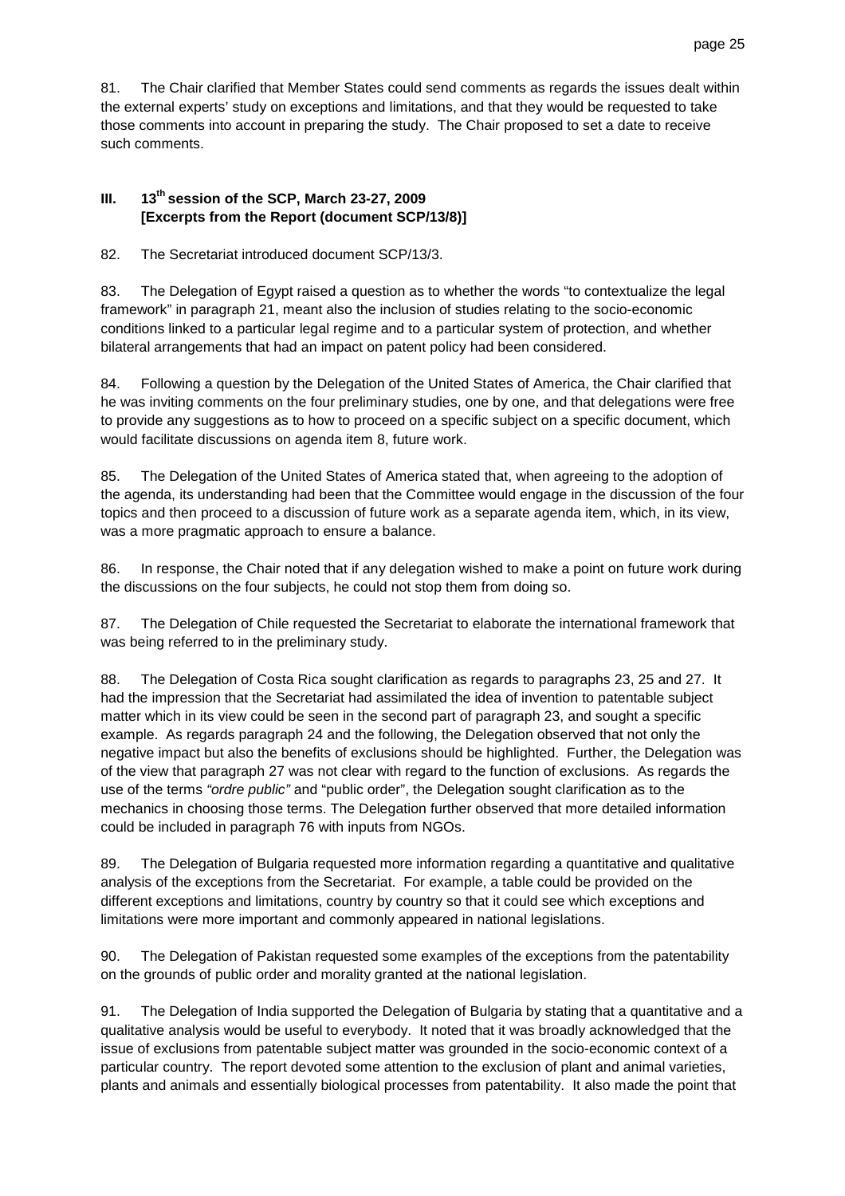81. The Chair clarified that Member States could send comments as regards the issues dealt within the external experts' study on exceptions and limitations, and that they would be requested to take those comments into account in preparing the study. The Chair proposed to set a date to receive such comments.

## III. 13th session of the SCP, March 23-27, 2009 [Excerpts from the Report (document SCP/13/8)]

82. The Secretariat introduced document SCP/13/3.

83. The Delegation of Egypt raised a question as to whether the words "to contextualize the legal framework" in paragraph 21, meant also the inclusion of studies relating to the socio-economic conditions linked to a particular legal regime and to a particular system of protection, and whether bilateral arrangements that had an impact on patent policy had been considered.

84. Following a question by the Delegation of the United States of America, the Chair clarified that he was inviting comments on the four preliminary studies, one by one, and that delegations were free to provide any suggestions as to how to proceed on a specific subject on a specific document, which would facilitate discussions on agenda item 8, future work.

85. The Delegation of the United States of America stated that, when agreeing to the adoption of the agenda, its understanding had been that the Committee would engage in the discussion of the four topics and then proceed to a discussion of future work as a separate agenda item, which, in its view, was a more pragmatic approach to ensure a balance.

86. In response, the Chair noted that if any delegation wished to make a point on future work during the discussions on the four subjects, he could not stop them from doing so.

87. The Delegation of Chile requested the Secretariat to elaborate the international framework that was being referred to in the preliminary study.

88. The Delegation of Costa Rica sought clarification as regards to paragraphs 23, 25 and 27. It had the impression that the Secretariat had assimilated the idea of invention to patentable subject matter which in its view could be seen in the second part of paragraph 23, and sought a specific example. As regards paragraph 24 and the following, the Delegation observed that not only the negative impact but also the benefits of exclusions should be highlighted. Further, the Delegation was of the view that paragraph 27 was not clear with regard to the function of exclusions. As regards the use of the terms *"ordre public"* and "public order", the Delegation sought clarification as to the mechanics in choosing those terms. The Delegation further observed that more detailed information could be included in paragraph 76 with inputs from NGOs.

89. The Delegation of Bulgaria requested more information regarding a quantitative and qualitative analysis of the exceptions from the Secretariat. For example, a table could be provided on the different exceptions and limitations, country by country so that it could see which exceptions and limitations were more important and commonly appeared in national legislations.

90. The Delegation of Pakistan requested some examples of the exceptions from the patentability on the grounds of public order and morality granted at the national legislation.

91. The Delegation of India supported the Delegation of Bulgaria by stating that a quantitative and a qualitative analysis would be useful to everybody. It noted that it was broadly acknowledged that the issue of exclusions from patentable subject matter was grounded in the socio-economic context of a particular country. The report devoted some attention to the exclusion of plant and animal varieties, plants and animals and essentially biological processes from patentability. It also made the point that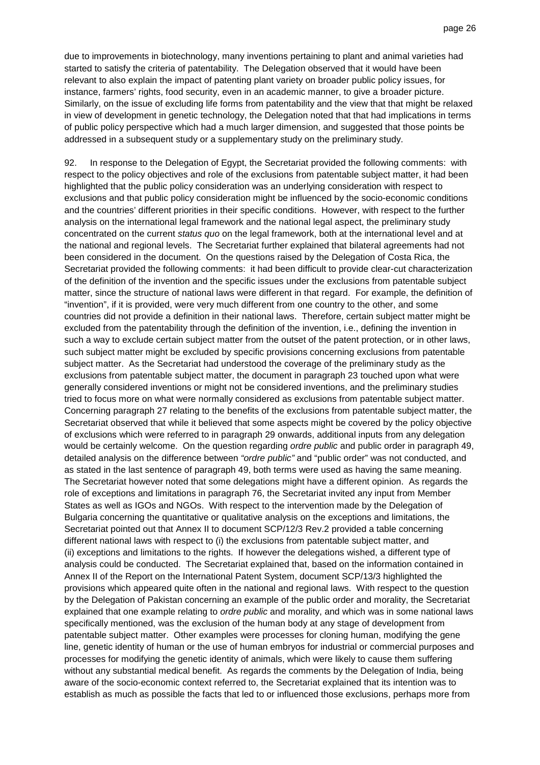due to improvements in biotechnology, many inventions pertaining to plant and animal varieties had started to satisfy the criteria of patentability. The Delegation observed that it would have been relevant to also explain the impact of patenting plant variety on broader public policy issues, for instance, farmers' rights, food security, even in an academic manner, to give a broader picture. Similarly, on the issue of excluding life forms from patentability and the view that that might be relaxed in view of development in genetic technology, the Delegation noted that that had implications in terms of public policy perspective which had a much larger dimension, and suggested that those points be addressed in a subsequent study or a supplementary study on the preliminary study.

92. In response to the Delegation of Egypt, the Secretariat provided the following comments: with respect to the policy objectives and role of the exclusions from patentable subject matter, it had been highlighted that the public policy consideration was an underlying consideration with respect to exclusions and that public policy consideration might be influenced by the socio-economic conditions and the countries' different priorities in their specific conditions. However, with respect to the further analysis on the international legal framework and the national legal aspect, the preliminary study concentrated on the current *status quo* on the legal framework, both at the international level and at the national and regional levels. The Secretariat further explained that bilateral agreements had not been considered in the document. On the questions raised by the Delegation of Costa Rica, the Secretariat provided the following comments: it had been difficult to provide clear-cut characterization of the definition of the invention and the specific issues under the exclusions from patentable subject matter, since the structure of national laws were different in that regard. For example, the definition of "invention", if it is provided, were very much different from one country to the other, and some countries did not provide a definition in their national laws. Therefore, certain subject matter might be excluded from the patentability through the definition of the invention, i.e., defining the invention in such a way to exclude certain subject matter from the outset of the patent protection, or in other laws, such subject matter might be excluded by specific provisions concerning exclusions from patentable subject matter. As the Secretariat had understood the coverage of the preliminary study as the exclusions from patentable subject matter, the document in paragraph 23 touched upon what were generally considered inventions or might not be considered inventions, and the preliminary studies tried to focus more on what were normally considered as exclusions from patentable subject matter. Concerning paragraph 27 relating to the benefits of the exclusions from patentable subject matter, the Secretariat observed that while it believed that some aspects might be covered by the policy objective of exclusions which were referred to in paragraph 29 onwards, additional inputs from any delegation would be certainly welcome. On the question regarding *ordre public* and public order in paragraph 49, detailed analysis on the difference between *"ordre public"* and "public order" was not conducted, and as stated in the last sentence of paragraph 49, both terms were used as having the same meaning. The Secretariat however noted that some delegations might have a different opinion. As regards the role of exceptions and limitations in paragraph 76, the Secretariat invited any input from Member States as well as IGOs and NGOs. With respect to the intervention made by the Delegation of Bulgaria concerning the quantitative or qualitative analysis on the exceptions and limitations, the Secretariat pointed out that Annex II to document SCP/12/3 Rev.2 provided a table concerning different national laws with respect to (i) the exclusions from patentable subject matter, and (ii) exceptions and limitations to the rights. If however the delegations wished, a different type of analysis could be conducted. The Secretariat explained that, based on the information contained in Annex II of the Report on the International Patent System, document SCP/13/3 highlighted the provisions which appeared quite often in the national and regional laws. With respect to the question by the Delegation of Pakistan concerning an example of the public order and morality, the Secretariat explained that one example relating to *ordre public* and morality, and which was in some national laws specifically mentioned, was the exclusion of the human body at any stage of development from patentable subject matter. Other examples were processes for cloning human, modifying the gene line, genetic identity of human or the use of human embryos for industrial or commercial purposes and processes for modifying the genetic identity of animals, which were likely to cause them suffering without any substantial medical benefit. As regards the comments by the Delegation of India, being aware of the socio-economic context referred to, the Secretariat explained that its intention was to establish as much as possible the facts that led to or influenced those exclusions, perhaps more from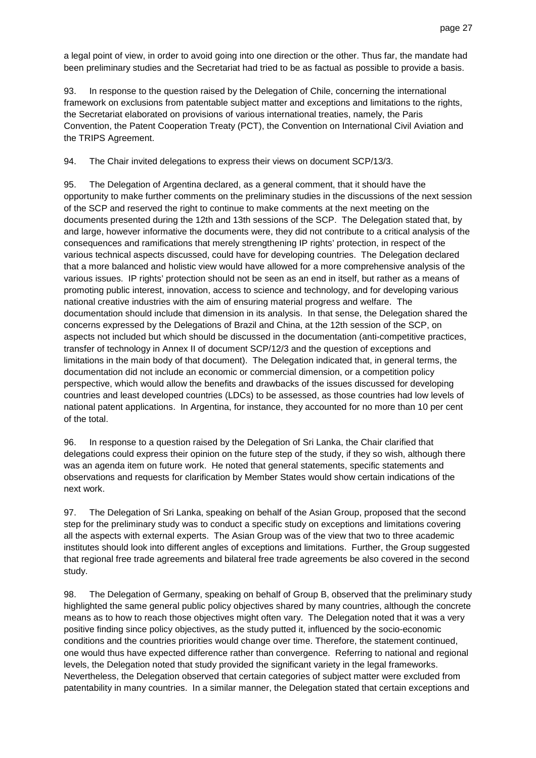a legal point of view, in order to avoid going into one direction or the other. Thus far, the mandate had been preliminary studies and the Secretariat had tried to be as factual as possible to provide a basis.

93. In response to the question raised by the Delegation of Chile, concerning the international framework on exclusions from patentable subject matter and exceptions and limitations to the rights, the Secretariat elaborated on provisions of various international treaties, namely, the Paris Convention, the Patent Cooperation Treaty (PCT), the Convention on International Civil Aviation and the TRIPS Agreement.

94. The Chair invited delegations to express their views on document SCP/13/3.

95. The Delegation of Argentina declared, as a general comment, that it should have the opportunity to make further comments on the preliminary studies in the discussions of the next session of the SCP and reserved the right to continue to make comments at the next meeting on the documents presented during the 12th and 13th sessions of the SCP. The Delegation stated that, by and large, however informative the documents were, they did not contribute to a critical analysis of the consequences and ramifications that merely strengthening IP rights' protection, in respect of the various technical aspects discussed, could have for developing countries. The Delegation declared that a more balanced and holistic view would have allowed for a more comprehensive analysis of the various issues. IP rights' protection should not be seen as an end in itself, but rather as a means of promoting public interest, innovation, access to science and technology, and for developing various national creative industries with the aim of ensuring material progress and welfare. The documentation should include that dimension in its analysis. In that sense, the Delegation shared the concerns expressed by the Delegations of Brazil and China, at the 12th session of the SCP, on aspects not included but which should be discussed in the documentation (anti-competitive practices, transfer of technology in Annex II of document SCP/12/3 and the question of exceptions and limitations in the main body of that document). The Delegation indicated that, in general terms, the documentation did not include an economic or commercial dimension, or a competition policy perspective, which would allow the benefits and drawbacks of the issues discussed for developing countries and least developed countries (LDCs) to be assessed, as those countries had low levels of national patent applications. In Argentina, for instance, they accounted for no more than 10 per cent of the total.

96. In response to a question raised by the Delegation of Sri Lanka, the Chair clarified that delegations could express their opinion on the future step of the study, if they so wish, although there was an agenda item on future work. He noted that general statements, specific statements and observations and requests for clarification by Member States would show certain indications of the next work.

97. The Delegation of Sri Lanka, speaking on behalf of the Asian Group, proposed that the second step for the preliminary study was to conduct a specific study on exceptions and limitations covering all the aspects with external experts. The Asian Group was of the view that two to three academic institutes should look into different angles of exceptions and limitations. Further, the Group suggested that regional free trade agreements and bilateral free trade agreements be also covered in the second study.

98. The Delegation of Germany, speaking on behalf of Group B, observed that the preliminary study highlighted the same general public policy objectives shared by many countries, although the concrete means as to how to reach those objectives might often vary. The Delegation noted that it was a very positive finding since policy objectives, as the study putted it, influenced by the socio-economic conditions and the countries priorities would change over time. Therefore, the statement continued, one would thus have expected difference rather than convergence. Referring to national and regional levels, the Delegation noted that study provided the significant variety in the legal frameworks. Nevertheless, the Delegation observed that certain categories of subject matter were excluded from patentability in many countries. In a similar manner, the Delegation stated that certain exceptions and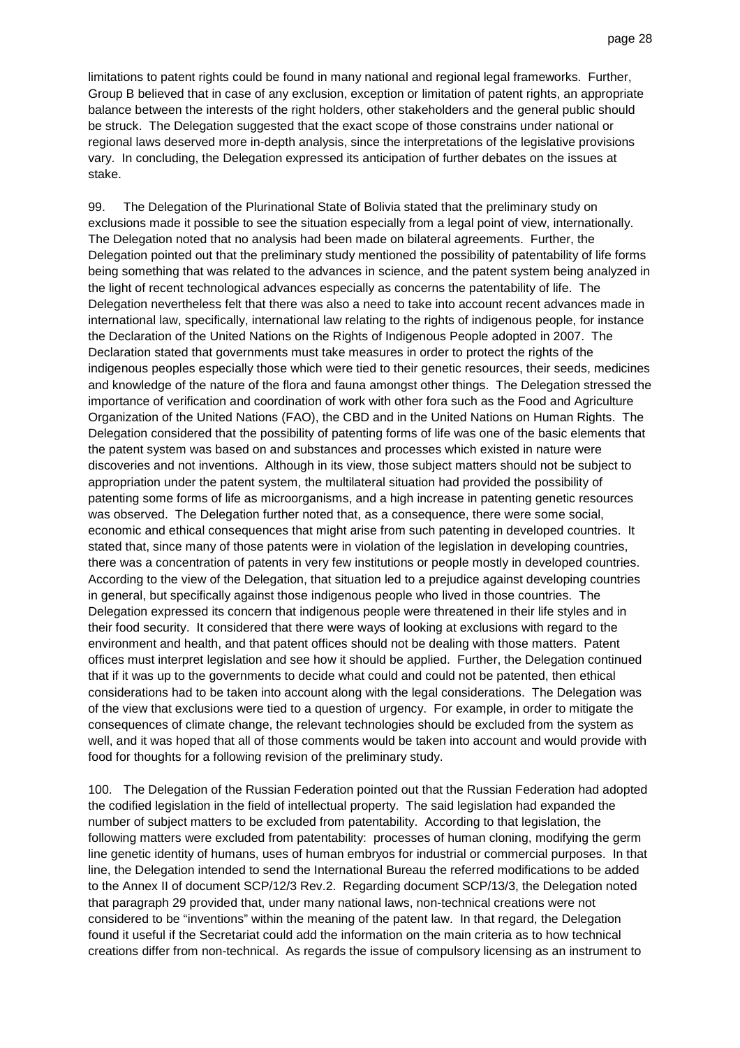limitations to patent rights could be found in many national and regional legal frameworks. Further, Group B believed that in case of any exclusion, exception or limitation of patent rights, an appropriate balance between the interests of the right holders, other stakeholders and the general public should be struck. The Delegation suggested that the exact scope of those constrains under national or regional laws deserved more in-depth analysis, since the interpretations of the legislative provisions vary. In concluding, the Delegation expressed its anticipation of further debates on the issues at stake.

99. The Delegation of the Plurinational State of Bolivia stated that the preliminary study on exclusions made it possible to see the situation especially from a legal point of view, internationally. The Delegation noted that no analysis had been made on bilateral agreements. Further, the Delegation pointed out that the preliminary study mentioned the possibility of patentability of life forms being something that was related to the advances in science, and the patent system being analyzed in the light of recent technological advances especially as concerns the patentability of life. The Delegation nevertheless felt that there was also a need to take into account recent advances made in international law, specifically, international law relating to the rights of indigenous people, for instance the Declaration of the United Nations on the Rights of Indigenous People adopted in 2007. The Declaration stated that governments must take measures in order to protect the rights of the indigenous peoples especially those which were tied to their genetic resources, their seeds, medicines and knowledge of the nature of the flora and fauna amongst other things. The Delegation stressed the importance of verification and coordination of work with other fora such as the Food and Agriculture Organization of the United Nations (FAO), the CBD and in the United Nations on Human Rights. The Delegation considered that the possibility of patenting forms of life was one of the basic elements that the patent system was based on and substances and processes which existed in nature were discoveries and not inventions. Although in its view, those subject matters should not be subject to appropriation under the patent system, the multilateral situation had provided the possibility of patenting some forms of life as microorganisms, and a high increase in patenting genetic resources was observed. The Delegation further noted that, as a consequence, there were some social, economic and ethical consequences that might arise from such patenting in developed countries. It stated that, since many of those patents were in violation of the legislation in developing countries, there was a concentration of patents in very few institutions or people mostly in developed countries. According to the view of the Delegation, that situation led to a prejudice against developing countries in general, but specifically against those indigenous people who lived in those countries. The Delegation expressed its concern that indigenous people were threatened in their life styles and in their food security. It considered that there were ways of looking at exclusions with regard to the environment and health, and that patent offices should not be dealing with those matters. Patent offices must interpret legislation and see how it should be applied. Further, the Delegation continued that if it was up to the governments to decide what could and could not be patented, then ethical considerations had to be taken into account along with the legal considerations. The Delegation was of the view that exclusions were tied to a question of urgency. For example, in order to mitigate the consequences of climate change, the relevant technologies should be excluded from the system as well, and it was hoped that all of those comments would be taken into account and would provide with food for thoughts for a following revision of the preliminary study.

100. The Delegation of the Russian Federation pointed out that the Russian Federation had adopted the codified legislation in the field of intellectual property. The said legislation had expanded the number of subject matters to be excluded from patentability. According to that legislation, the following matters were excluded from patentability: processes of human cloning, modifying the germ line genetic identity of humans, uses of human embryos for industrial or commercial purposes. In that line, the Delegation intended to send the International Bureau the referred modifications to be added to the Annex II of document SCP/12/3 Rev.2. Regarding document SCP/13/3, the Delegation noted that paragraph 29 provided that, under many national laws, non-technical creations were not considered to be "inventions" within the meaning of the patent law. In that regard, the Delegation found it useful if the Secretariat could add the information on the main criteria as to how technical creations differ from non-technical. As regards the issue of compulsory licensing as an instrument to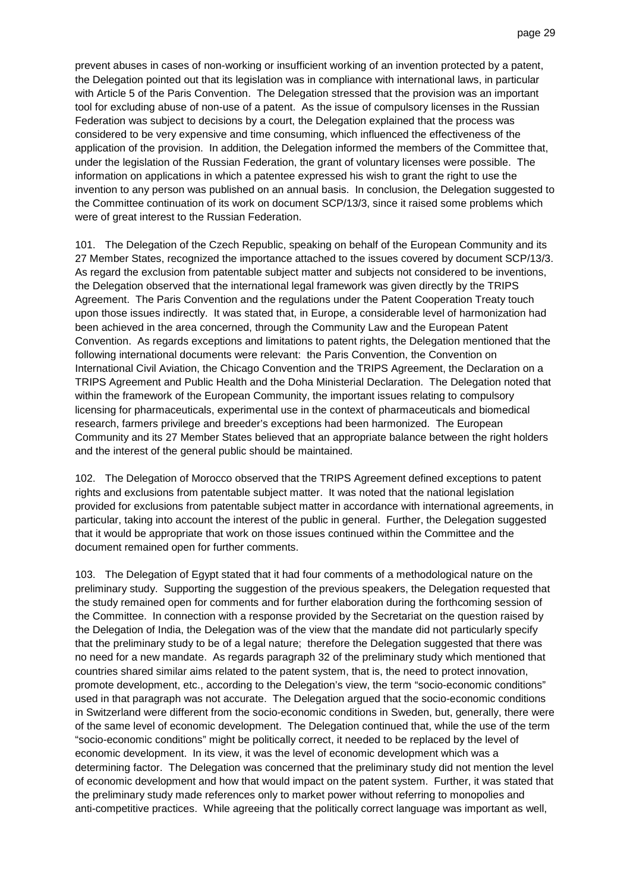prevent abuses in cases of non-working or insufficient working of an invention protected by a patent, the Delegation pointed out that its legislation was in compliance with international laws, in particular with Article 5 of the Paris Convention. The Delegation stressed that the provision was an important tool for excluding abuse of non-use of a patent. As the issue of compulsory licenses in the Russian Federation was subject to decisions by a court, the Delegation explained that the process was considered to be very expensive and time consuming, which influenced the effectiveness of the application of the provision. In addition, the Delegation informed the members of the Committee that, under the legislation of the Russian Federation, the grant of voluntary licenses were possible. The information on applications in which a patentee expressed his wish to grant the right to use the invention to any person was published on an annual basis. In conclusion, the Delegation suggested to the Committee continuation of its work on document SCP/13/3, since it raised some problems which were of great interest to the Russian Federation.

101. The Delegation of the Czech Republic, speaking on behalf of the European Community and its 27 Member States, recognized the importance attached to the issues covered by document SCP/13/3. As regard the exclusion from patentable subject matter and subjects not considered to be inventions, the Delegation observed that the international legal framework was given directly by the TRIPS Agreement. The Paris Convention and the regulations under the Patent Cooperation Treaty touch upon those issues indirectly. It was stated that, in Europe, a considerable level of harmonization had been achieved in the area concerned, through the Community Law and the European Patent Convention. As regards exceptions and limitations to patent rights, the Delegation mentioned that the following international documents were relevant: the Paris Convention, the Convention on International Civil Aviation, the Chicago Convention and the TRIPS Agreement, the Declaration on a TRIPS Agreement and Public Health and the Doha Ministerial Declaration. The Delegation noted that within the framework of the European Community, the important issues relating to compulsory licensing for pharmaceuticals, experimental use in the context of pharmaceuticals and biomedical research, farmers privilege and breeder's exceptions had been harmonized. The European Community and its 27 Member States believed that an appropriate balance between the right holders and the interest of the general public should be maintained.

102. The Delegation of Morocco observed that the TRIPS Agreement defined exceptions to patent rights and exclusions from patentable subject matter. It was noted that the national legislation provided for exclusions from patentable subject matter in accordance with international agreements, in particular, taking into account the interest of the public in general. Further, the Delegation suggested that it would be appropriate that work on those issues continued within the Committee and the document remained open for further comments.

103. The Delegation of Egypt stated that it had four comments of a methodological nature on the preliminary study. Supporting the suggestion of the previous speakers, the Delegation requested that the study remained open for comments and for further elaboration during the forthcoming session of the Committee. In connection with a response provided by the Secretariat on the question raised by the Delegation of India, the Delegation was of the view that the mandate did not particularly specify that the preliminary study to be of a legal nature; therefore the Delegation suggested that there was no need for a new mandate. As regards paragraph 32 of the preliminary study which mentioned that countries shared similar aims related to the patent system, that is, the need to protect innovation, promote development, etc., according to the Delegation's view, the term "socio-economic conditions" used in that paragraph was not accurate. The Delegation argued that the socio-economic conditions in Switzerland were different from the socio-economic conditions in Sweden, but, generally, there were of the same level of economic development. The Delegation continued that, while the use of the term "socio-economic conditions" might be politically correct, it needed to be replaced by the level of economic development. In its view, it was the level of economic development which was a determining factor. The Delegation was concerned that the preliminary study did not mention the level of economic development and how that would impact on the patent system. Further, it was stated that the preliminary study made references only to market power without referring to monopolies and anti-competitive practices. While agreeing that the politically correct language was important as well,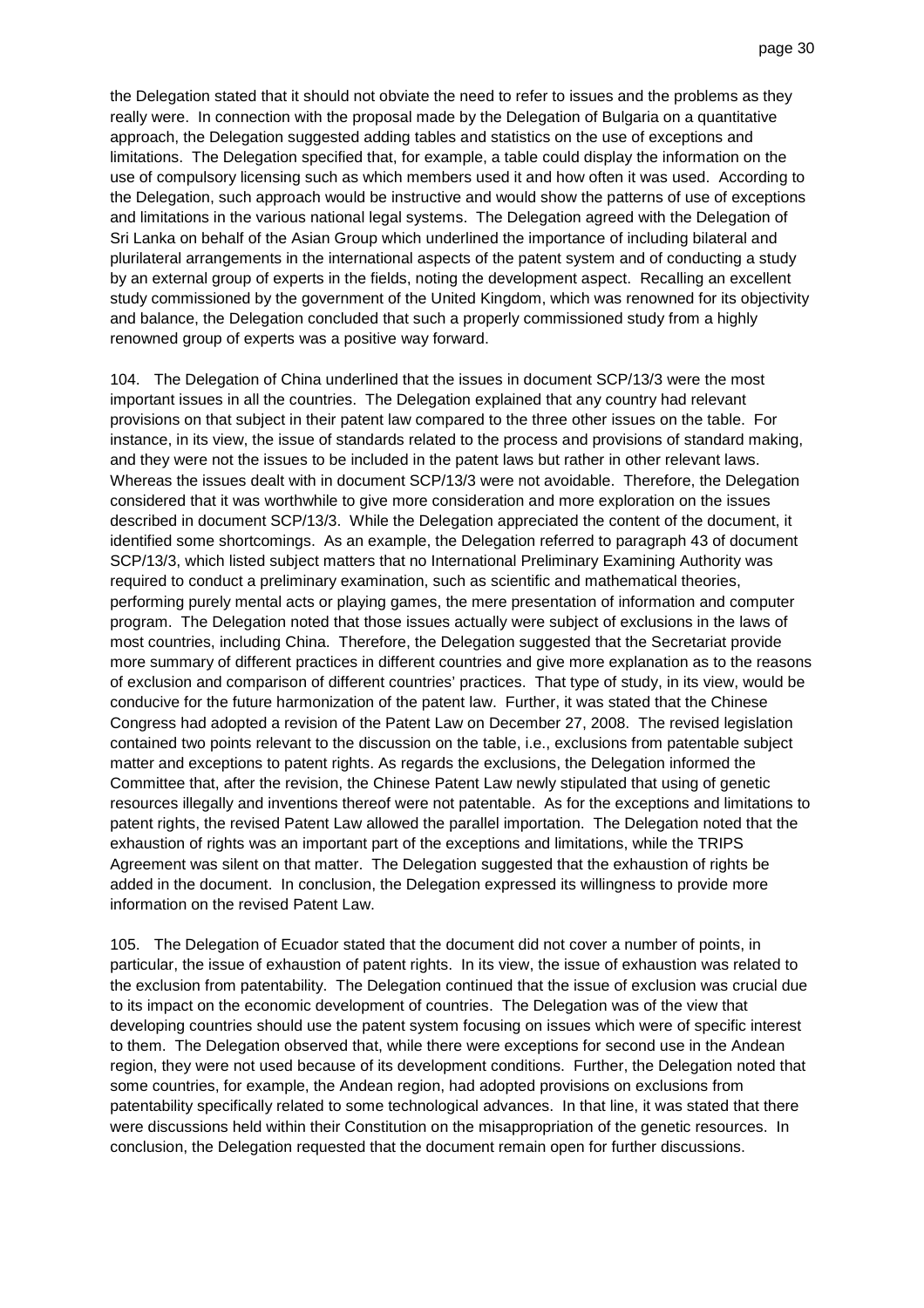the Delegation stated that it should not obviate the need to refer to issues and the problems as they really were. In connection with the proposal made by the Delegation of Bulgaria on a quantitative approach, the Delegation suggested adding tables and statistics on the use of exceptions and limitations. The Delegation specified that, for example, a table could display the information on the use of compulsory licensing such as which members used it and how often it was used. According to the Delegation, such approach would be instructive and would show the patterns of use of exceptions and limitations in the various national legal systems. The Delegation agreed with the Delegation of Sri Lanka on behalf of the Asian Group which underlined the importance of including bilateral and plurilateral arrangements in the international aspects of the patent system and of conducting a study by an external group of experts in the fields, noting the development aspect. Recalling an excellent study commissioned by the government of the United Kingdom, which was renowned for its objectivity and balance, the Delegation concluded that such a properly commissioned study from a highly renowned group of experts was a positive way forward.

104. The Delegation of China underlined that the issues in document SCP/13/3 were the most important issues in all the countries. The Delegation explained that any country had relevant provisions on that subject in their patent law compared to the three other issues on the table. For instance, in its view, the issue of standards related to the process and provisions of standard making, and they were not the issues to be included in the patent laws but rather in other relevant laws. Whereas the issues dealt with in document SCP/13/3 were not avoidable. Therefore, the Delegation considered that it was worthwhile to give more consideration and more exploration on the issues described in document SCP/13/3. While the Delegation appreciated the content of the document, it identified some shortcomings. As an example, the Delegation referred to paragraph 43 of document SCP/13/3, which listed subject matters that no International Preliminary Examining Authority was required to conduct a preliminary examination, such as scientific and mathematical theories, performing purely mental acts or playing games, the mere presentation of information and computer program. The Delegation noted that those issues actually were subject of exclusions in the laws of most countries, including China. Therefore, the Delegation suggested that the Secretariat provide more summary of different practices in different countries and give more explanation as to the reasons of exclusion and comparison of different countries' practices. That type of study, in its view, would be conducive for the future harmonization of the patent law. Further, it was stated that the Chinese Congress had adopted a revision of the Patent Law on December 27, 2008. The revised legislation contained two points relevant to the discussion on the table, i.e., exclusions from patentable subject matter and exceptions to patent rights. As regards the exclusions, the Delegation informed the Committee that, after the revision, the Chinese Patent Law newly stipulated that using of genetic resources illegally and inventions thereof were not patentable. As for the exceptions and limitations to patent rights, the revised Patent Law allowed the parallel importation. The Delegation noted that the exhaustion of rights was an important part of the exceptions and limitations, while the TRIPS Agreement was silent on that matter. The Delegation suggested that the exhaustion of rights be added in the document. In conclusion, the Delegation expressed its willingness to provide more information on the revised Patent Law.

105. The Delegation of Ecuador stated that the document did not cover a number of points, in particular, the issue of exhaustion of patent rights. In its view, the issue of exhaustion was related to the exclusion from patentability. The Delegation continued that the issue of exclusion was crucial due to its impact on the economic development of countries. The Delegation was of the view that developing countries should use the patent system focusing on issues which were of specific interest to them. The Delegation observed that, while there were exceptions for second use in the Andean region, they were not used because of its development conditions. Further, the Delegation noted that some countries, for example, the Andean region, had adopted provisions on exclusions from patentability specifically related to some technological advances. In that line, it was stated that there were discussions held within their Constitution on the misappropriation of the genetic resources. In conclusion, the Delegation requested that the document remain open for further discussions.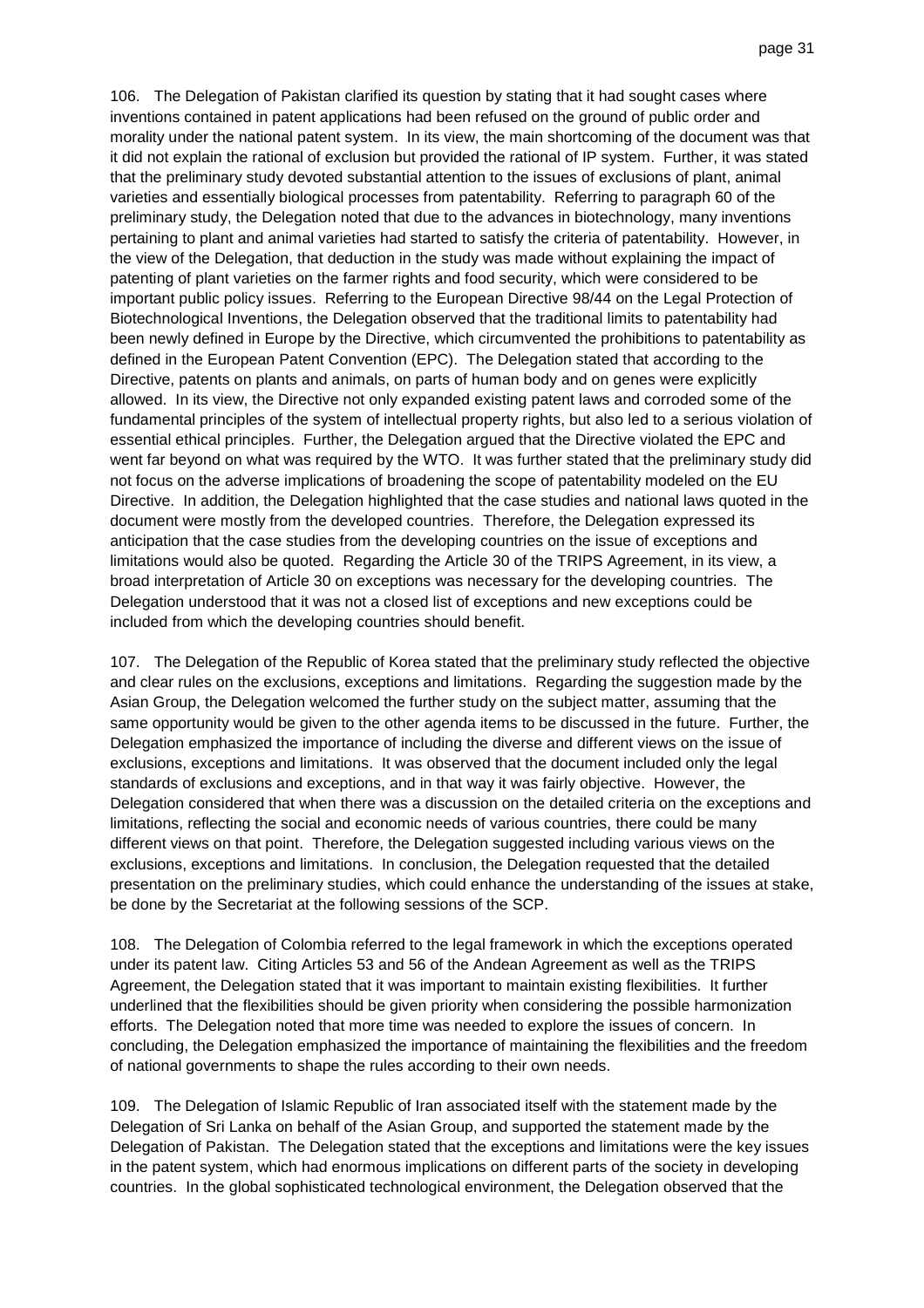106. The Delegation of Pakistan clarified its question by stating that it had sought cases where inventions contained in patent applications had been refused on the ground of public order and morality under the national patent system. In its view, the main shortcoming of the document was that it did not explain the rational of exclusion but provided the rational of IP system. Further, it was stated that the preliminary study devoted substantial attention to the issues of exclusions of plant, animal varieties and essentially biological processes from patentability. Referring to paragraph 60 of the preliminary study, the Delegation noted that due to the advances in biotechnology, many inventions pertaining to plant and animal varieties had started to satisfy the criteria of patentability. However, in the view of the Delegation, that deduction in the study was made without explaining the impact of patenting of plant varieties on the farmer rights and food security, which were considered to be important public policy issues. Referring to the European Directive 98/44 on the Legal Protection of Biotechnological Inventions, the Delegation observed that the traditional limits to patentability had been newly defined in Europe by the Directive, which circumvented the prohibitions to patentability as defined in the European Patent Convention (EPC). The Delegation stated that according to the Directive, patents on plants and animals, on parts of human body and on genes were explicitly allowed. In its view, the Directive not only expanded existing patent laws and corroded some of the fundamental principles of the system of intellectual property rights, but also led to a serious violation of essential ethical principles. Further, the Delegation argued that the Directive violated the EPC and went far beyond on what was required by the WTO. It was further stated that the preliminary study did not focus on the adverse implications of broadening the scope of patentability modeled on the EU Directive. In addition, the Delegation highlighted that the case studies and national laws quoted in the document were mostly from the developed countries. Therefore, the Delegation expressed its anticipation that the case studies from the developing countries on the issue of exceptions and limitations would also be quoted. Regarding the Article 30 of the TRIPS Agreement, in its view, a broad interpretation of Article 30 on exceptions was necessary for the developing countries. The Delegation understood that it was not a closed list of exceptions and new exceptions could be included from which the developing countries should benefit.

107. The Delegation of the Republic of Korea stated that the preliminary study reflected the objective and clear rules on the exclusions, exceptions and limitations. Regarding the suggestion made by the Asian Group, the Delegation welcomed the further study on the subject matter, assuming that the same opportunity would be given to the other agenda items to be discussed in the future. Further, the Delegation emphasized the importance of including the diverse and different views on the issue of exclusions, exceptions and limitations. It was observed that the document included only the legal standards of exclusions and exceptions, and in that way it was fairly objective. However, the Delegation considered that when there was a discussion on the detailed criteria on the exceptions and limitations, reflecting the social and economic needs of various countries, there could be many different views on that point. Therefore, the Delegation suggested including various views on the exclusions, exceptions and limitations. In conclusion, the Delegation requested that the detailed presentation on the preliminary studies, which could enhance the understanding of the issues at stake, be done by the Secretariat at the following sessions of the SCP.

108. The Delegation of Colombia referred to the legal framework in which the exceptions operated under its patent law. Citing Articles 53 and 56 of the Andean Agreement as well as the TRIPS Agreement, the Delegation stated that it was important to maintain existing flexibilities. It further underlined that the flexibilities should be given priority when considering the possible harmonization efforts. The Delegation noted that more time was needed to explore the issues of concern. In concluding, the Delegation emphasized the importance of maintaining the flexibilities and the freedom of national governments to shape the rules according to their own needs.

109. The Delegation of Islamic Republic of Iran associated itself with the statement made by the Delegation of Sri Lanka on behalf of the Asian Group, and supported the statement made by the Delegation of Pakistan. The Delegation stated that the exceptions and limitations were the key issues in the patent system, which had enormous implications on different parts of the society in developing countries. In the global sophisticated technological environment, the Delegation observed that the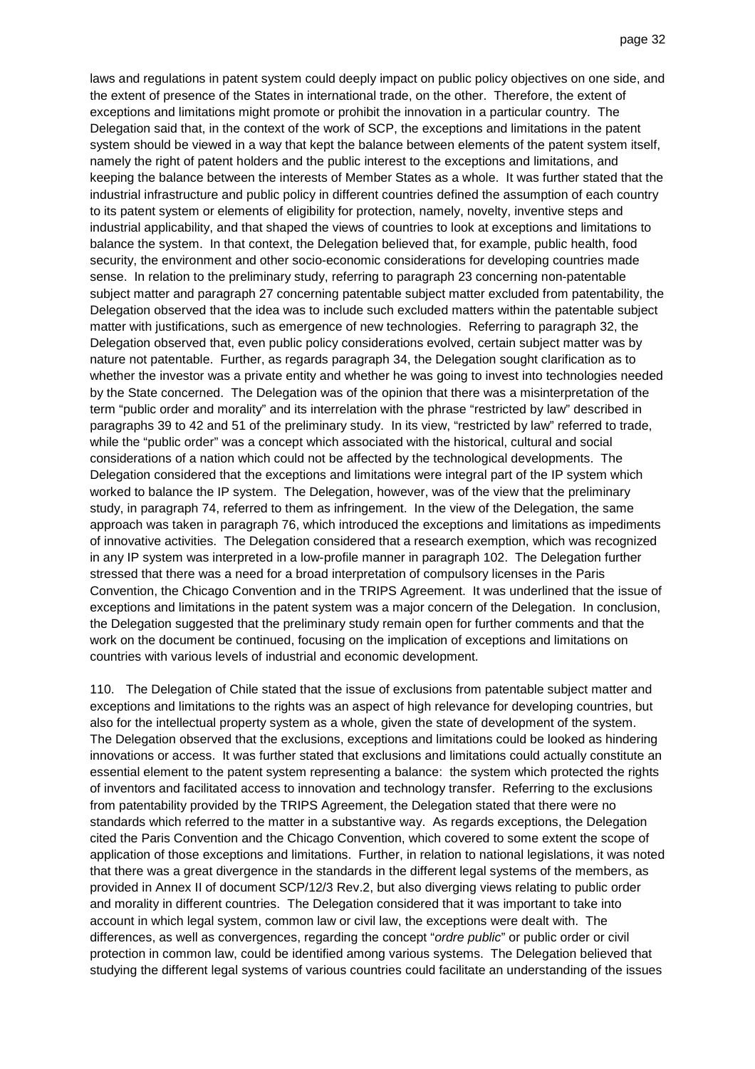laws and regulations in patent system could deeply impact on public policy objectives on one side, and the extent of presence of the States in international trade, on the other. Therefore, the extent of exceptions and limitations might promote or prohibit the innovation in a particular country. The Delegation said that, in the context of the work of SCP, the exceptions and limitations in the patent system should be viewed in a way that kept the balance between elements of the patent system itself, namely the right of patent holders and the public interest to the exceptions and limitations, and keeping the balance between the interests of Member States as a whole. It was further stated that the industrial infrastructure and public policy in different countries defined the assumption of each country to its patent system or elements of eligibility for protection, namely, novelty, inventive steps and industrial applicability, and that shaped the views of countries to look at exceptions and limitations to balance the system. In that context, the Delegation believed that, for example, public health, food security, the environment and other socio-economic considerations for developing countries made sense. In relation to the preliminary study, referring to paragraph 23 concerning non-patentable subject matter and paragraph 27 concerning patentable subject matter excluded from patentability, the Delegation observed that the idea was to include such excluded matters within the patentable subject matter with justifications, such as emergence of new technologies. Referring to paragraph 32, the Delegation observed that, even public policy considerations evolved, certain subject matter was by nature not patentable. Further, as regards paragraph 34, the Delegation sought clarification as to whether the investor was a private entity and whether he was going to invest into technologies needed by the State concerned. The Delegation was of the opinion that there was a misinterpretation of the term "public order and morality" and its interrelation with the phrase "restricted by law" described in paragraphs 39 to 42 and 51 of the preliminary study. In its view, "restricted by law" referred to trade, while the "public order" was a concept which associated with the historical, cultural and social considerations of a nation which could not be affected by the technological developments. The Delegation considered that the exceptions and limitations were integral part of the IP system which worked to balance the IP system. The Delegation, however, was of the view that the preliminary study, in paragraph 74, referred to them as infringement. In the view of the Delegation, the same approach was taken in paragraph 76, which introduced the exceptions and limitations as impediments of innovative activities. The Delegation considered that a research exemption, which was recognized in any IP system was interpreted in a low-profile manner in paragraph 102. The Delegation further stressed that there was a need for a broad interpretation of compulsory licenses in the Paris Convention, the Chicago Convention and in the TRIPS Agreement. It was underlined that the issue of exceptions and limitations in the patent system was a major concern of the Delegation. In conclusion, the Delegation suggested that the preliminary study remain open for further comments and that the work on the document be continued, focusing on the implication of exceptions and limitations on countries with various levels of industrial and economic development.

110. The Delegation of Chile stated that the issue of exclusions from patentable subject matter and exceptions and limitations to the rights was an aspect of high relevance for developing countries, but also for the intellectual property system as a whole, given the state of development of the system. The Delegation observed that the exclusions, exceptions and limitations could be looked as hindering innovations or access. It was further stated that exclusions and limitations could actually constitute an essential element to the patent system representing a balance: the system which protected the rights of inventors and facilitated access to innovation and technology transfer. Referring to the exclusions from patentability provided by the TRIPS Agreement, the Delegation stated that there were no standards which referred to the matter in a substantive way. As regards exceptions, the Delegation cited the Paris Convention and the Chicago Convention, which covered to some extent the scope of application of those exceptions and limitations. Further, in relation to national legislations, it was noted that there was a great divergence in the standards in the different legal systems of the members, as provided in Annex II of document SCP/12/3 Rev.2, but also diverging views relating to public order and morality in different countries. The Delegation considered that it was important to take into account in which legal system, common law or civil law, the exceptions were dealt with. The differences, as well as convergences, regarding the concept "*ordre public*" or public order or civil protection in common law, could be identified among various systems. The Delegation believed that studying the different legal systems of various countries could facilitate an understanding of the issues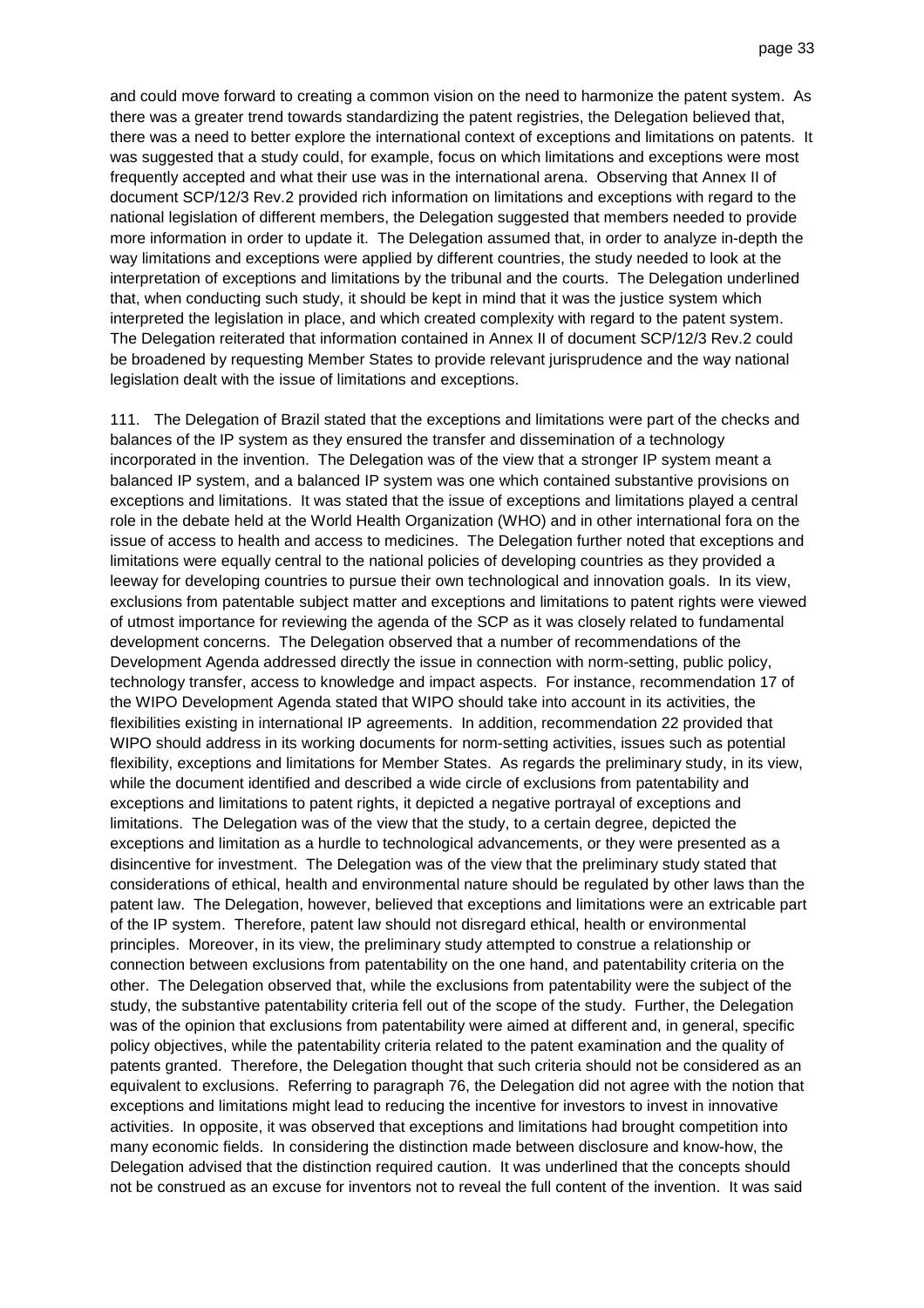and could move forward to creating a common vision on the need to harmonize the patent system. As there was a greater trend towards standardizing the patent registries, the Delegation believed that, there was a need to better explore the international context of exceptions and limitations on patents. It was suggested that a study could, for example, focus on which limitations and exceptions were most frequently accepted and what their use was in the international arena. Observing that Annex II of document SCP/12/3 Rev.2 provided rich information on limitations and exceptions with regard to the national legislation of different members, the Delegation suggested that members needed to provide more information in order to update it. The Delegation assumed that, in order to analyze in-depth the way limitations and exceptions were applied by different countries, the study needed to look at the interpretation of exceptions and limitations by the tribunal and the courts. The Delegation underlined that, when conducting such study, it should be kept in mind that it was the justice system which interpreted the legislation in place, and which created complexity with regard to the patent system. The Delegation reiterated that information contained in Annex II of document SCP/12/3 Rev.2 could be broadened by requesting Member States to provide relevant jurisprudence and the way national legislation dealt with the issue of limitations and exceptions.

111. The Delegation of Brazil stated that the exceptions and limitations were part of the checks and balances of the IP system as they ensured the transfer and dissemination of a technology incorporated in the invention. The Delegation was of the view that a stronger IP system meant a balanced IP system, and a balanced IP system was one which contained substantive provisions on exceptions and limitations. It was stated that the issue of exceptions and limitations played a central role in the debate held at the World Health Organization (WHO) and in other international fora on the issue of access to health and access to medicines. The Delegation further noted that exceptions and limitations were equally central to the national policies of developing countries as they provided a leeway for developing countries to pursue their own technological and innovation goals. In its view, exclusions from patentable subject matter and exceptions and limitations to patent rights were viewed of utmost importance for reviewing the agenda of the SCP as it was closely related to fundamental development concerns. The Delegation observed that a number of recommendations of the Development Agenda addressed directly the issue in connection with norm-setting, public policy, technology transfer, access to knowledge and impact aspects. For instance, recommendation 17 of the WIPO Development Agenda stated that WIPO should take into account in its activities, the flexibilities existing in international IP agreements. In addition, recommendation 22 provided that WIPO should address in its working documents for norm-setting activities, issues such as potential flexibility, exceptions and limitations for Member States. As regards the preliminary study, in its view, while the document identified and described a wide circle of exclusions from patentability and exceptions and limitations to patent rights, it depicted a negative portrayal of exceptions and limitations. The Delegation was of the view that the study, to a certain degree, depicted the exceptions and limitation as a hurdle to technological advancements, or they were presented as a disincentive for investment. The Delegation was of the view that the preliminary study stated that considerations of ethical, health and environmental nature should be regulated by other laws than the patent law. The Delegation, however, believed that exceptions and limitations were an extricable part of the IP system. Therefore, patent law should not disregard ethical, health or environmental principles. Moreover, in its view, the preliminary study attempted to construe a relationship or connection between exclusions from patentability on the one hand, and patentability criteria on the other. The Delegation observed that, while the exclusions from patentability were the subject of the study, the substantive patentability criteria fell out of the scope of the study. Further, the Delegation was of the opinion that exclusions from patentability were aimed at different and, in general, specific policy objectives, while the patentability criteria related to the patent examination and the quality of patents granted. Therefore, the Delegation thought that such criteria should not be considered as an equivalent to exclusions. Referring to paragraph 76, the Delegation did not agree with the notion that exceptions and limitations might lead to reducing the incentive for investors to invest in innovative activities. In opposite, it was observed that exceptions and limitations had brought competition into many economic fields. In considering the distinction made between disclosure and know-how, the Delegation advised that the distinction required caution. It was underlined that the concepts should not be construed as an excuse for inventors not to reveal the full content of the invention. It was said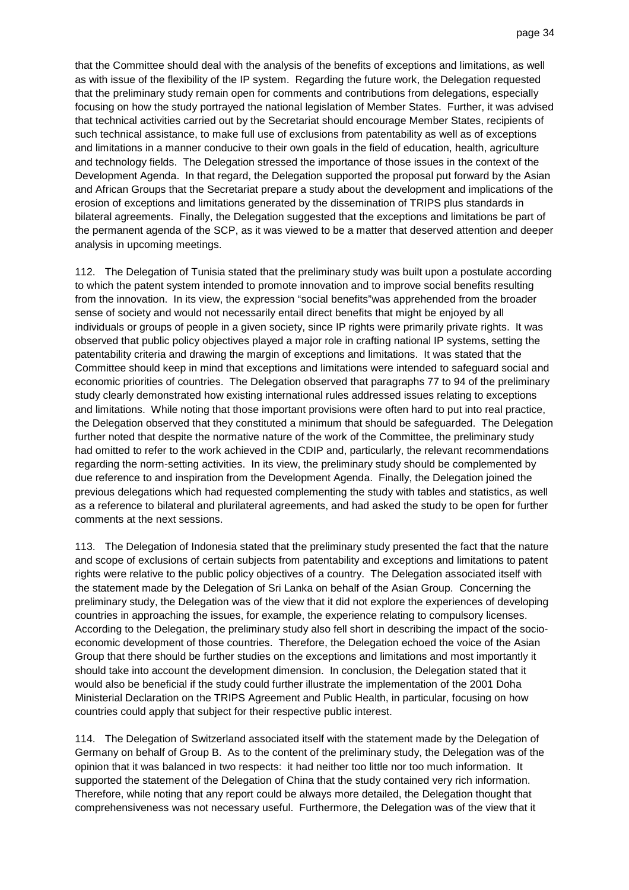that the Committee should deal with the analysis of the benefits of exceptions and limitations, as well as with issue of the flexibility of the IP system. Regarding the future work, the Delegation requested that the preliminary study remain open for comments and contributions from delegations, especially focusing on how the study portrayed the national legislation of Member States. Further, it was advised that technical activities carried out by the Secretariat should encourage Member States, recipients of such technical assistance, to make full use of exclusions from patentability as well as of exceptions and limitations in a manner conducive to their own goals in the field of education, health, agriculture and technology fields. The Delegation stressed the importance of those issues in the context of the Development Agenda. In that regard, the Delegation supported the proposal put forward by the Asian and African Groups that the Secretariat prepare a study about the development and implications of the erosion of exceptions and limitations generated by the dissemination of TRIPS plus standards in bilateral agreements. Finally, the Delegation suggested that the exceptions and limitations be part of the permanent agenda of the SCP, as it was viewed to be a matter that deserved attention and deeper analysis in upcoming meetings.

112. The Delegation of Tunisia stated that the preliminary study was built upon a postulate according to which the patent system intended to promote innovation and to improve social benefits resulting from the innovation. In its view, the expression "social benefits"was apprehended from the broader sense of society and would not necessarily entail direct benefits that might be enjoyed by all individuals or groups of people in a given society, since IP rights were primarily private rights. It was observed that public policy objectives played a major role in crafting national IP systems, setting the patentability criteria and drawing the margin of exceptions and limitations. It was stated that the Committee should keep in mind that exceptions and limitations were intended to safeguard social and economic priorities of countries. The Delegation observed that paragraphs 77 to 94 of the preliminary study clearly demonstrated how existing international rules addressed issues relating to exceptions and limitations. While noting that those important provisions were often hard to put into real practice, the Delegation observed that they constituted a minimum that should be safeguarded. The Delegation further noted that despite the normative nature of the work of the Committee, the preliminary study had omitted to refer to the work achieved in the CDIP and, particularly, the relevant recommendations regarding the norm-setting activities. In its view, the preliminary study should be complemented by due reference to and inspiration from the Development Agenda. Finally, the Delegation joined the previous delegations which had requested complementing the study with tables and statistics, as well as a reference to bilateral and plurilateral agreements, and had asked the study to be open for further comments at the next sessions.

113. The Delegation of Indonesia stated that the preliminary study presented the fact that the nature and scope of exclusions of certain subjects from patentability and exceptions and limitations to patent rights were relative to the public policy objectives of a country. The Delegation associated itself with the statement made by the Delegation of Sri Lanka on behalf of the Asian Group. Concerning the preliminary study, the Delegation was of the view that it did not explore the experiences of developing countries in approaching the issues, for example, the experience relating to compulsory licenses. According to the Delegation, the preliminary study also fell short in describing the impact of the socio-economic development of those countries. Therefore, the Delegation echoed the voice of the Asian Group that there should be further studies on the exceptions and limitations and most importantly it should take into account the development dimension. In conclusion, the Delegation stated that it would also be beneficial if the study could further illustrate the implementation of the 2001 Doha Ministerial Declaration on the TRIPS Agreement and Public Health, in particular, focusing on how countries could apply that subject for their respective public interest.

114. The Delegation of Switzerland associated itself with the statement made by the Delegation of Germany on behalf of Group B. As to the content of the preliminary study, the Delegation was of the opinion that it was balanced in two respects: it had neither too little nor too much information. It supported the statement of the Delegation of China that the study contained very rich information. Therefore, while noting that any report could be always more detailed, the Delegation thought that comprehensiveness was not necessary useful. Furthermore, the Delegation was of the view that it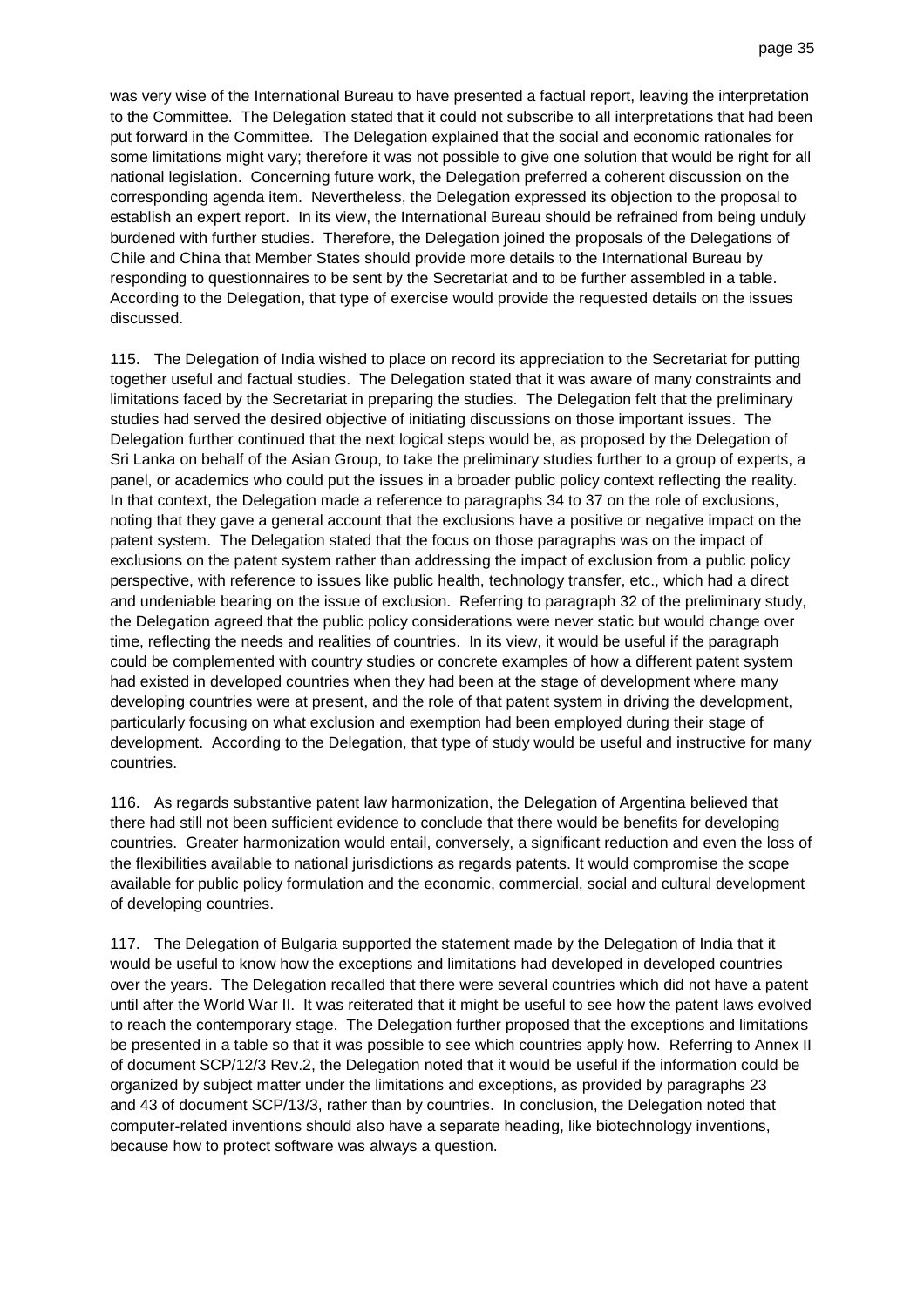was very wise of the International Bureau to have presented a factual report, leaving the interpretation to the Committee. The Delegation stated that it could not subscribe to all interpretations that had been put forward in the Committee. The Delegation explained that the social and economic rationales for some limitations might vary; therefore it was not possible to give one solution that would be right for all national legislation. Concerning future work, the Delegation preferred a coherent discussion on the corresponding agenda item. Nevertheless, the Delegation expressed its objection to the proposal to establish an expert report. In its view, the International Bureau should be refrained from being unduly burdened with further studies. Therefore, the Delegation joined the proposals of the Delegations of Chile and China that Member States should provide more details to the International Bureau by responding to questionnaires to be sent by the Secretariat and to be further assembled in a table. According to the Delegation, that type of exercise would provide the requested details on the issues discussed.

115. The Delegation of India wished to place on record its appreciation to the Secretariat for putting together useful and factual studies. The Delegation stated that it was aware of many constraints and limitations faced by the Secretariat in preparing the studies. The Delegation felt that the preliminary studies had served the desired objective of initiating discussions on those important issues. The Delegation further continued that the next logical steps would be, as proposed by the Delegation of Sri Lanka on behalf of the Asian Group, to take the preliminary studies further to a group of experts, a panel, or academics who could put the issues in a broader public policy context reflecting the reality. In that context, the Delegation made a reference to paragraphs 34 to 37 on the role of exclusions, noting that they gave a general account that the exclusions have a positive or negative impact on the patent system. The Delegation stated that the focus on those paragraphs was on the impact of exclusions on the patent system rather than addressing the impact of exclusion from a public policy perspective, with reference to issues like public health, technology transfer, etc., which had a direct and undeniable bearing on the issue of exclusion. Referring to paragraph 32 of the preliminary study, the Delegation agreed that the public policy considerations were never static but would change over time, reflecting the needs and realities of countries. In its view, it would be useful if the paragraph could be complemented with country studies or concrete examples of how a different patent system had existed in developed countries when they had been at the stage of development where many developing countries were at present, and the role of that patent system in driving the development, particularly focusing on what exclusion and exemption had been employed during their stage of development. According to the Delegation, that type of study would be useful and instructive for many countries.

116. As regards substantive patent law harmonization, the Delegation of Argentina believed that there had still not been sufficient evidence to conclude that there would be benefits for developing countries. Greater harmonization would entail, conversely, a significant reduction and even the loss of the flexibilities available to national jurisdictions as regards patents. It would compromise the scope available for public policy formulation and the economic, commercial, social and cultural development of developing countries.

117. The Delegation of Bulgaria supported the statement made by the Delegation of India that it would be useful to know how the exceptions and limitations had developed in developed countries over the years. The Delegation recalled that there were several countries which did not have a patent until after the World War II. It was reiterated that it might be useful to see how the patent laws evolved to reach the contemporary stage. The Delegation further proposed that the exceptions and limitations be presented in a table so that it was possible to see which countries apply how. Referring to Annex II of document SCP/12/3 Rev.2, the Delegation noted that it would be useful if the information could be organized by subject matter under the limitations and exceptions, as provided by paragraphs 23 and 43 of document SCP/13/3, rather than by countries. In conclusion, the Delegation noted that computer-related inventions should also have a separate heading, like biotechnology inventions, because how to protect software was always a question.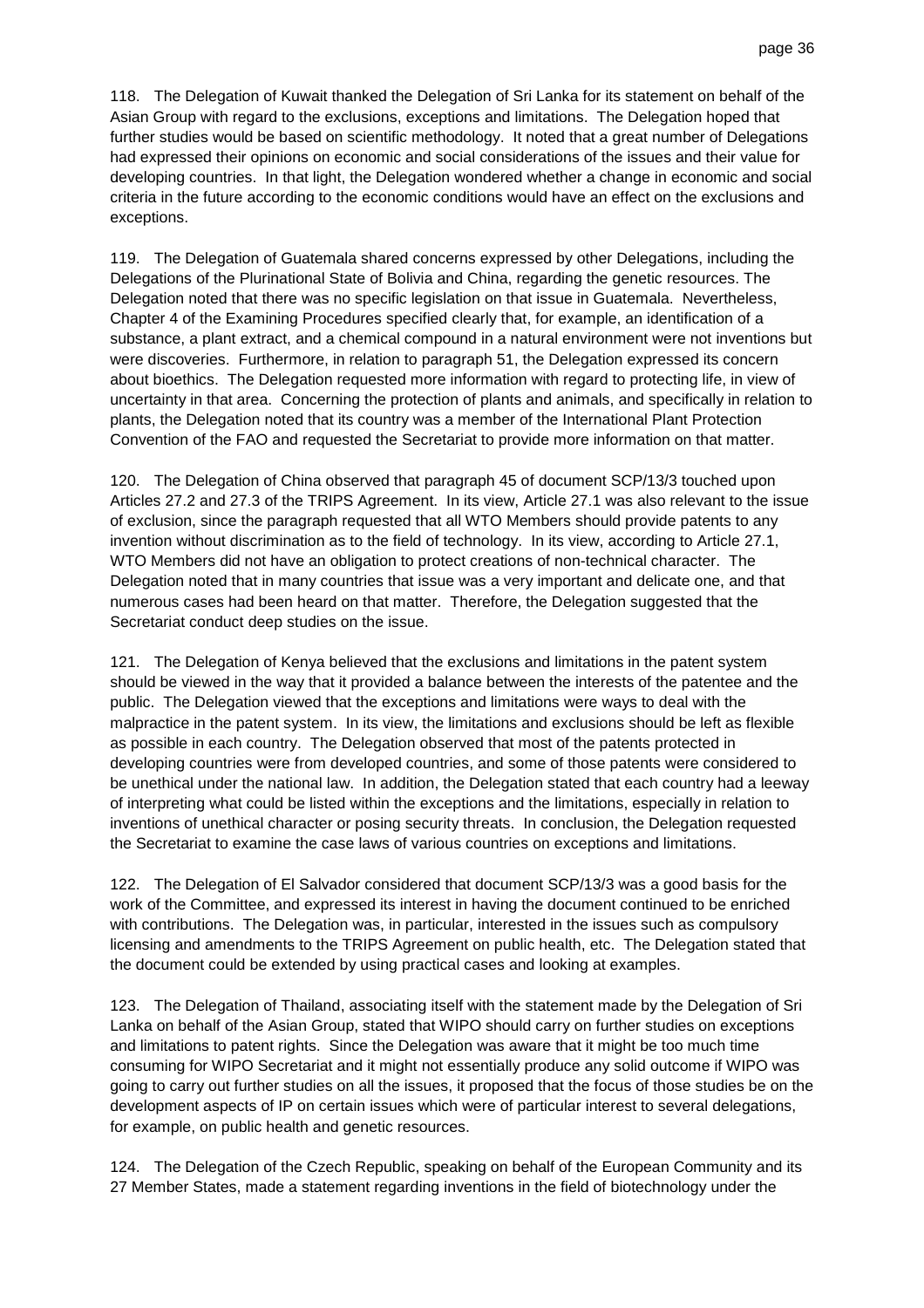118. The Delegation of Kuwait thanked the Delegation of Sri Lanka for its statement on behalf of the Asian Group with regard to the exclusions, exceptions and limitations. The Delegation hoped that further studies would be based on scientific methodology. It noted that a great number of Delegations had expressed their opinions on economic and social considerations of the issues and their value for developing countries. In that light, the Delegation wondered whether a change in economic and social criteria in the future according to the economic conditions would have an effect on the exclusions and exceptions.

119. The Delegation of Guatemala shared concerns expressed by other Delegations, including the Delegations of the Plurinational State of Bolivia and China, regarding the genetic resources. The Delegation noted that there was no specific legislation on that issue in Guatemala. Nevertheless, Chapter 4 of the Examining Procedures specified clearly that, for example, an identification of a substance, a plant extract, and a chemical compound in a natural environment were not inventions but were discoveries. Furthermore, in relation to paragraph 51, the Delegation expressed its concern about bioethics. The Delegation requested more information with regard to protecting life, in view of uncertainty in that area. Concerning the protection of plants and animals, and specifically in relation to plants, the Delegation noted that its country was a member of the International Plant Protection Convention of the FAO and requested the Secretariat to provide more information on that matter.

120. The Delegation of China observed that paragraph 45 of document SCP/13/3 touched upon Articles 27.2 and 27.3 of the TRIPS Agreement. In its view, Article 27.1 was also relevant to the issue of exclusion, since the paragraph requested that all WTO Members should provide patents to any invention without discrimination as to the field of technology. In its view, according to Article 27.1, WTO Members did not have an obligation to protect creations of non-technical character. The Delegation noted that in many countries that issue was a very important and delicate one, and that numerous cases had been heard on that matter. Therefore, the Delegation suggested that the Secretariat conduct deep studies on the issue.

121. The Delegation of Kenya believed that the exclusions and limitations in the patent system should be viewed in the way that it provided a balance between the interests of the patentee and the public. The Delegation viewed that the exceptions and limitations were ways to deal with the malpractice in the patent system. In its view, the limitations and exclusions should be left as flexible as possible in each country. The Delegation observed that most of the patents protected in developing countries were from developed countries, and some of those patents were considered to be unethical under the national law. In addition, the Delegation stated that each country had a leeway of interpreting what could be listed within the exceptions and the limitations, especially in relation to inventions of unethical character or posing security threats. In conclusion, the Delegation requested the Secretariat to examine the case laws of various countries on exceptions and limitations.

122. The Delegation of El Salvador considered that document SCP/13/3 was a good basis for the work of the Committee, and expressed its interest in having the document continued to be enriched with contributions. The Delegation was, in particular, interested in the issues such as compulsory licensing and amendments to the TRIPS Agreement on public health, etc. The Delegation stated that the document could be extended by using practical cases and looking at examples.

123. The Delegation of Thailand, associating itself with the statement made by the Delegation of Sri Lanka on behalf of the Asian Group, stated that WIPO should carry on further studies on exceptions and limitations to patent rights. Since the Delegation was aware that it might be too much time consuming for WIPO Secretariat and it might not essentially produce any solid outcome if WIPO was going to carry out further studies on all the issues, it proposed that the focus of those studies be on the development aspects of IP on certain issues which were of particular interest to several delegations, for example, on public health and genetic resources.

124. The Delegation of the Czech Republic, speaking on behalf of the European Community and its 27 Member States, made a statement regarding inventions in the field of biotechnology under the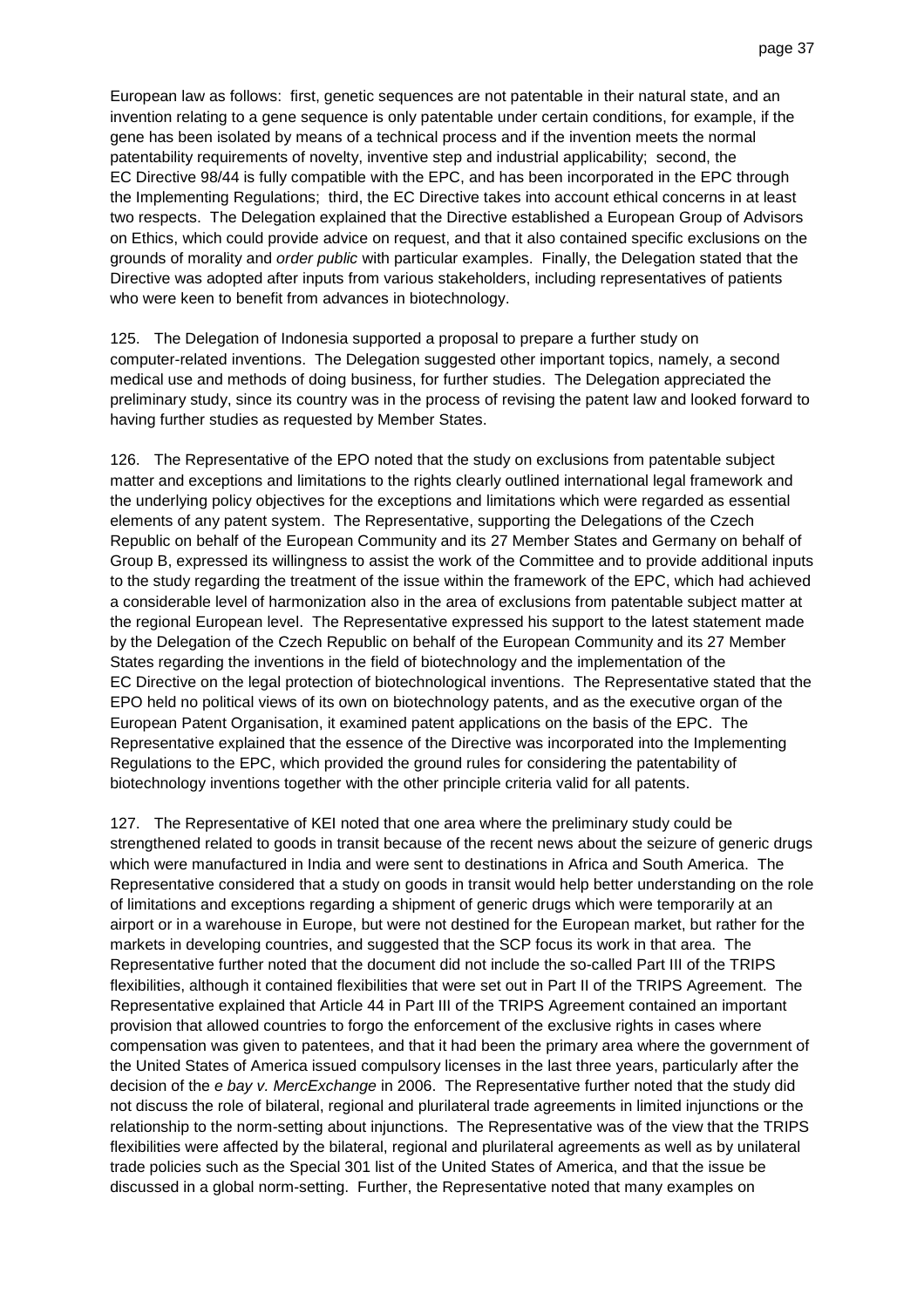European law as follows: first, genetic sequences are not patentable in their natural state, and an invention relating to a gene sequence is only patentable under certain conditions, for example, if the gene has been isolated by means of a technical process and if the invention meets the normal patentability requirements of novelty, inventive step and industrial applicability; second, the EC Directive 98/44 is fully compatible with the EPC, and has been incorporated in the EPC through the Implementing Regulations; third, the EC Directive takes into account ethical concerns in at least two respects. The Delegation explained that the Directive established a European Group of Advisors on Ethics, which could provide advice on request, and that it also contained specific exclusions on the grounds of morality and *order public* with particular examples. Finally, the Delegation stated that the Directive was adopted after inputs from various stakeholders, including representatives of patients who were keen to benefit from advances in biotechnology.

125. The Delegation of Indonesia supported a proposal to prepare a further study on computer-related inventions. The Delegation suggested other important topics, namely, a second medical use and methods of doing business, for further studies. The Delegation appreciated the preliminary study, since its country was in the process of revising the patent law and looked forward to having further studies as requested by Member States.

126. The Representative of the EPO noted that the study on exclusions from patentable subject matter and exceptions and limitations to the rights clearly outlined international legal framework and the underlying policy objectives for the exceptions and limitations which were regarded as essential elements of any patent system. The Representative, supporting the Delegations of the Czech Republic on behalf of the European Community and its 27 Member States and Germany on behalf of Group B, expressed its willingness to assist the work of the Committee and to provide additional inputs to the study regarding the treatment of the issue within the framework of the EPC, which had achieved a considerable level of harmonization also in the area of exclusions from patentable subject matter at the regional European level. The Representative expressed his support to the latest statement made by the Delegation of the Czech Republic on behalf of the European Community and its 27 Member States regarding the inventions in the field of biotechnology and the implementation of the EC Directive on the legal protection of biotechnological inventions. The Representative stated that the EPO held no political views of its own on biotechnology patents, and as the executive organ of the European Patent Organisation, it examined patent applications on the basis of the EPC. The Representative explained that the essence of the Directive was incorporated into the Implementing Regulations to the EPC, which provided the ground rules for considering the patentability of biotechnology inventions together with the other principle criteria valid for all patents.

127. The Representative of KEI noted that one area where the preliminary study could be strengthened related to goods in transit because of the recent news about the seizure of generic drugs which were manufactured in India and were sent to destinations in Africa and South America. The Representative considered that a study on goods in transit would help better understanding on the role of limitations and exceptions regarding a shipment of generic drugs which were temporarily at an airport or in a warehouse in Europe, but were not destined for the European market, but rather for the markets in developing countries, and suggested that the SCP focus its work in that area. The Representative further noted that the document did not include the so-called Part III of the TRIPS flexibilities, although it contained flexibilities that were set out in Part II of the TRIPS Agreement. The Representative explained that Article 44 in Part III of the TRIPS Agreement contained an important provision that allowed countries to forgo the enforcement of the exclusive rights in cases where compensation was given to patentees, and that it had been the primary area where the government of the United States of America issued compulsory licenses in the last three years, particularly after the decision of the *e bay v. MercExchange* in 2006. The Representative further noted that the study did not discuss the role of bilateral, regional and plurilateral trade agreements in limited injunctions or the relationship to the norm-setting about injunctions. The Representative was of the view that the TRIPS flexibilities were affected by the bilateral, regional and plurilateral agreements as well as by unilateral trade policies such as the Special 301 list of the United States of America, and that the issue be discussed in a global norm-setting. Further, the Representative noted that many examples on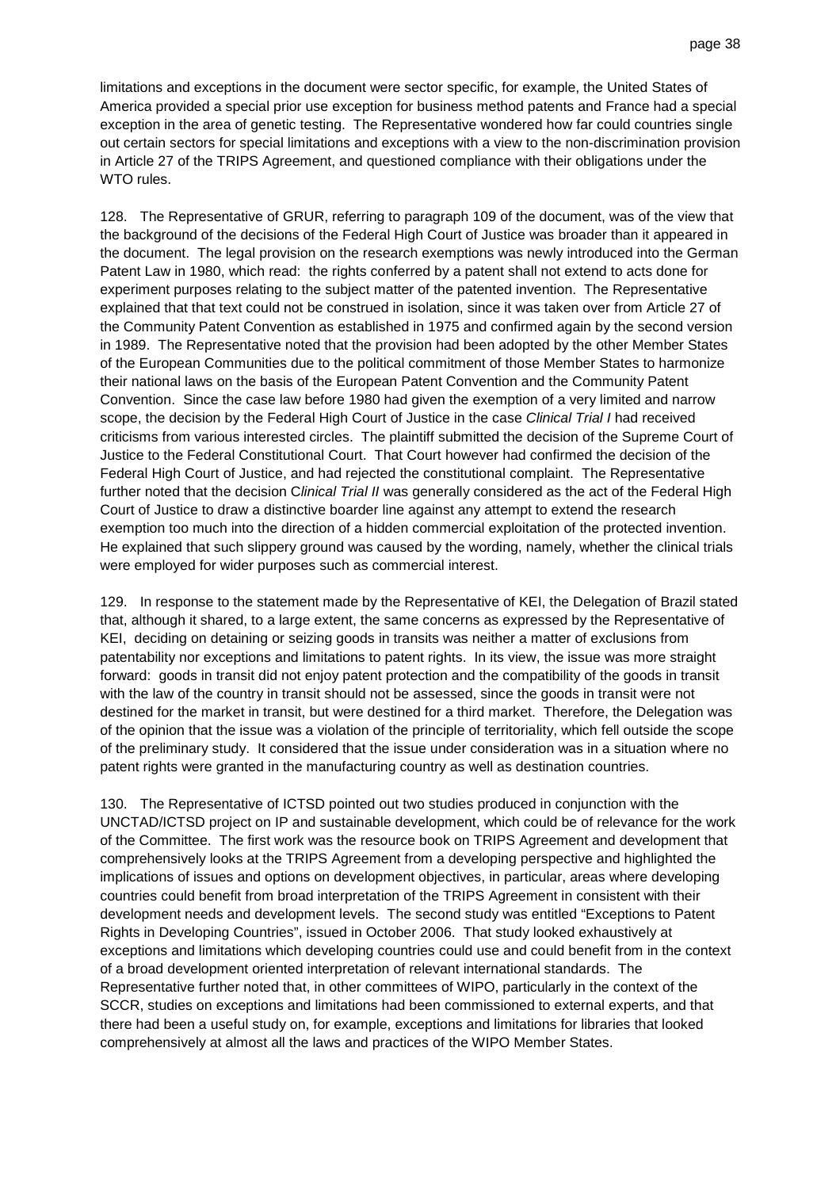limitations and exceptions in the document were sector specific, for example, the United States of America provided a special prior use exception for business method patents and France had a special exception in the area of genetic testing. The Representative wondered how far could countries single out certain sectors for special limitations and exceptions with a view to the non-discrimination provision in Article 27 of the TRIPS Agreement, and questioned compliance with their obligations under the WTO rules.

128. The Representative of GRUR, referring to paragraph 109 of the document, was of the view that the background of the decisions of the Federal High Court of Justice was broader than it appeared in the document. The legal provision on the research exemptions was newly introduced into the German Patent Law in 1980, which read: the rights conferred by a patent shall not extend to acts done for experiment purposes relating to the subject matter of the patented invention. The Representative explained that that text could not be construed in isolation, since it was taken over from Article 27 of the Community Patent Convention as established in 1975 and confirmed again by the second version in 1989. The Representative noted that the provision had been adopted by the other Member States of the European Communities due to the political commitment of those Member States to harmonize their national laws on the basis of the European Patent Convention and the Community Patent Convention. Since the case law before 1980 had given the exemption of a very limited and narrow scope, the decision by the Federal High Court of Justice in the case *Clinical Trial I* had received criticisms from various interested circles. The plaintiff submitted the decision of the Supreme Court of Justice to the Federal Constitutional Court. That Court however had confirmed the decision of the Federal High Court of Justice, and had rejected the constitutional complaint. The Representative further noted that the decision C*linical Trial II* was generally considered as the act of the Federal High Court of Justice to draw a distinctive boarder line against any attempt to extend the research exemption too much into the direction of a hidden commercial exploitation of the protected invention. He explained that such slippery ground was caused by the wording, namely, whether the clinical trials were employed for wider purposes such as commercial interest.

129. In response to the statement made by the Representative of KEI, the Delegation of Brazil stated that, although it shared, to a large extent, the same concerns as expressed by the Representative of KEI, deciding on detaining or seizing goods in transits was neither a matter of exclusions from patentability nor exceptions and limitations to patent rights. In its view, the issue was more straight forward: goods in transit did not enjoy patent protection and the compatibility of the goods in transit with the law of the country in transit should not be assessed, since the goods in transit were not destined for the market in transit, but were destined for a third market. Therefore, the Delegation was of the opinion that the issue was a violation of the principle of territoriality, which fell outside the scope of the preliminary study. It considered that the issue under consideration was in a situation where no patent rights were granted in the manufacturing country as well as destination countries.

130. The Representative of ICTSD pointed out two studies produced in conjunction with the UNCTAD/ICTSD project on IP and sustainable development, which could be of relevance for the work of the Committee. The first work was the resource book on TRIPS Agreement and development that comprehensively looks at the TRIPS Agreement from a developing perspective and highlighted the implications of issues and options on development objectives, in particular, areas where developing countries could benefit from broad interpretation of the TRIPS Agreement in consistent with their development needs and development levels. The second study was entitled "Exceptions to Patent Rights in Developing Countries", issued in October 2006. That study looked exhaustively at exceptions and limitations which developing countries could use and could benefit from in the context of a broad development oriented interpretation of relevant international standards. The Representative further noted that, in other committees of WIPO, particularly in the context of the SCCR, studies on exceptions and limitations had been commissioned to external experts, and that there had been a useful study on, for example, exceptions and limitations for libraries that looked comprehensively at almost all the laws and practices of the WIPO Member States.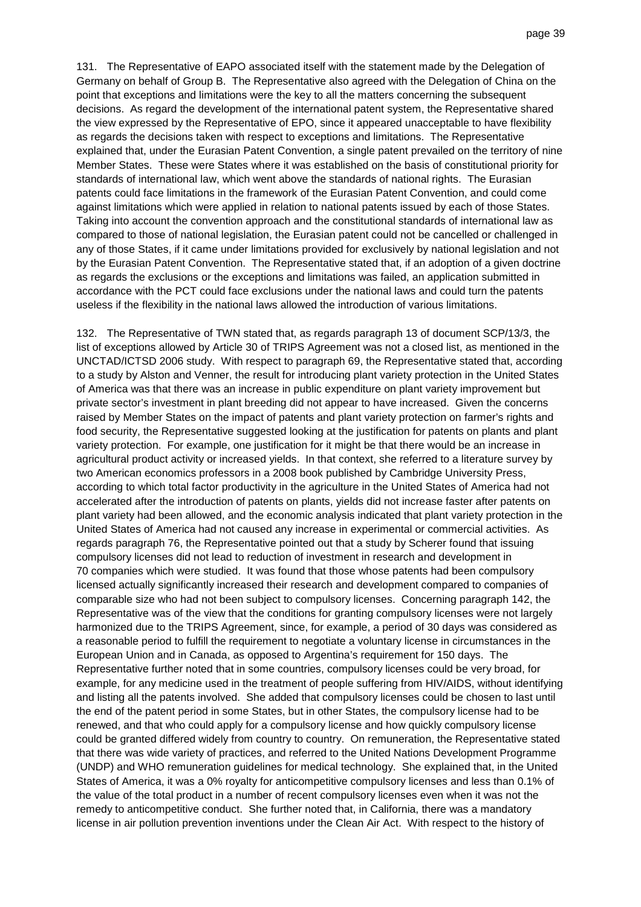131. The Representative of EAPO associated itself with the statement made by the Delegation of Germany on behalf of Group B. The Representative also agreed with the Delegation of China on the point that exceptions and limitations were the key to all the matters concerning the subsequent decisions. As regard the development of the international patent system, the Representative shared the view expressed by the Representative of EPO, since it appeared unacceptable to have flexibility as regards the decisions taken with respect to exceptions and limitations. The Representative explained that, under the Eurasian Patent Convention, a single patent prevailed on the territory of nine Member States. These were States where it was established on the basis of constitutional priority for standards of international law, which went above the standards of national rights. The Eurasian patents could face limitations in the framework of the Eurasian Patent Convention, and could come against limitations which were applied in relation to national patents issued by each of those States. Taking into account the convention approach and the constitutional standards of international law as compared to those of national legislation, the Eurasian patent could not be cancelled or challenged in any of those States, if it came under limitations provided for exclusively by national legislation and not by the Eurasian Patent Convention. The Representative stated that, if an adoption of a given doctrine as regards the exclusions or the exceptions and limitations was failed, an application submitted in accordance with the PCT could face exclusions under the national laws and could turn the patents useless if the flexibility in the national laws allowed the introduction of various limitations.

132. The Representative of TWN stated that, as regards paragraph 13 of document SCP/13/3, the list of exceptions allowed by Article 30 of TRIPS Agreement was not a closed list, as mentioned in the UNCTAD/ICTSD 2006 study. With respect to paragraph 69, the Representative stated that, according to a study by Alston and Venner, the result for introducing plant variety protection in the United States of America was that there was an increase in public expenditure on plant variety improvement but private sector's investment in plant breeding did not appear to have increased. Given the concerns raised by Member States on the impact of patents and plant variety protection on farmer's rights and food security, the Representative suggested looking at the justification for patents on plants and plant variety protection. For example, one justification for it might be that there would be an increase in agricultural product activity or increased yields. In that context, she referred to a literature survey by two American economics professors in a 2008 book published by Cambridge University Press, according to which total factor productivity in the agriculture in the United States of America had not accelerated after the introduction of patents on plants, yields did not increase faster after patents on plant variety had been allowed, and the economic analysis indicated that plant variety protection in the United States of America had not caused any increase in experimental or commercial activities. As regards paragraph 76, the Representative pointed out that a study by Scherer found that issuing compulsory licenses did not lead to reduction of investment in research and development in 70 companies which were studied. It was found that those whose patents had been compulsory licensed actually significantly increased their research and development compared to companies of comparable size who had not been subject to compulsory licenses. Concerning paragraph 142, the Representative was of the view that the conditions for granting compulsory licenses were not largely harmonized due to the TRIPS Agreement, since, for example, a period of 30 days was considered as a reasonable period to fulfill the requirement to negotiate a voluntary license in circumstances in the European Union and in Canada, as opposed to Argentina's requirement for 150 days. The Representative further noted that in some countries, compulsory licenses could be very broad, for example, for any medicine used in the treatment of people suffering from HIV/AIDS, without identifying and listing all the patents involved. She added that compulsory licenses could be chosen to last until the end of the patent period in some States, but in other States, the compulsory license had to be renewed, and that who could apply for a compulsory license and how quickly compulsory license could be granted differed widely from country to country. On remuneration, the Representative stated that there was wide variety of practices, and referred to the United Nations Development Programme (UNDP) and WHO remuneration guidelines for medical technology. She explained that, in the United States of America, it was a 0% royalty for anticompetitive compulsory licenses and less than 0.1% of the value of the total product in a number of recent compulsory licenses even when it was not the remedy to anticompetitive conduct. She further noted that, in California, there was a mandatory license in air pollution prevention inventions under the Clean Air Act. With respect to the history of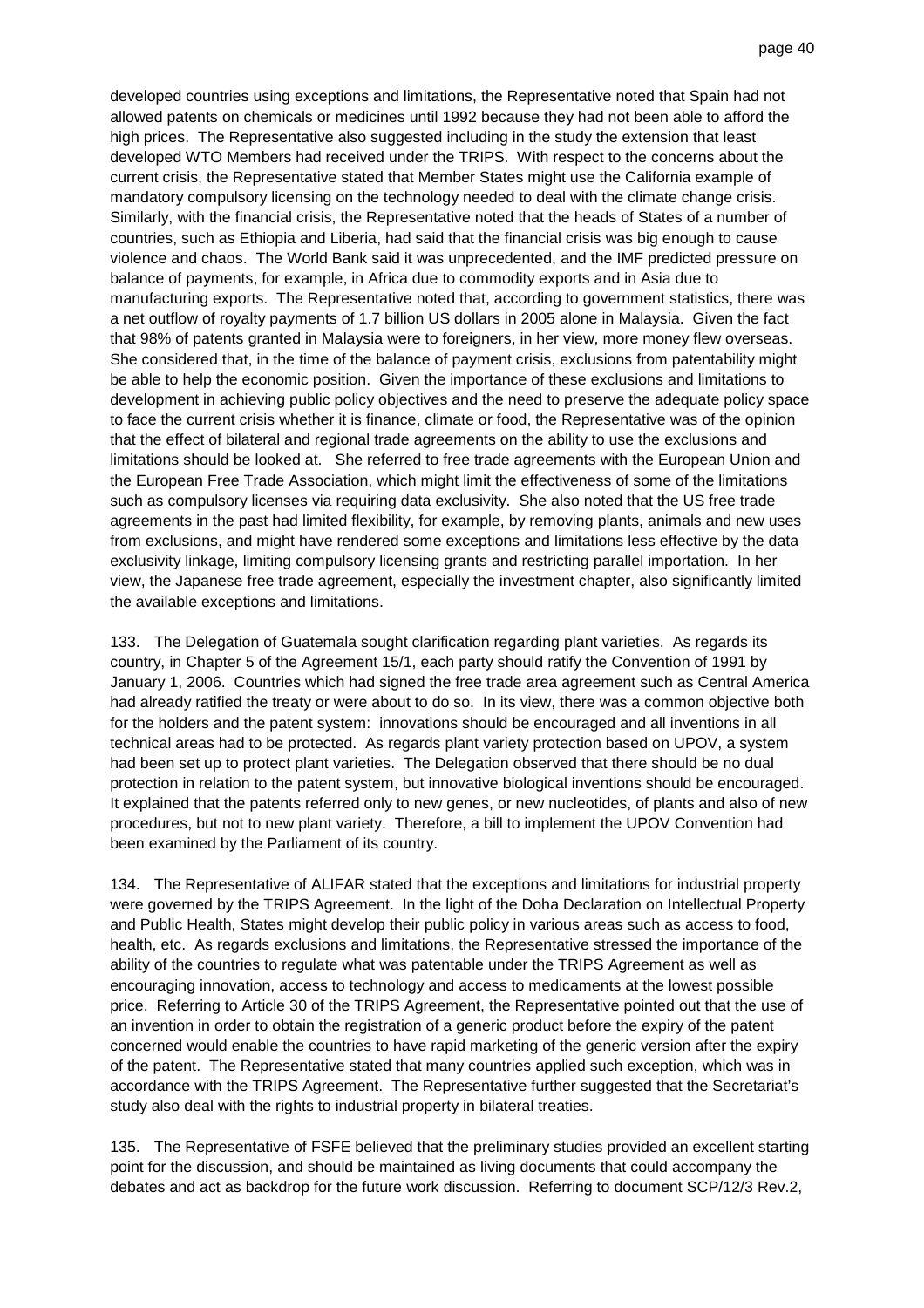developed countries using exceptions and limitations, the Representative noted that Spain had not allowed patents on chemicals or medicines until 1992 because they had not been able to afford the high prices. The Representative also suggested including in the study the extension that least developed WTO Members had received under the TRIPS. With respect to the concerns about the current crisis, the Representative stated that Member States might use the California example of mandatory compulsory licensing on the technology needed to deal with the climate change crisis. Similarly, with the financial crisis, the Representative noted that the heads of States of a number of countries, such as Ethiopia and Liberia, had said that the financial crisis was big enough to cause violence and chaos. The World Bank said it was unprecedented, and the IMF predicted pressure on balance of payments, for example, in Africa due to commodity exports and in Asia due to manufacturing exports. The Representative noted that, according to government statistics, there was a net outflow of royalty payments of 1.7 billion US dollars in 2005 alone in Malaysia. Given the fact that 98% of patents granted in Malaysia were to foreigners, in her view, more money flew overseas. She considered that, in the time of the balance of payment crisis, exclusions from patentability might be able to help the economic position. Given the importance of these exclusions and limitations to development in achieving public policy objectives and the need to preserve the adequate policy space to face the current crisis whether it is finance, climate or food, the Representative was of the opinion that the effect of bilateral and regional trade agreements on the ability to use the exclusions and limitations should be looked at. She referred to free trade agreements with the European Union and the European Free Trade Association, which might limit the effectiveness of some of the limitations such as compulsory licenses via requiring data exclusivity. She also noted that the US free trade agreements in the past had limited flexibility, for example, by removing plants, animals and new uses from exclusions, and might have rendered some exceptions and limitations less effective by the data exclusivity linkage, limiting compulsory licensing grants and restricting parallel importation. In her view, the Japanese free trade agreement, especially the investment chapter, also significantly limited the available exceptions and limitations.

133. The Delegation of Guatemala sought clarification regarding plant varieties. As regards its country, in Chapter 5 of the Agreement 15/1, each party should ratify the Convention of 1991 by January 1, 2006. Countries which had signed the free trade area agreement such as Central America had already ratified the treaty or were about to do so. In its view, there was a common objective both for the holders and the patent system: innovations should be encouraged and all inventions in all technical areas had to be protected. As regards plant variety protection based on UPOV, a system had been set up to protect plant varieties. The Delegation observed that there should be no dual protection in relation to the patent system, but innovative biological inventions should be encouraged. It explained that the patents referred only to new genes, or new nucleotides, of plants and also of new procedures, but not to new plant variety. Therefore, a bill to implement the UPOV Convention had been examined by the Parliament of its country.

134. The Representative of ALIFAR stated that the exceptions and limitations for industrial property were governed by the TRIPS Agreement. In the light of the Doha Declaration on Intellectual Property and Public Health, States might develop their public policy in various areas such as access to food, health, etc. As regards exclusions and limitations, the Representative stressed the importance of the ability of the countries to regulate what was patentable under the TRIPS Agreement as well as encouraging innovation, access to technology and access to medicaments at the lowest possible price. Referring to Article 30 of the TRIPS Agreement, the Representative pointed out that the use of an invention in order to obtain the registration of a generic product before the expiry of the patent concerned would enable the countries to have rapid marketing of the generic version after the expiry of the patent. The Representative stated that many countries applied such exception, which was in accordance with the TRIPS Agreement. The Representative further suggested that the Secretariat's study also deal with the rights to industrial property in bilateral treaties.

135. The Representative of FSFE believed that the preliminary studies provided an excellent starting point for the discussion, and should be maintained as living documents that could accompany the debates and act as backdrop for the future work discussion. Referring to document SCP/12/3 Rev.2,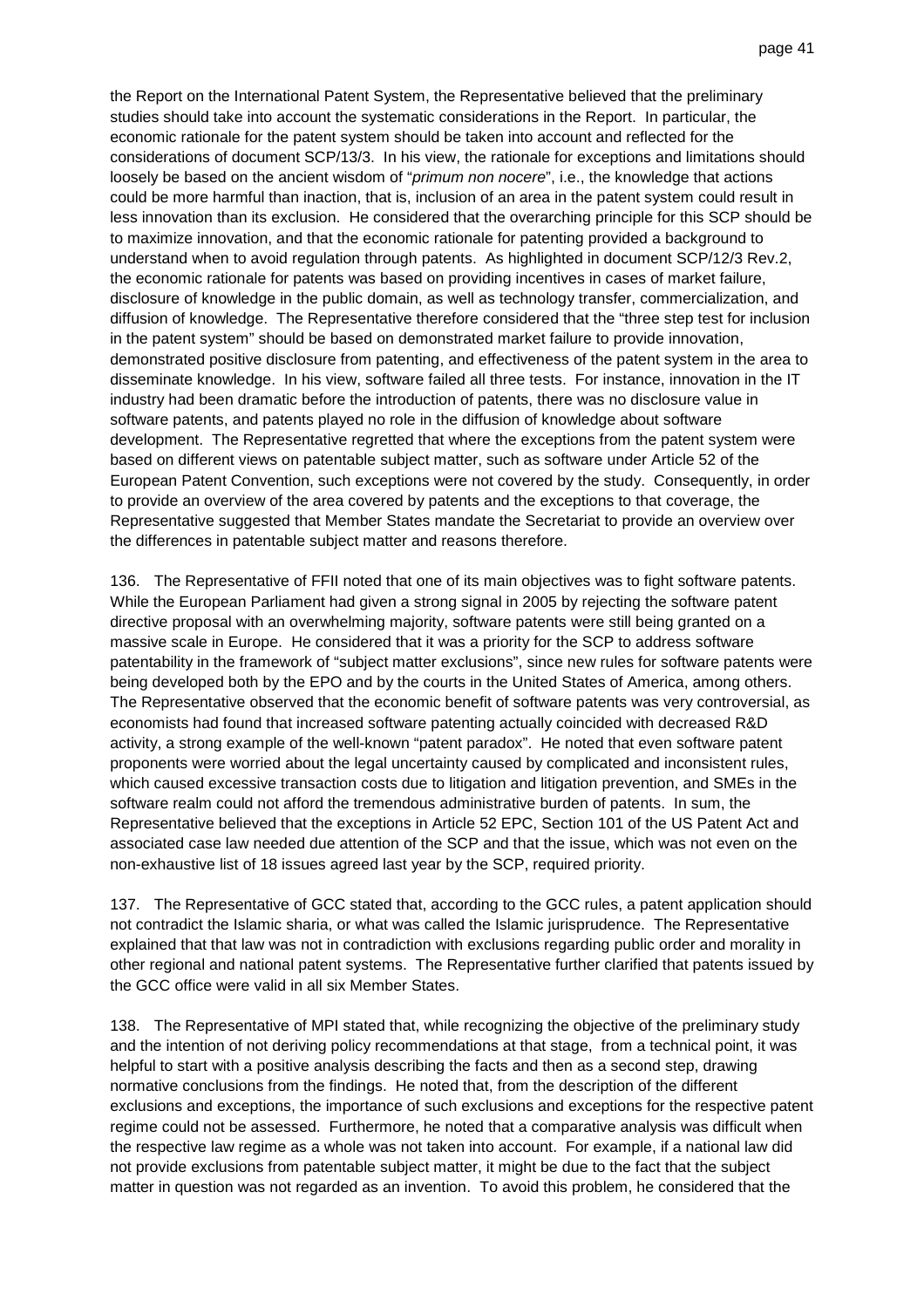the Report on the International Patent System, the Representative believed that the preliminary studies should take into account the systematic considerations in the Report. In particular, the economic rationale for the patent system should be taken into account and reflected for the considerations of document SCP/13/3. In his view, the rationale for exceptions and limitations should loosely be based on the ancient wisdom of "*primum non nocere*", i.e., the knowledge that actions could be more harmful than inaction, that is, inclusion of an area in the patent system could result in less innovation than its exclusion. He considered that the overarching principle for this SCP should be to maximize innovation, and that the economic rationale for patenting provided a background to understand when to avoid regulation through patents. As highlighted in document SCP/12/3 Rev.2, the economic rationale for patents was based on providing incentives in cases of market failure, disclosure of knowledge in the public domain, as well as technology transfer, commercialization, and diffusion of knowledge. The Representative therefore considered that the "three step test for inclusion in the patent system" should be based on demonstrated market failure to provide innovation, demonstrated positive disclosure from patenting, and effectiveness of the patent system in the area to disseminate knowledge. In his view, software failed all three tests. For instance, innovation in the IT industry had been dramatic before the introduction of patents, there was no disclosure value in software patents, and patents played no role in the diffusion of knowledge about software development. The Representative regretted that where the exceptions from the patent system were based on different views on patentable subject matter, such as software under Article 52 of the European Patent Convention, such exceptions were not covered by the study. Consequently, in order to provide an overview of the area covered by patents and the exceptions to that coverage, the Representative suggested that Member States mandate the Secretariat to provide an overview over the differences in patentable subject matter and reasons therefore.

136. The Representative of FFII noted that one of its main objectives was to fight software patents. While the European Parliament had given a strong signal in 2005 by rejecting the software patent directive proposal with an overwhelming majority, software patents were still being granted on a massive scale in Europe. He considered that it was a priority for the SCP to address software patentability in the framework of "subject matter exclusions", since new rules for software patents were being developed both by the EPO and by the courts in the United States of America, among others. The Representative observed that the economic benefit of software patents was very controversial, as economists had found that increased software patenting actually coincided with decreased R&D activity, a strong example of the well-known "patent paradox". He noted that even software patent proponents were worried about the legal uncertainty caused by complicated and inconsistent rules, which caused excessive transaction costs due to litigation and litigation prevention, and SMEs in the software realm could not afford the tremendous administrative burden of patents. In sum, the Representative believed that the exceptions in Article 52 EPC, Section 101 of the US Patent Act and associated case law needed due attention of the SCP and that the issue, which was not even on the non-exhaustive list of 18 issues agreed last year by the SCP, required priority.

137. The Representative of GCC stated that, according to the GCC rules, a patent application should not contradict the Islamic sharia, or what was called the Islamic jurisprudence. The Representative explained that that law was not in contradiction with exclusions regarding public order and morality in other regional and national patent systems. The Representative further clarified that patents issued by the GCC office were valid in all six Member States.

138. The Representative of MPI stated that, while recognizing the objective of the preliminary study and the intention of not deriving policy recommendations at that stage, from a technical point, it was helpful to start with a positive analysis describing the facts and then as a second step, drawing normative conclusions from the findings. He noted that, from the description of the different exclusions and exceptions, the importance of such exclusions and exceptions for the respective patent regime could not be assessed. Furthermore, he noted that a comparative analysis was difficult when the respective law regime as a whole was not taken into account. For example, if a national law did not provide exclusions from patentable subject matter, it might be due to the fact that the subject matter in question was not regarded as an invention. To avoid this problem, he considered that the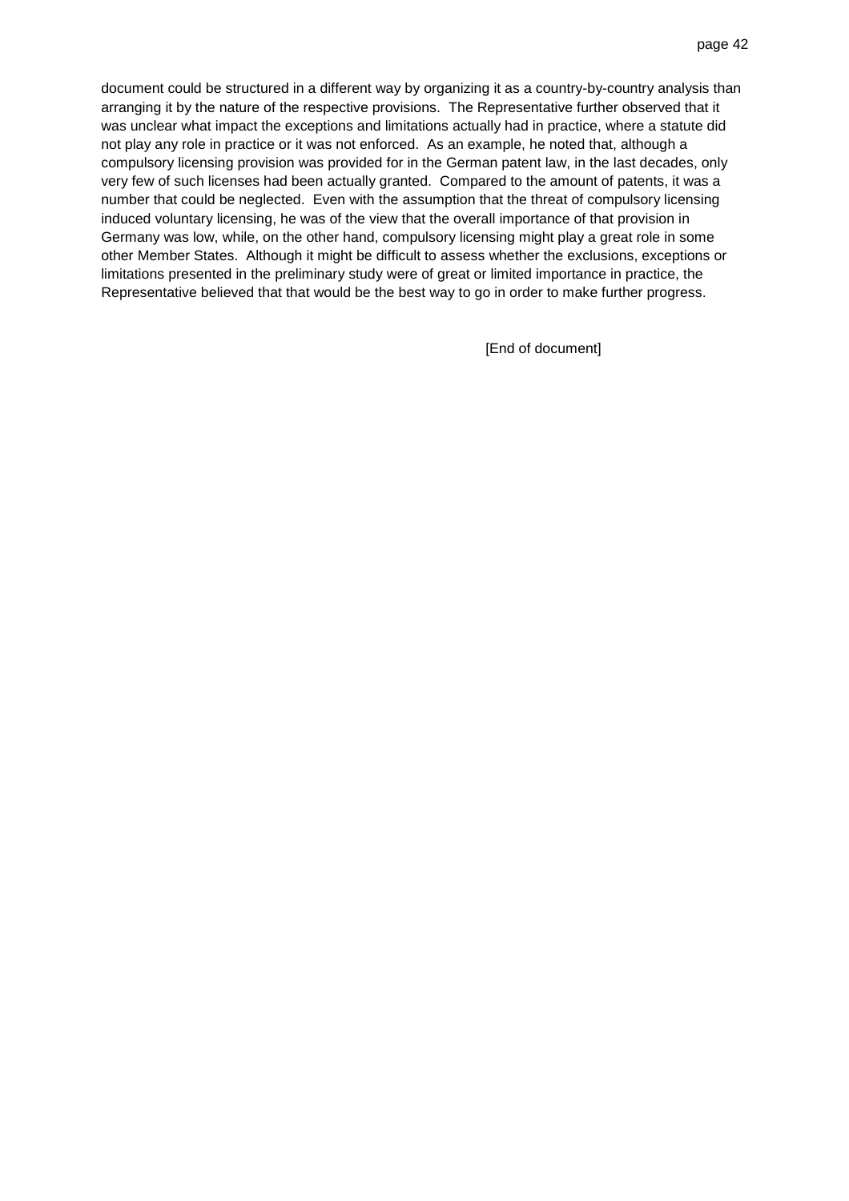document could be structured in a different way by organizing it as a country-by-country analysis than arranging it by the nature of the respective provisions. The Representative further observed that it was unclear what impact the exceptions and limitations actually had in practice, where a statute did not play any role in practice or it was not enforced. As an example, he noted that, although a compulsory licensing provision was provided for in the German patent law, in the last decades, only very few of such licenses had been actually granted. Compared to the amount of patents, it was a number that could be neglected. Even with the assumption that the threat of compulsory licensing induced voluntary licensing, he was of the view that the overall importance of that provision in Germany was low, while, on the other hand, compulsory licensing might play a great role in some other Member States. Although it might be difficult to assess whether the exclusions, exceptions or limitations presented in the preliminary study were of great or limited importance in practice, the Representative believed that that would be the best way to go in order to make further progress.

[End of document]